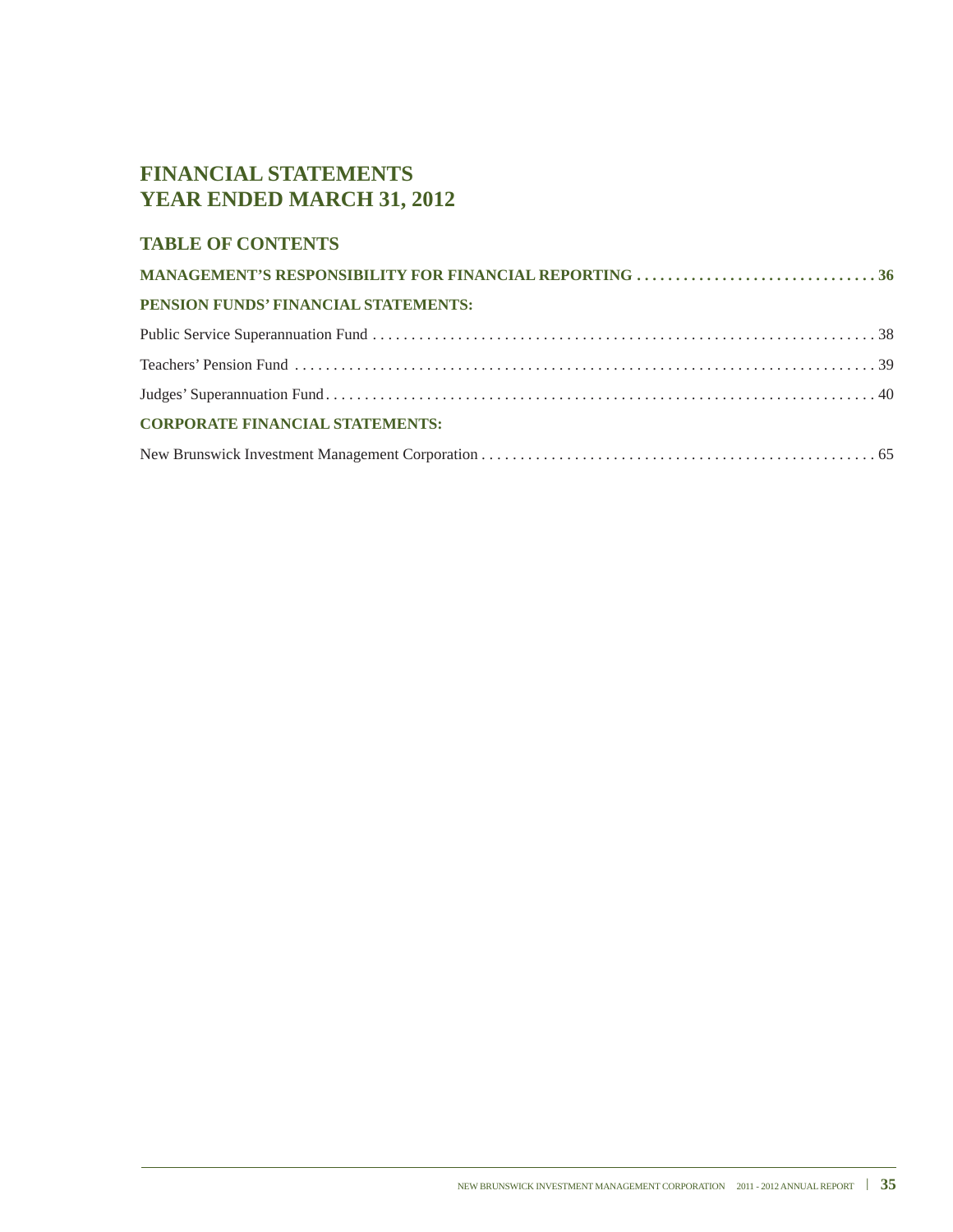# FINANCIAL STATEMENTS
# YEAR ENDED MARCH 31, 2012

## TABLE OF CONTENTS

**MANAGEMENT'S RESPONSIBILITY FOR FINANCIAL REPORTING . . . . . . . . . . . . . . . . . . . . . . . . . . . . . . 36**

**PENSION FUNDS' FINANCIAL STATEMENTS:**

Public Service Superannuation Fund . . . . . . . . . . . . . . . . . . . . . . . . . . . . . . . . . . . . . . . . . . . . . . . . . . . . . . . . . . . . . . . 38

Teachers' Pension Fund . . . . . . . . . . . . . . . . . . . . . . . . . . . . . . . . . . . . . . . . . . . . . . . . . . . . . . . . . . . . . . . . . . . . . . . . . 39

Judges' Superannuation Fund. . . . . . . . . . . . . . . . . . . . . . . . . . . . . . . . . . . . . . . . . . . . . . . . . . . . . . . . . . . . . . . . . . . . . . 40

**CORPORATE FINANCIAL STATEMENTS:**

New Brunswick Investment Management Corporation . . . . . . . . . . . . . . . . . . . . . . . . . . . . . . . . . . . . . . . . . . . . . . . . . . 65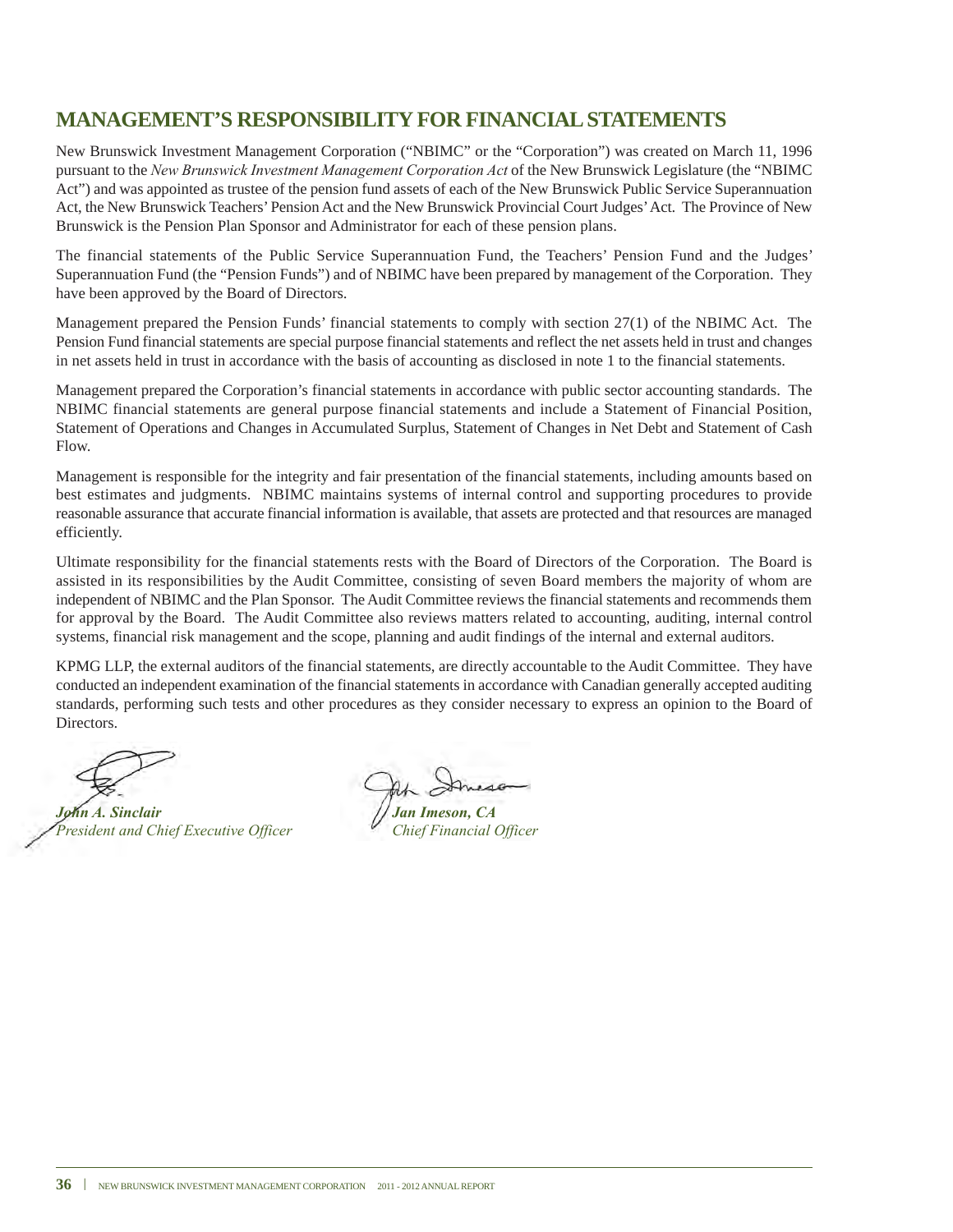# MANAGEMENT'S RESPONSIBILITY FOR FINANCIAL STATEMENTS

New Brunswick Investment Management Corporation ("NBIMC" or the "Corporation") was created on March 11, 1996 pursuant to the *New Brunswick Investment Management Corporation Act* of the New Brunswick Legislature (the "NBIMC Act") and was appointed as trustee of the pension fund assets of each of the New Brunswick Public Service Superannuation Act, the New Brunswick Teachers' Pension Act and the New Brunswick Provincial Court Judges' Act. The Province of New Brunswick is the Pension Plan Sponsor and Administrator for each of these pension plans.

The financial statements of the Public Service Superannuation Fund, the Teachers' Pension Fund and the Judges' Superannuation Fund (the "Pension Funds") and of NBIMC have been prepared by management of the Corporation. They have been approved by the Board of Directors.

Management prepared the Pension Funds' financial statements to comply with section 27(1) of the NBIMC Act. The Pension Fund financial statements are special purpose financial statements and reflect the net assets held in trust and changes in net assets held in trust in accordance with the basis of accounting as disclosed in note 1 to the financial statements.

Management prepared the Corporation's financial statements in accordance with public sector accounting standards. The NBIMC financial statements are general purpose financial statements and include a Statement of Financial Position, Statement of Operations and Changes in Accumulated Surplus, Statement of Changes in Net Debt and Statement of Cash Flow.

Management is responsible for the integrity and fair presentation of the financial statements, including amounts based on best estimates and judgments. NBIMC maintains systems of internal control and supporting procedures to provide reasonable assurance that accurate financial information is available, that assets are protected and that resources are managed efficiently.

Ultimate responsibility for the financial statements rests with the Board of Directors of the Corporation. The Board is assisted in its responsibilities by the Audit Committee, consisting of seven Board members the majority of whom are independent of NBIMC and the Plan Sponsor. The Audit Committee reviews the financial statements and recommends them for approval by the Board. The Audit Committee also reviews matters related to accounting, auditing, internal control systems, financial risk management and the scope, planning and audit findings of the internal and external auditors.

KPMG LLP, the external auditors of the financial statements, are directly accountable to the Audit Committee. They have conducted an independent examination of the financial statements in accordance with Canadian generally accepted auditing standards, performing such tests and other procedures as they consider necessary to express an opinion to the Board of Directors.

***John A. Sinclair***
*President and Chief Executive Officer*

***Jan Imeson, CA***
*Chief Financial Officer*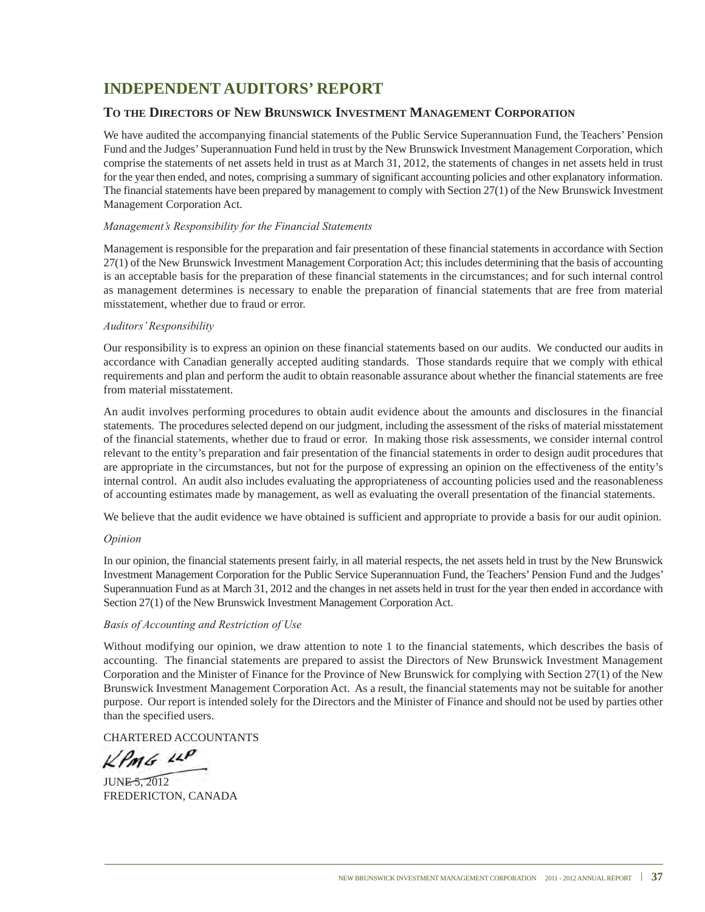# INDEPENDENT AUDITORS' REPORT

## To the Directors of New Brunswick Investment Management Corporation

We have audited the accompanying financial statements of the Public Service Superannuation Fund, the Teachers' Pension Fund and the Judges' Superannuation Fund held in trust by the New Brunswick Investment Management Corporation, which comprise the statements of net assets held in trust as at March 31, 2012, the statements of changes in net assets held in trust for the year then ended, and notes, comprising a summary of significant accounting policies and other explanatory information. The financial statements have been prepared by management to comply with Section 27(1) of the New Brunswick Investment Management Corporation Act.

*Management's Responsibility for the Financial Statements*

Management is responsible for the preparation and fair presentation of these financial statements in accordance with Section 27(1) of the New Brunswick Investment Management Corporation Act; this includes determining that the basis of accounting is an acceptable basis for the preparation of these financial statements in the circumstances; and for such internal control as management determines is necessary to enable the preparation of financial statements that are free from material misstatement, whether due to fraud or error.

*Auditors' Responsibility*

Our responsibility is to express an opinion on these financial statements based on our audits. We conducted our audits in accordance with Canadian generally accepted auditing standards. Those standards require that we comply with ethical requirements and plan and perform the audit to obtain reasonable assurance about whether the financial statements are free from material misstatement.

An audit involves performing procedures to obtain audit evidence about the amounts and disclosures in the financial statements. The procedures selected depend on our judgment, including the assessment of the risks of material misstatement of the financial statements, whether due to fraud or error. In making those risk assessments, we consider internal control relevant to the entity's preparation and fair presentation of the financial statements in order to design audit procedures that are appropriate in the circumstances, but not for the purpose of expressing an opinion on the effectiveness of the entity's internal control. An audit also includes evaluating the appropriateness of accounting policies used and the reasonableness of accounting estimates made by management, as well as evaluating the overall presentation of the financial statements.

We believe that the audit evidence we have obtained is sufficient and appropriate to provide a basis for our audit opinion.

*Opinion*

In our opinion, the financial statements present fairly, in all material respects, the net assets held in trust by the New Brunswick Investment Management Corporation for the Public Service Superannuation Fund, the Teachers' Pension Fund and the Judges' Superannuation Fund as at March 31, 2012 and the changes in net assets held in trust for the year then ended in accordance with Section 27(1) of the New Brunswick Investment Management Corporation Act.

*Basis of Accounting and Restriction of Use*

Without modifying our opinion, we draw attention to note 1 to the financial statements, which describes the basis of accounting. The financial statements are prepared to assist the Directors of New Brunswick Investment Management Corporation and the Minister of Finance for the Province of New Brunswick for complying with Section 27(1) of the New Brunswick Investment Management Corporation Act. As a result, the financial statements may not be suitable for another purpose. Our report is intended solely for the Directors and the Minister of Finance and should not be used by parties other than the specified users.

CHARTERED ACCOUNTANTS

KPMG LLP

JUNE 5, 2012
FREDERICTON, CANADA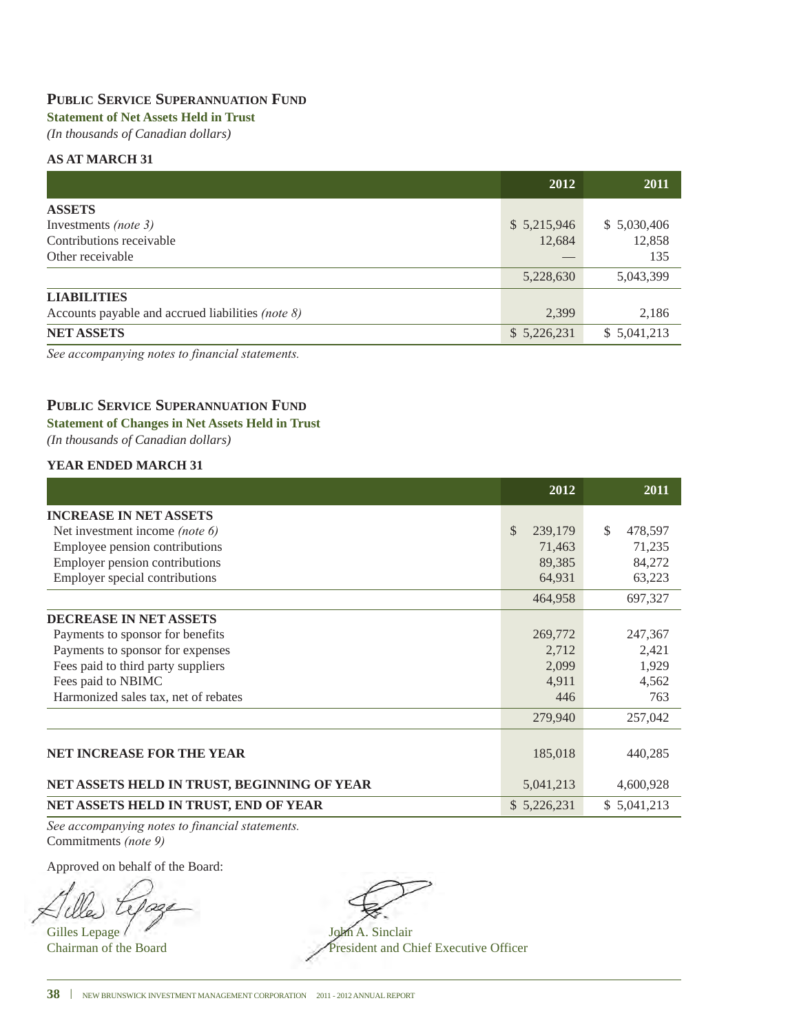## Public Service Superannuation Fund

**Statement of Net Assets Held in Trust**

*(In thousands of Canadian dollars)*

**AS AT MARCH 31**

| | 2012 | 2011 |
|---|---|---|
| **ASSETS** | | |
| Investments *(note 3)* | $ 5,215,946 | $ 5,030,406 |
| Contributions receivable | 12,684 | 12,858 |
| Other receivable | — | 135 |
| | 5,228,630 | 5,043,399 |
| **LIABILITIES** | | |
| Accounts payable and accrued liabilities *(note 8)* | 2,399 | 2,186 |
| **NET ASSETS** | $ 5,226,231 | $ 5,041,213 |

*See accompanying notes to financial statements.*

## Public Service Superannuation Fund

**Statement of Changes in Net Assets Held in Trust**

*(In thousands of Canadian dollars)*

**YEAR ENDED MARCH 31**

| | 2012 | 2011 |
|---|---|---|
| **INCREASE IN NET ASSETS** | | |
| Net investment income *(note 6)* | $ 239,179 | $ 478,597 |
| Employee pension contributions | 71,463 | 71,235 |
| Employer pension contributions | 89,385 | 84,272 |
| Employer special contributions | 64,931 | 63,223 |
| | 464,958 | 697,327 |
| **DECREASE IN NET ASSETS** | | |
| Payments to sponsor for benefits | 269,772 | 247,367 |
| Payments to sponsor for expenses | 2,712 | 2,421 |
| Fees paid to third party suppliers | 2,099 | 1,929 |
| Fees paid to NBIMC | 4,911 | 4,562 |
| Harmonized sales tax, net of rebates | 446 | 763 |
| | 279,940 | 257,042 |
| **NET INCREASE FOR THE YEAR** | 185,018 | 440,285 |
| **NET ASSETS HELD IN TRUST, BEGINNING OF YEAR** | 5,041,213 | 4,600,928 |
| **NET ASSETS HELD IN TRUST, END OF YEAR** | $ 5,226,231 | $ 5,041,213 |

*See accompanying notes to financial statements.*

Commitments *(note 9)*

Approved on behalf of the Board:

Gilles Lepage
Chairman of the Board

John A. Sinclair
President and Chief Executive Officer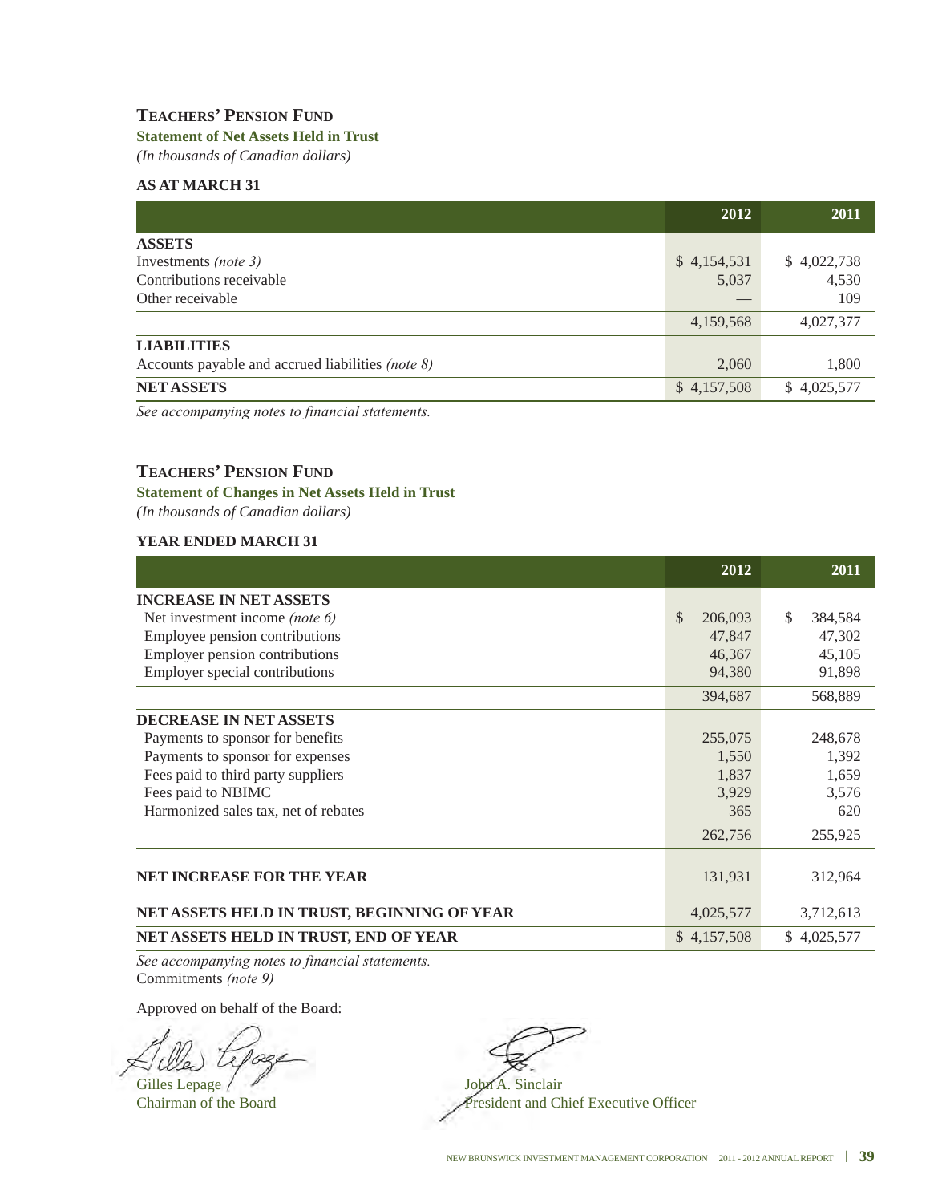## Teachers' Pension Fund

**Statement of Net Assets Held in Trust**

*(In thousands of Canadian dollars)*

**AS AT MARCH 31**

| | 2012 | 2011 |
|---|---|---|
| **ASSETS** | | |
| Investments *(note 3)* | $ 4,154,531 | $ 4,022,738 |
| Contributions receivable | 5,037 | 4,530 |
| Other receivable | — | 109 |
| | 4,159,568 | 4,027,377 |
| **LIABILITIES** | | |
| Accounts payable and accrued liabilities *(note 8)* | 2,060 | 1,800 |
| **NET ASSETS** | $ 4,157,508 | $ 4,025,577 |

*See accompanying notes to financial statements.*

## Teachers' Pension Fund

**Statement of Changes in Net Assets Held in Trust**

*(In thousands of Canadian dollars)*

**YEAR ENDED MARCH 31**

| | 2012 | 2011 |
|---|---|---|
| **INCREASE IN NET ASSETS** | | |
| Net investment income *(note 6)* | $ 206,093 | $ 384,584 |
| Employee pension contributions | 47,847 | 47,302 |
| Employer pension contributions | 46,367 | 45,105 |
| Employer special contributions | 94,380 | 91,898 |
| | 394,687 | 568,889 |
| **DECREASE IN NET ASSETS** | | |
| Payments to sponsor for benefits | 255,075 | 248,678 |
| Payments to sponsor for expenses | 1,550 | 1,392 |
| Fees paid to third party suppliers | 1,837 | 1,659 |
| Fees paid to NBIMC | 3,929 | 3,576 |
| Harmonized sales tax, net of rebates | 365 | 620 |
| | 262,756 | 255,925 |
| **NET INCREASE FOR THE YEAR** | 131,931 | 312,964 |
| **NET ASSETS HELD IN TRUST, BEGINNING OF YEAR** | 4,025,577 | 3,712,613 |
| **NET ASSETS HELD IN TRUST, END OF YEAR** | $ 4,157,508 | $ 4,025,577 |

*See accompanying notes to financial statements.*

Commitments *(note 9)*

Approved on behalf of the Board:

Gilles Lepage
Chairman of the Board

John A. Sinclair
President and Chief Executive Officer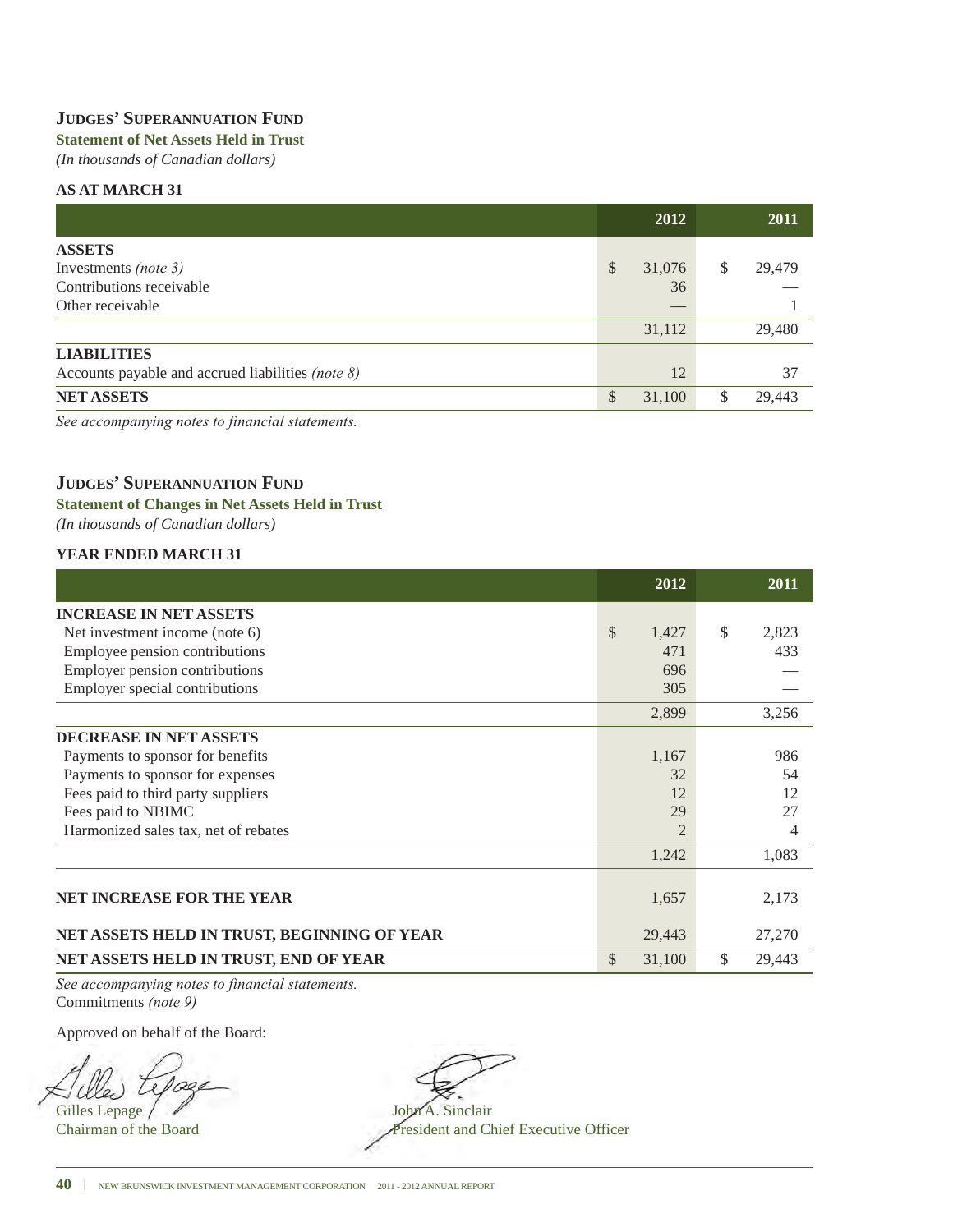## Judges' Superannuation Fund

**Statement of Net Assets Held in Trust**

*(In thousands of Canadian dollars)*

**AS AT MARCH 31**

| | 2012 | 2011 |
|---|---|---|
| **ASSETS** | | |
| Investments *(note 3)* | $ 31,076 | $ 29,479 |
| Contributions receivable | 36 | — |
| Other receivable | — | 1 |
| | 31,112 | 29,480 |
| **LIABILITIES** | | |
| Accounts payable and accrued liabilities *(note 8)* | 12 | 37 |
| **NET ASSETS** | $ 31,100 | $ 29,443 |

*See accompanying notes to financial statements.*

## Judges' Superannuation Fund

**Statement of Changes in Net Assets Held in Trust**

*(In thousands of Canadian dollars)*

**YEAR ENDED MARCH 31**

| | 2012 | 2011 |
|---|---|---|
| **INCREASE IN NET ASSETS** | | |
| Net investment income (note 6) | $ 1,427 | $ 2,823 |
| Employee pension contributions | 471 | 433 |
| Employer pension contributions | 696 | — |
| Employer special contributions | 305 | — |
| | 2,899 | 3,256 |
| **DECREASE IN NET ASSETS** | | |
| Payments to sponsor for benefits | 1,167 | 986 |
| Payments to sponsor for expenses | 32 | 54 |
| Fees paid to third party suppliers | 12 | 12 |
| Fees paid to NBIMC | 29 | 27 |
| Harmonized sales tax, net of rebates | 2 | 4 |
| | 1,242 | 1,083 |
| **NET INCREASE FOR THE YEAR** | 1,657 | 2,173 |
| **NET ASSETS HELD IN TRUST, BEGINNING OF YEAR** | 29,443 | 27,270 |
| **NET ASSETS HELD IN TRUST, END OF YEAR** | $ 31,100 | $ 29,443 |

*See accompanying notes to financial statements.*

Commitments *(note 9)*

Approved on behalf of the Board:

Gilles Lepage
Chairman of the Board

John A. Sinclair
President and Chief Executive Officer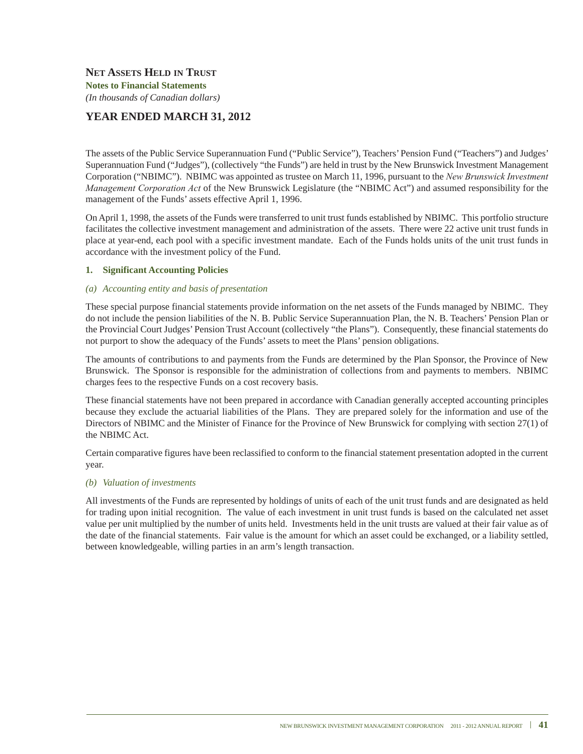## NET ASSETS HELD IN TRUST

**Notes to Financial Statements**

*(In thousands of Canadian dollars)*

## YEAR ENDED MARCH 31, 2012

The assets of the Public Service Superannuation Fund ("Public Service"), Teachers' Pension Fund ("Teachers") and Judges' Superannuation Fund ("Judges"), (collectively "the Funds") are held in trust by the New Brunswick Investment Management Corporation ("NBIMC"). NBIMC was appointed as trustee on March 11, 1996, pursuant to the *New Brunswick Investment Management Corporation Act* of the New Brunswick Legislature (the "NBIMC Act") and assumed responsibility for the management of the Funds' assets effective April 1, 1996.

On April 1, 1998, the assets of the Funds were transferred to unit trust funds established by NBIMC. This portfolio structure facilitates the collective investment management and administration of the assets. There were 22 active unit trust funds in place at year-end, each pool with a specific investment mandate. Each of the Funds holds units of the unit trust funds in accordance with the investment policy of the Fund.

### 1. Significant Accounting Policies

*(a) Accounting entity and basis of presentation*

These special purpose financial statements provide information on the net assets of the Funds managed by NBIMC. They do not include the pension liabilities of the N. B. Public Service Superannuation Plan, the N. B. Teachers' Pension Plan or the Provincial Court Judges' Pension Trust Account (collectively "the Plans"). Consequently, these financial statements do not purport to show the adequacy of the Funds' assets to meet the Plans' pension obligations.

The amounts of contributions to and payments from the Funds are determined by the Plan Sponsor, the Province of New Brunswick. The Sponsor is responsible for the administration of collections from and payments to members. NBIMC charges fees to the respective Funds on a cost recovery basis.

These financial statements have not been prepared in accordance with Canadian generally accepted accounting principles because they exclude the actuarial liabilities of the Plans. They are prepared solely for the information and use of the Directors of NBIMC and the Minister of Finance for the Province of New Brunswick for complying with section 27(1) of the NBIMC Act.

Certain comparative figures have been reclassified to conform to the financial statement presentation adopted in the current year.

*(b) Valuation of investments*

All investments of the Funds are represented by holdings of units of each of the unit trust funds and are designated as held for trading upon initial recognition. The value of each investment in unit trust funds is based on the calculated net asset value per unit multiplied by the number of units held. Investments held in the unit trusts are valued at their fair value as of the date of the financial statements. Fair value is the amount for which an asset could be exchanged, or a liability settled, between knowledgeable, willing parties in an arm's length transaction.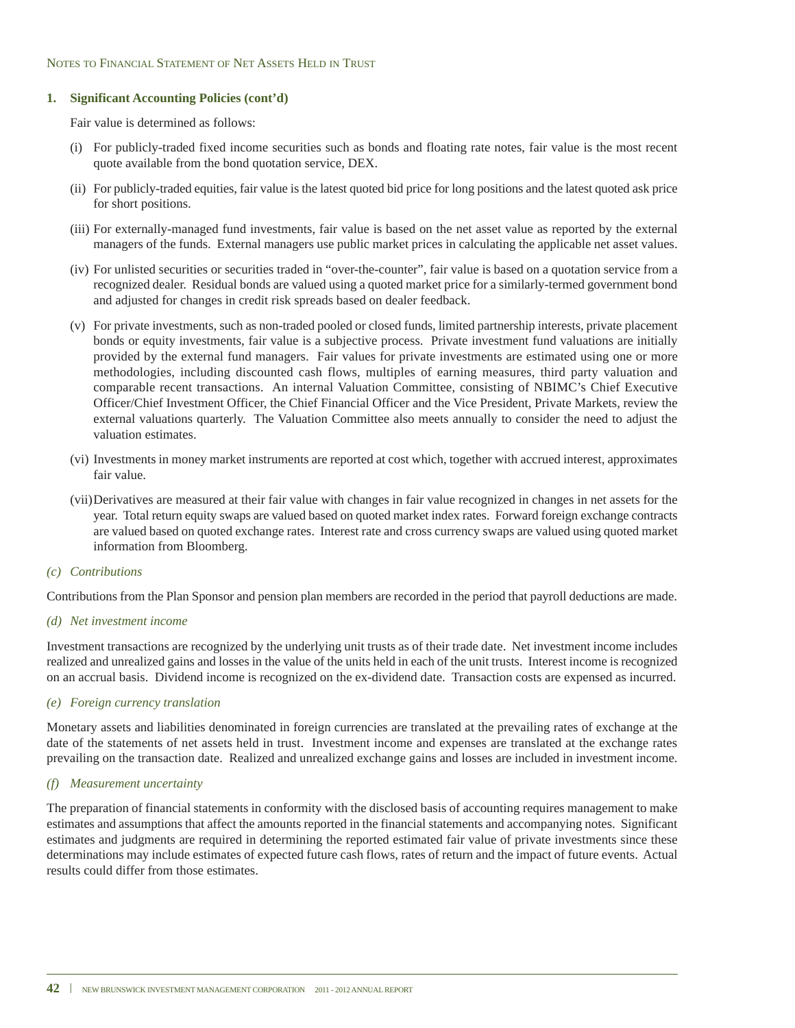## 1. Significant Accounting Policies (cont'd)

Fair value is determined as follows:

(i) For publicly-traded fixed income securities such as bonds and floating rate notes, fair value is the most recent quote available from the bond quotation service, DEX.

(ii) For publicly-traded equities, fair value is the latest quoted bid price for long positions and the latest quoted ask price for short positions.

(iii) For externally-managed fund investments, fair value is based on the net asset value as reported by the external managers of the funds. External managers use public market prices in calculating the applicable net asset values.

(iv) For unlisted securities or securities traded in "over-the-counter", fair value is based on a quotation service from a recognized dealer. Residual bonds are valued using a quoted market price for a similarly-termed government bond and adjusted for changes in credit risk spreads based on dealer feedback.

(v) For private investments, such as non-traded pooled or closed funds, limited partnership interests, private placement bonds or equity investments, fair value is a subjective process. Private investment fund valuations are initially provided by the external fund managers. Fair values for private investments are estimated using one or more methodologies, including discounted cash flows, multiples of earning measures, third party valuation and comparable recent transactions. An internal Valuation Committee, consisting of NBIMC's Chief Executive Officer/Chief Investment Officer, the Chief Financial Officer and the Vice President, Private Markets, review the external valuations quarterly. The Valuation Committee also meets annually to consider the need to adjust the valuation estimates.

(vi) Investments in money market instruments are reported at cost which, together with accrued interest, approximates fair value.

(vii) Derivatives are measured at their fair value with changes in fair value recognized in changes in net assets for the year. Total return equity swaps are valued based on quoted market index rates. Forward foreign exchange contracts are valued based on quoted exchange rates. Interest rate and cross currency swaps are valued using quoted market information from Bloomberg.

### *(c) Contributions*

Contributions from the Plan Sponsor and pension plan members are recorded in the period that payroll deductions are made.

### *(d) Net investment income*

Investment transactions are recognized by the underlying unit trusts as of their trade date. Net investment income includes realized and unrealized gains and losses in the value of the units held in each of the unit trusts. Interest income is recognized on an accrual basis. Dividend income is recognized on the ex-dividend date. Transaction costs are expensed as incurred.

### *(e) Foreign currency translation*

Monetary assets and liabilities denominated in foreign currencies are translated at the prevailing rates of exchange at the date of the statements of net assets held in trust. Investment income and expenses are translated at the exchange rates prevailing on the transaction date. Realized and unrealized exchange gains and losses are included in investment income.

### *(f) Measurement uncertainty*

The preparation of financial statements in conformity with the disclosed basis of accounting requires management to make estimates and assumptions that affect the amounts reported in the financial statements and accompanying notes. Significant estimates and judgments are required in determining the reported estimated fair value of private investments since these determinations may include estimates of expected future cash flows, rates of return and the impact of future events. Actual results could differ from those estimates.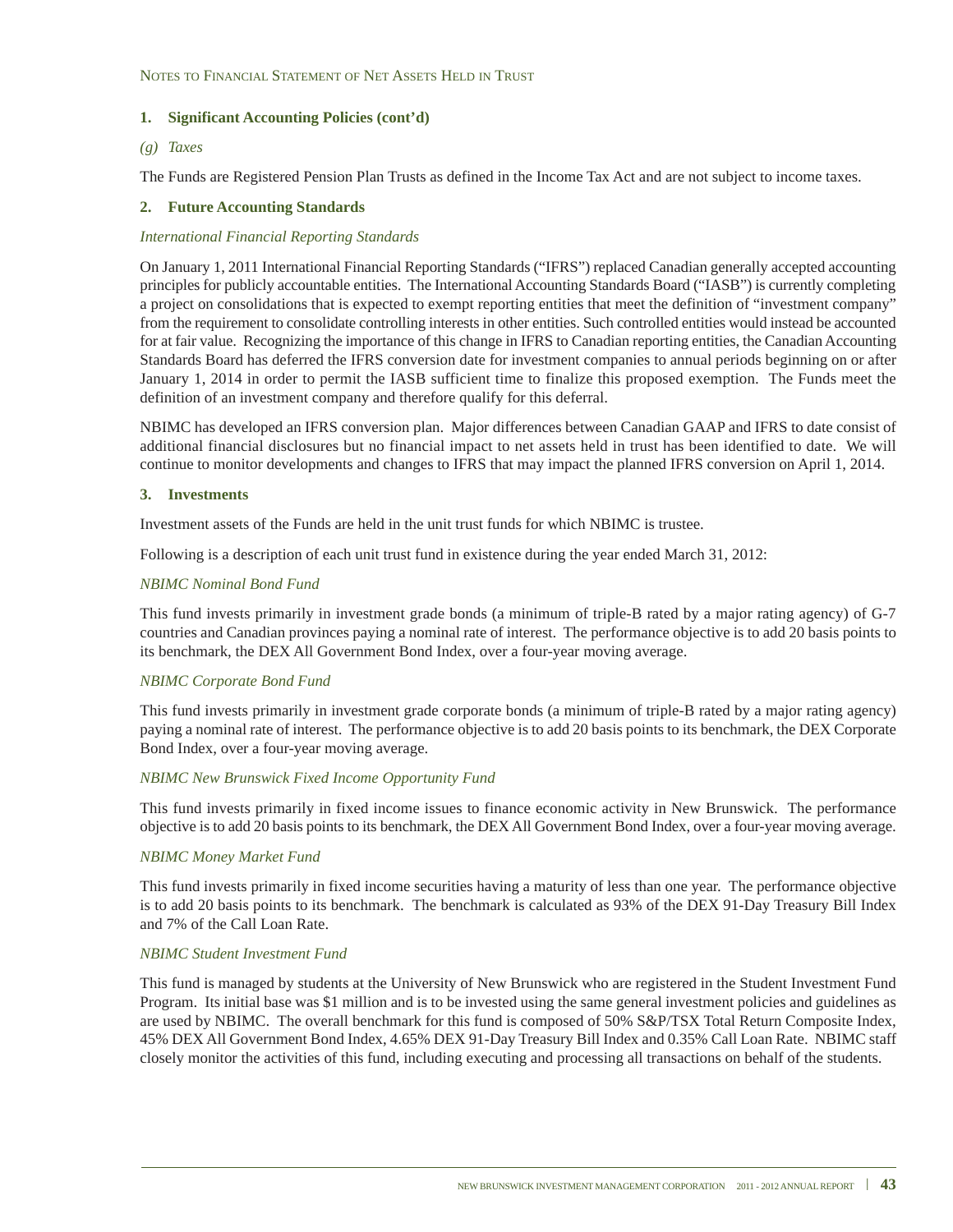## 1. Significant Accounting Policies (cont'd)

*(g) Taxes*

The Funds are Registered Pension Plan Trusts as defined in the Income Tax Act and are not subject to income taxes.

## 2. Future Accounting Standards

*International Financial Reporting Standards*

On January 1, 2011 International Financial Reporting Standards ("IFRS") replaced Canadian generally accepted accounting principles for publicly accountable entities. The International Accounting Standards Board ("IASB") is currently completing a project on consolidations that is expected to exempt reporting entities that meet the definition of "investment company" from the requirement to consolidate controlling interests in other entities. Such controlled entities would instead be accounted for at fair value. Recognizing the importance of this change in IFRS to Canadian reporting entities, the Canadian Accounting Standards Board has deferred the IFRS conversion date for investment companies to annual periods beginning on or after January 1, 2014 in order to permit the IASB sufficient time to finalize this proposed exemption. The Funds meet the definition of an investment company and therefore qualify for this deferral.

NBIMC has developed an IFRS conversion plan. Major differences between Canadian GAAP and IFRS to date consist of additional financial disclosures but no financial impact to net assets held in trust has been identified to date. We will continue to monitor developments and changes to IFRS that may impact the planned IFRS conversion on April 1, 2014.

## 3. Investments

Investment assets of the Funds are held in the unit trust funds for which NBIMC is trustee.

Following is a description of each unit trust fund in existence during the year ended March 31, 2012:

*NBIMC Nominal Bond Fund*

This fund invests primarily in investment grade bonds (a minimum of triple-B rated by a major rating agency) of G-7 countries and Canadian provinces paying a nominal rate of interest. The performance objective is to add 20 basis points to its benchmark, the DEX All Government Bond Index, over a four-year moving average.

*NBIMC Corporate Bond Fund*

This fund invests primarily in investment grade corporate bonds (a minimum of triple-B rated by a major rating agency) paying a nominal rate of interest. The performance objective is to add 20 basis points to its benchmark, the DEX Corporate Bond Index, over a four-year moving average.

*NBIMC New Brunswick Fixed Income Opportunity Fund*

This fund invests primarily in fixed income issues to finance economic activity in New Brunswick. The performance objective is to add 20 basis points to its benchmark, the DEX All Government Bond Index, over a four-year moving average.

*NBIMC Money Market Fund*

This fund invests primarily in fixed income securities having a maturity of less than one year. The performance objective is to add 20 basis points to its benchmark. The benchmark is calculated as 93% of the DEX 91-Day Treasury Bill Index and 7% of the Call Loan Rate.

*NBIMC Student Investment Fund*

This fund is managed by students at the University of New Brunswick who are registered in the Student Investment Fund Program. Its initial base was $1 million and is to be invested using the same general investment policies and guidelines as are used by NBIMC. The overall benchmark for this fund is composed of 50% S&P/TSX Total Return Composite Index, 45% DEX All Government Bond Index, 4.65% DEX 91-Day Treasury Bill Index and 0.35% Call Loan Rate. NBIMC staff closely monitor the activities of this fund, including executing and processing all transactions on behalf of the students.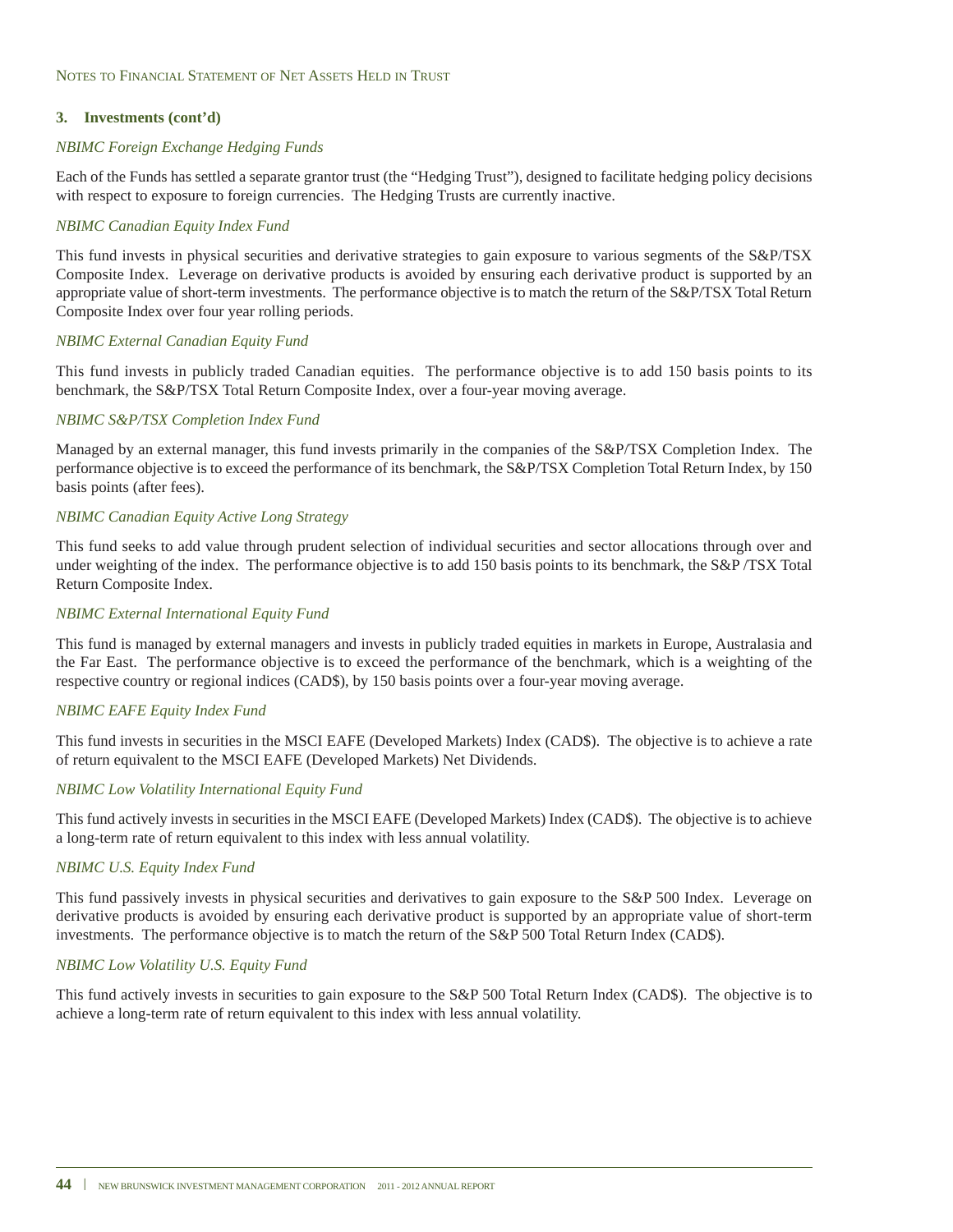### 3. Investments (cont'd)

*NBIMC Foreign Exchange Hedging Funds*

Each of the Funds has settled a separate grantor trust (the "Hedging Trust"), designed to facilitate hedging policy decisions with respect to exposure to foreign currencies. The Hedging Trusts are currently inactive.

*NBIMC Canadian Equity Index Fund*

This fund invests in physical securities and derivative strategies to gain exposure to various segments of the S&P/TSX Composite Index. Leverage on derivative products is avoided by ensuring each derivative product is supported by an appropriate value of short-term investments. The performance objective is to match the return of the S&P/TSX Total Return Composite Index over four year rolling periods.

*NBIMC External Canadian Equity Fund*

This fund invests in publicly traded Canadian equities. The performance objective is to add 150 basis points to its benchmark, the S&P/TSX Total Return Composite Index, over a four-year moving average.

*NBIMC S&P/TSX Completion Index Fund*

Managed by an external manager, this fund invests primarily in the companies of the S&P/TSX Completion Index. The performance objective is to exceed the performance of its benchmark, the S&P/TSX Completion Total Return Index, by 150 basis points (after fees).

*NBIMC Canadian Equity Active Long Strategy*

This fund seeks to add value through prudent selection of individual securities and sector allocations through over and under weighting of the index. The performance objective is to add 150 basis points to its benchmark, the S&P /TSX Total Return Composite Index.

*NBIMC External International Equity Fund*

This fund is managed by external managers and invests in publicly traded equities in markets in Europe, Australasia and the Far East. The performance objective is to exceed the performance of the benchmark, which is a weighting of the respective country or regional indices (CAD$), by 150 basis points over a four-year moving average.

*NBIMC EAFE Equity Index Fund*

This fund invests in securities in the MSCI EAFE (Developed Markets) Index (CAD$). The objective is to achieve a rate of return equivalent to the MSCI EAFE (Developed Markets) Net Dividends.

*NBIMC Low Volatility International Equity Fund*

This fund actively invests in securities in the MSCI EAFE (Developed Markets) Index (CAD$). The objective is to achieve a long-term rate of return equivalent to this index with less annual volatility.

*NBIMC U.S. Equity Index Fund*

This fund passively invests in physical securities and derivatives to gain exposure to the S&P 500 Index. Leverage on derivative products is avoided by ensuring each derivative product is supported by an appropriate value of short-term investments. The performance objective is to match the return of the S&P 500 Total Return Index (CAD$).

*NBIMC Low Volatility U.S. Equity Fund*

This fund actively invests in securities to gain exposure to the S&P 500 Total Return Index (CAD$). The objective is to achieve a long-term rate of return equivalent to this index with less annual volatility.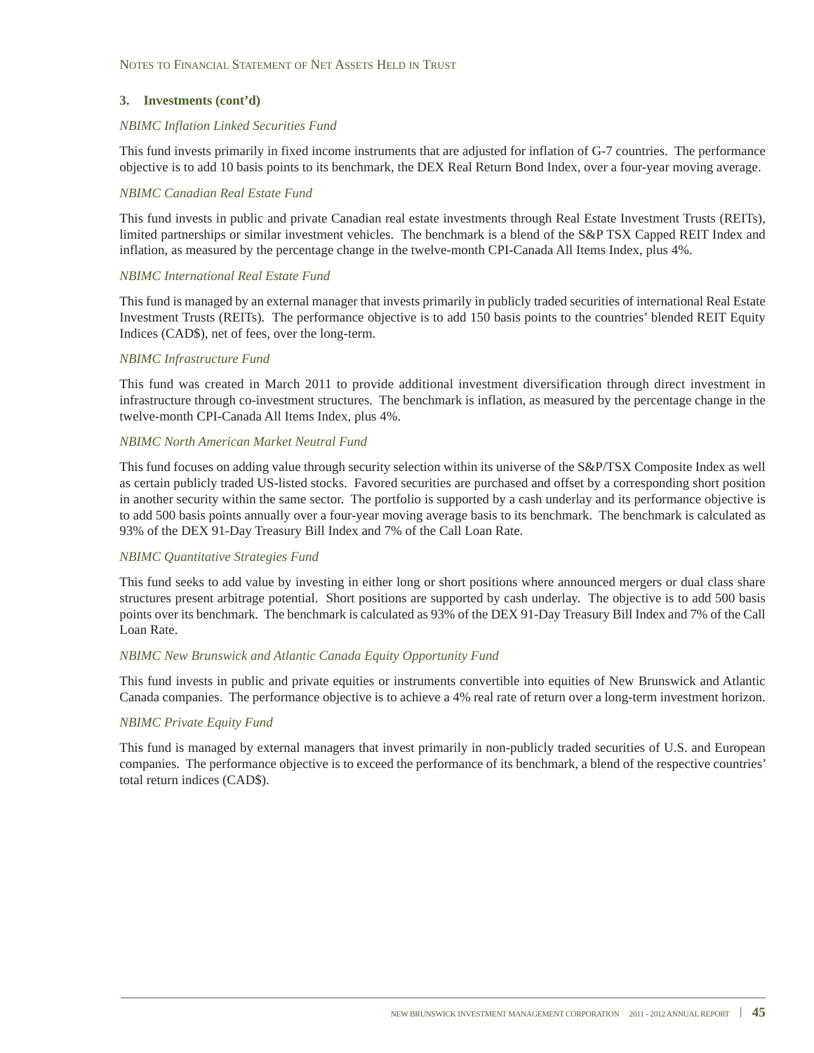### 3. Investments (cont'd)

*NBIMC Inflation Linked Securities Fund*

This fund invests primarily in fixed income instruments that are adjusted for inflation of G-7 countries. The performance objective is to add 10 basis points to its benchmark, the DEX Real Return Bond Index, over a four-year moving average.

*NBIMC Canadian Real Estate Fund*

This fund invests in public and private Canadian real estate investments through Real Estate Investment Trusts (REITs), limited partnerships or similar investment vehicles. The benchmark is a blend of the S&P TSX Capped REIT Index and inflation, as measured by the percentage change in the twelve-month CPI-Canada All Items Index, plus 4%.

*NBIMC International Real Estate Fund*

This fund is managed by an external manager that invests primarily in publicly traded securities of international Real Estate Investment Trusts (REITs). The performance objective is to add 150 basis points to the countries' blended REIT Equity Indices (CAD$), net of fees, over the long-term.

*NBIMC Infrastructure Fund*

This fund was created in March 2011 to provide additional investment diversification through direct investment in infrastructure through co-investment structures. The benchmark is inflation, as measured by the percentage change in the twelve-month CPI-Canada All Items Index, plus 4%.

*NBIMC North American Market Neutral Fund*

This fund focuses on adding value through security selection within its universe of the S&P/TSX Composite Index as well as certain publicly traded US-listed stocks. Favored securities are purchased and offset by a corresponding short position in another security within the same sector. The portfolio is supported by a cash underlay and its performance objective is to add 500 basis points annually over a four-year moving average basis to its benchmark. The benchmark is calculated as 93% of the DEX 91-Day Treasury Bill Index and 7% of the Call Loan Rate.

*NBIMC Quantitative Strategies Fund*

This fund seeks to add value by investing in either long or short positions where announced mergers or dual class share structures present arbitrage potential. Short positions are supported by cash underlay. The objective is to add 500 basis points over its benchmark. The benchmark is calculated as 93% of the DEX 91-Day Treasury Bill Index and 7% of the Call Loan Rate.

*NBIMC New Brunswick and Atlantic Canada Equity Opportunity Fund*

This fund invests in public and private equities or instruments convertible into equities of New Brunswick and Atlantic Canada companies. The performance objective is to achieve a 4% real rate of return over a long-term investment horizon.

*NBIMC Private Equity Fund*

This fund is managed by external managers that invest primarily in non-publicly traded securities of U.S. and European companies. The performance objective is to exceed the performance of its benchmark, a blend of the respective countries' total return indices (CAD$).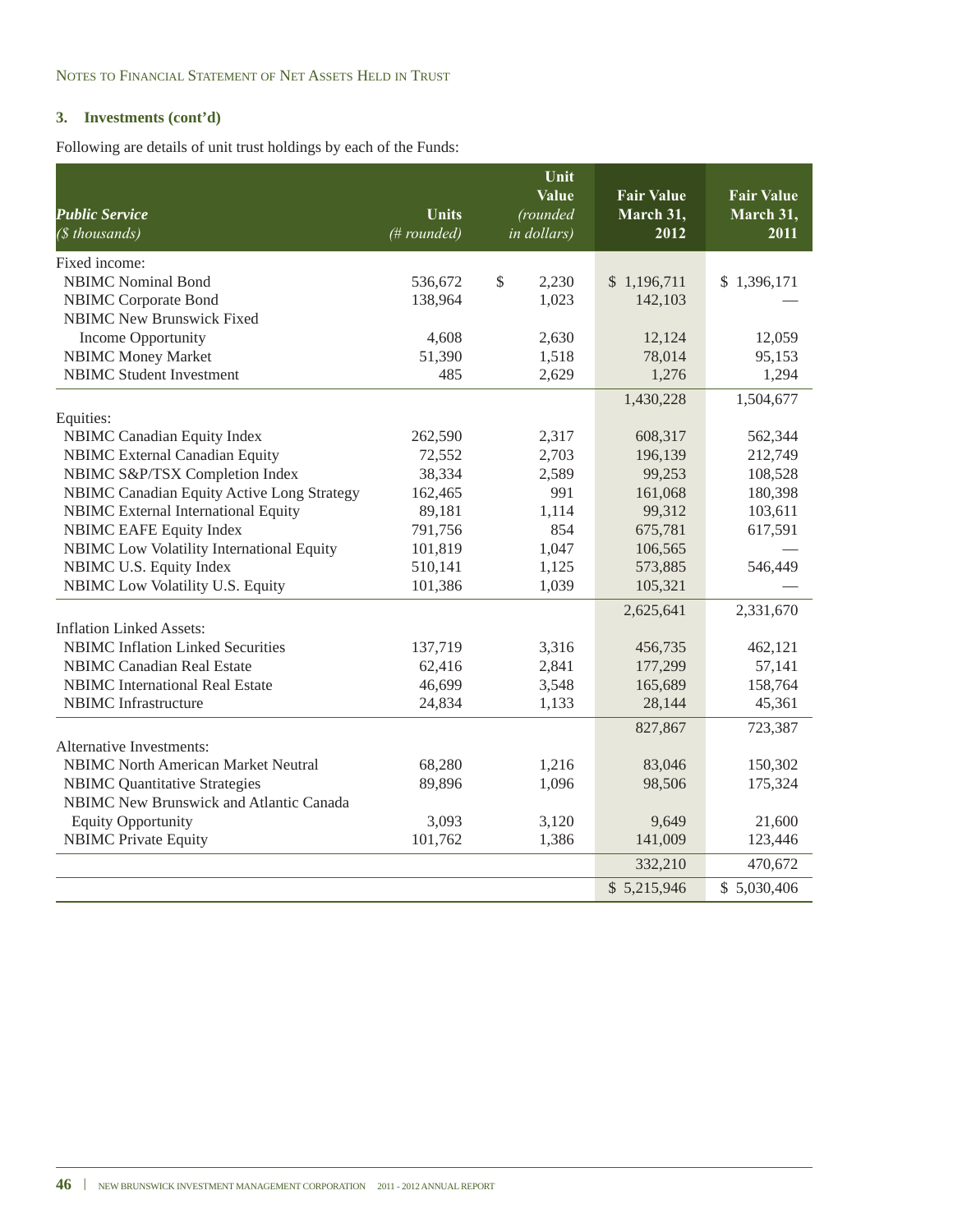Notes to Financial Statement of Net Assets Held in Trust

### 3. Investments (cont'd)

Following are details of unit trust holdings by each of the Funds:

| *Public Service* *($ thousands)* | Units *(# rounded)* | Unit Value *(rounded in dollars)* | Fair Value March 31, 2012 | Fair Value March 31, 2011 |
|---|---|---|---|---|
| Fixed income: | | | | |
| NBIMC Nominal Bond | 536,672 | $ 2,230 | $ 1,196,711 | $ 1,396,171 |
| NBIMC Corporate Bond | 138,964 | 1,023 | 142,103 | — |
| NBIMC New Brunswick Fixed Income Opportunity | 4,608 | 2,630 | 12,124 | 12,059 |
| NBIMC Money Market | 51,390 | 1,518 | 78,014 | 95,153 |
| NBIMC Student Investment | 485 | 2,629 | 1,276 | 1,294 |
| | | | 1,430,228 | 1,504,677 |
| Equities: | | | | |
| NBIMC Canadian Equity Index | 262,590 | 2,317 | 608,317 | 562,344 |
| NBIMC External Canadian Equity | 72,552 | 2,703 | 196,139 | 212,749 |
| NBIMC S&P/TSX Completion Index | 38,334 | 2,589 | 99,253 | 108,528 |
| NBIMC Canadian Equity Active Long Strategy | 162,465 | 991 | 161,068 | 180,398 |
| NBIMC External International Equity | 89,181 | 1,114 | 99,312 | 103,611 |
| NBIMC EAFE Equity Index | 791,756 | 854 | 675,781 | 617,591 |
| NBIMC Low Volatility International Equity | 101,819 | 1,047 | 106,565 | — |
| NBIMC U.S. Equity Index | 510,141 | 1,125 | 573,885 | 546,449 |
| NBIMC Low Volatility U.S. Equity | 101,386 | 1,039 | 105,321 | — |
| | | | 2,625,641 | 2,331,670 |
| Inflation Linked Assets: | | | | |
| NBIMC Inflation Linked Securities | 137,719 | 3,316 | 456,735 | 462,121 |
| NBIMC Canadian Real Estate | 62,416 | 2,841 | 177,299 | 57,141 |
| NBIMC International Real Estate | 46,699 | 3,548 | 165,689 | 158,764 |
| NBIMC Infrastructure | 24,834 | 1,133 | 28,144 | 45,361 |
| | | | 827,867 | 723,387 |
| Alternative Investments: | | | | |
| NBIMC North American Market Neutral | 68,280 | 1,216 | 83,046 | 150,302 |
| NBIMC Quantitative Strategies | 89,896 | 1,096 | 98,506 | 175,324 |
| NBIMC New Brunswick and Atlantic Canada Equity Opportunity | 3,093 | 3,120 | 9,649 | 21,600 |
| NBIMC Private Equity | 101,762 | 1,386 | 141,009 | 123,446 |
| | | | 332,210 | 470,672 |
| | | | $ 5,215,946 | $ 5,030,406 |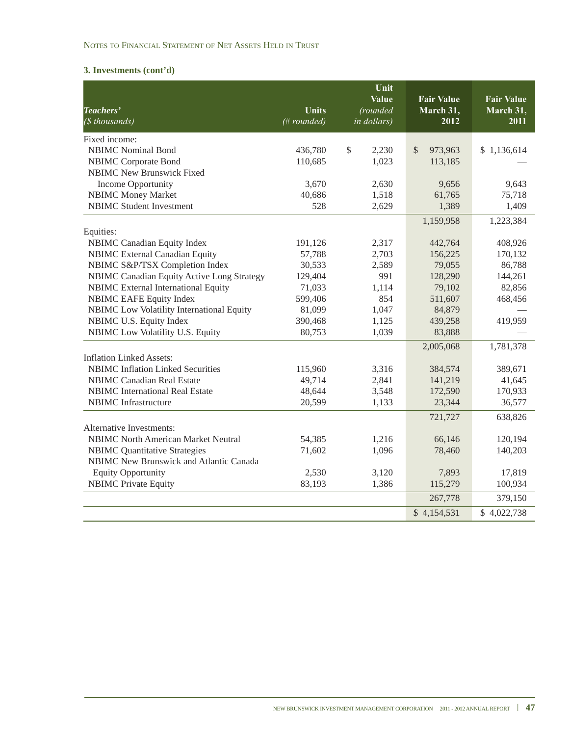NOTES TO FINANCIAL STATEMENT OF NET ASSETS HELD IN TRUST

### 3. Investments (cont'd)

| *Teachers'* *($ thousands)* | Units *(# rounded)* | Unit Value *(rounded in dollars)* | Fair Value March 31, 2012 | Fair Value March 31, 2011 |
|---|---|---|---|---|
| Fixed income: | | | | |
| NBIMC Nominal Bond | 436,780 | $ 2,230 | $ 973,963 | $ 1,136,614 |
| NBIMC Corporate Bond | 110,685 | 1,023 | 113,185 | — |
| NBIMC New Brunswick Fixed Income Opportunity | 3,670 | 2,630 | 9,656 | 9,643 |
| NBIMC Money Market | 40,686 | 1,518 | 61,765 | 75,718 |
| NBIMC Student Investment | 528 | 2,629 | 1,389 | 1,409 |
| | | | 1,159,958 | 1,223,384 |
| Equities: | | | | |
| NBIMC Canadian Equity Index | 191,126 | 2,317 | 442,764 | 408,926 |
| NBIMC External Canadian Equity | 57,788 | 2,703 | 156,225 | 170,132 |
| NBIMC S&P/TSX Completion Index | 30,533 | 2,589 | 79,055 | 86,788 |
| NBIMC Canadian Equity Active Long Strategy | 129,404 | 991 | 128,290 | 144,261 |
| NBIMC External International Equity | 71,033 | 1,114 | 79,102 | 82,856 |
| NBIMC EAFE Equity Index | 599,406 | 854 | 511,607 | 468,456 |
| NBIMC Low Volatility International Equity | 81,099 | 1,047 | 84,879 | — |
| NBIMC U.S. Equity Index | 390,468 | 1,125 | 439,258 | 419,959 |
| NBIMC Low Volatility U.S. Equity | 80,753 | 1,039 | 83,888 | — |
| | | | 2,005,068 | 1,781,378 |
| Inflation Linked Assets: | | | | |
| NBIMC Inflation Linked Securities | 115,960 | 3,316 | 384,574 | 389,671 |
| NBIMC Canadian Real Estate | 49,714 | 2,841 | 141,219 | 41,645 |
| NBIMC International Real Estate | 48,644 | 3,548 | 172,590 | 170,933 |
| NBIMC Infrastructure | 20,599 | 1,133 | 23,344 | 36,577 |
| | | | 721,727 | 638,826 |
| Alternative Investments: | | | | |
| NBIMC North American Market Neutral | 54,385 | 1,216 | 66,146 | 120,194 |
| NBIMC Quantitative Strategies | 71,602 | 1,096 | 78,460 | 140,203 |
| NBIMC New Brunswick and Atlantic Canada Equity Opportunity | 2,530 | 3,120 | 7,893 | 17,819 |
| NBIMC Private Equity | 83,193 | 1,386 | 115,279 | 100,934 |
| | | | 267,778 | 379,150 |
| | | | $ 4,154,531 | $ 4,022,738 |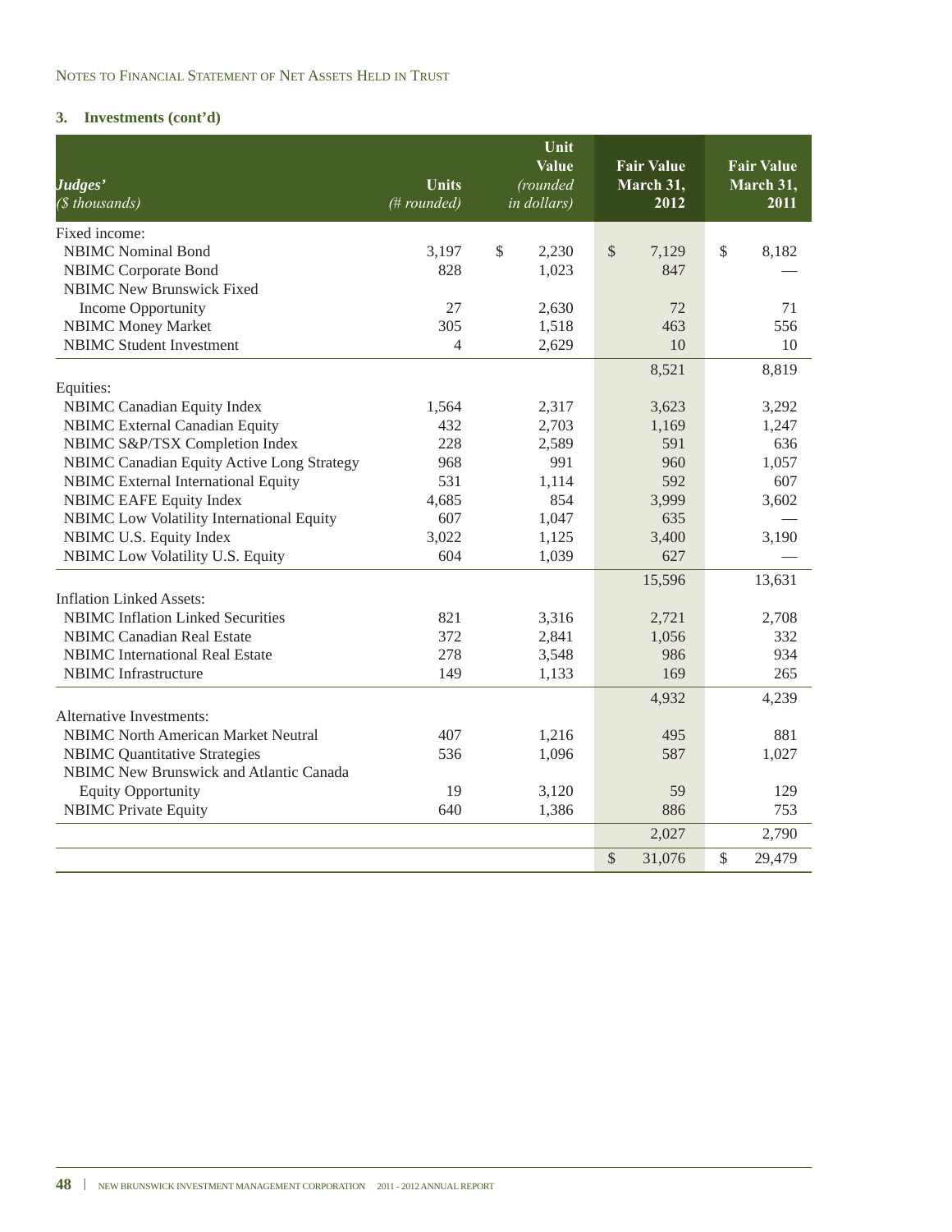Notes to Financial Statement of Net Assets Held in Trust

### 3. Investments (cont'd)

| *Judges'* *($ thousands)* | Units *(# rounded)* | Unit Value *(rounded in dollars)* | Fair Value March 31, 2012 | Fair Value March 31, 2011 |
|---|---|---|---|---|
| Fixed income: | | | | |
| NBIMC Nominal Bond | 3,197 | $ 2,230 | $ 7,129 | $ 8,182 |
| NBIMC Corporate Bond | 828 | 1,023 | 847 | — |
| NBIMC New Brunswick Fixed Income Opportunity | 27 | 2,630 | 72 | 71 |
| NBIMC Money Market | 305 | 1,518 | 463 | 556 |
| NBIMC Student Investment | 4 | 2,629 | 10 | 10 |
| | | | 8,521 | 8,819 |
| Equities: | | | | |
| NBIMC Canadian Equity Index | 1,564 | 2,317 | 3,623 | 3,292 |
| NBIMC External Canadian Equity | 432 | 2,703 | 1,169 | 1,247 |
| NBIMC S&P/TSX Completion Index | 228 | 2,589 | 591 | 636 |
| NBIMC Canadian Equity Active Long Strategy | 968 | 991 | 960 | 1,057 |
| NBIMC External International Equity | 531 | 1,114 | 592 | 607 |
| NBIMC EAFE Equity Index | 4,685 | 854 | 3,999 | 3,602 |
| NBIMC Low Volatility International Equity | 607 | 1,047 | 635 | — |
| NBIMC U.S. Equity Index | 3,022 | 1,125 | 3,400 | 3,190 |
| NBIMC Low Volatility U.S. Equity | 604 | 1,039 | 627 | — |
| | | | 15,596 | 13,631 |
| Inflation Linked Assets: | | | | |
| NBIMC Inflation Linked Securities | 821 | 3,316 | 2,721 | 2,708 |
| NBIMC Canadian Real Estate | 372 | 2,841 | 1,056 | 332 |
| NBIMC International Real Estate | 278 | 3,548 | 986 | 934 |
| NBIMC Infrastructure | 149 | 1,133 | 169 | 265 |
| | | | 4,932 | 4,239 |
| Alternative Investments: | | | | |
| NBIMC North American Market Neutral | 407 | 1,216 | 495 | 881 |
| NBIMC Quantitative Strategies | 536 | 1,096 | 587 | 1,027 |
| NBIMC New Brunswick and Atlantic Canada Equity Opportunity | 19 | 3,120 | 59 | 129 |
| NBIMC Private Equity | 640 | 1,386 | 886 | 753 |
| | | | 2,027 | 2,790 |
| | | | $ 31,076 | $ 29,479 |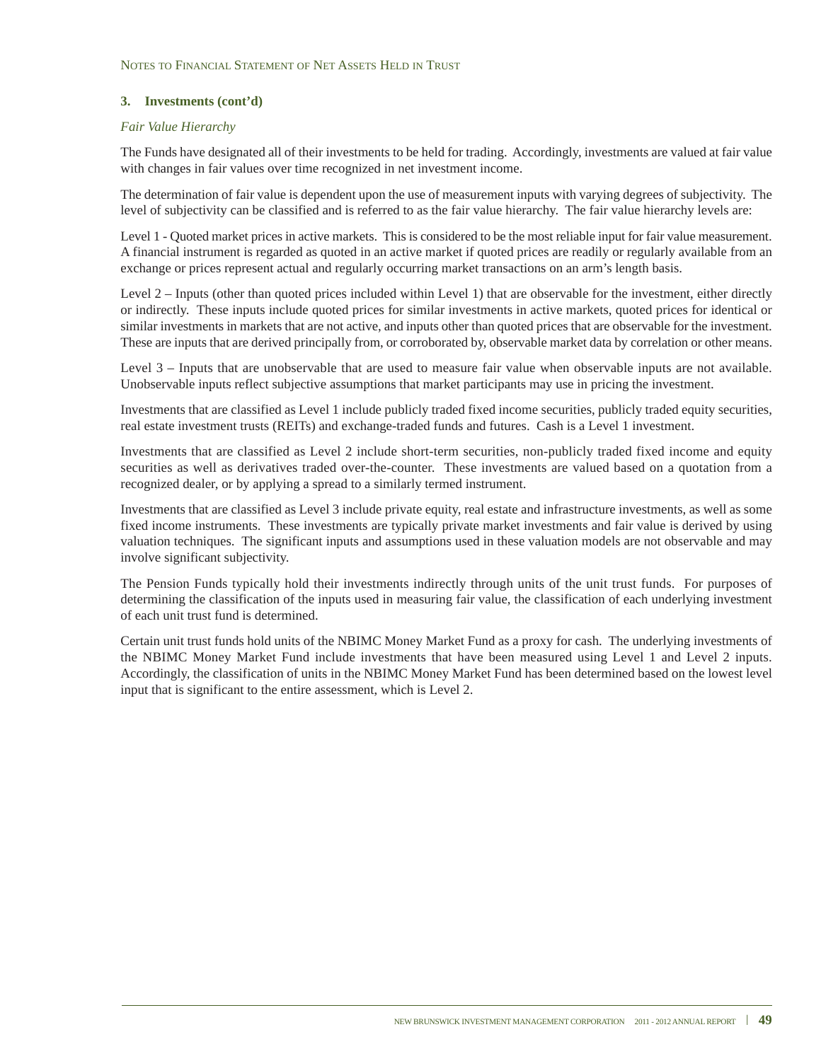### 3. Investments (cont'd)

*Fair Value Hierarchy*

The Funds have designated all of their investments to be held for trading. Accordingly, investments are valued at fair value with changes in fair values over time recognized in net investment income.

The determination of fair value is dependent upon the use of measurement inputs with varying degrees of subjectivity. The level of subjectivity can be classified and is referred to as the fair value hierarchy. The fair value hierarchy levels are:

Level 1 - Quoted market prices in active markets. This is considered to be the most reliable input for fair value measurement. A financial instrument is regarded as quoted in an active market if quoted prices are readily or regularly available from an exchange or prices represent actual and regularly occurring market transactions on an arm's length basis.

Level 2 – Inputs (other than quoted prices included within Level 1) that are observable for the investment, either directly or indirectly. These inputs include quoted prices for similar investments in active markets, quoted prices for identical or similar investments in markets that are not active, and inputs other than quoted prices that are observable for the investment. These are inputs that are derived principally from, or corroborated by, observable market data by correlation or other means.

Level 3 – Inputs that are unobservable that are used to measure fair value when observable inputs are not available. Unobservable inputs reflect subjective assumptions that market participants may use in pricing the investment.

Investments that are classified as Level 1 include publicly traded fixed income securities, publicly traded equity securities, real estate investment trusts (REITs) and exchange-traded funds and futures. Cash is a Level 1 investment.

Investments that are classified as Level 2 include short-term securities, non-publicly traded fixed income and equity securities as well as derivatives traded over-the-counter. These investments are valued based on a quotation from a recognized dealer, or by applying a spread to a similarly termed instrument.

Investments that are classified as Level 3 include private equity, real estate and infrastructure investments, as well as some fixed income instruments. These investments are typically private market investments and fair value is derived by using valuation techniques. The significant inputs and assumptions used in these valuation models are not observable and may involve significant subjectivity.

The Pension Funds typically hold their investments indirectly through units of the unit trust funds. For purposes of determining the classification of the inputs used in measuring fair value, the classification of each underlying investment of each unit trust fund is determined.

Certain unit trust funds hold units of the NBIMC Money Market Fund as a proxy for cash. The underlying investments of the NBIMC Money Market Fund include investments that have been measured using Level 1 and Level 2 inputs. Accordingly, the classification of units in the NBIMC Money Market Fund has been determined based on the lowest level input that is significant to the entire assessment, which is Level 2.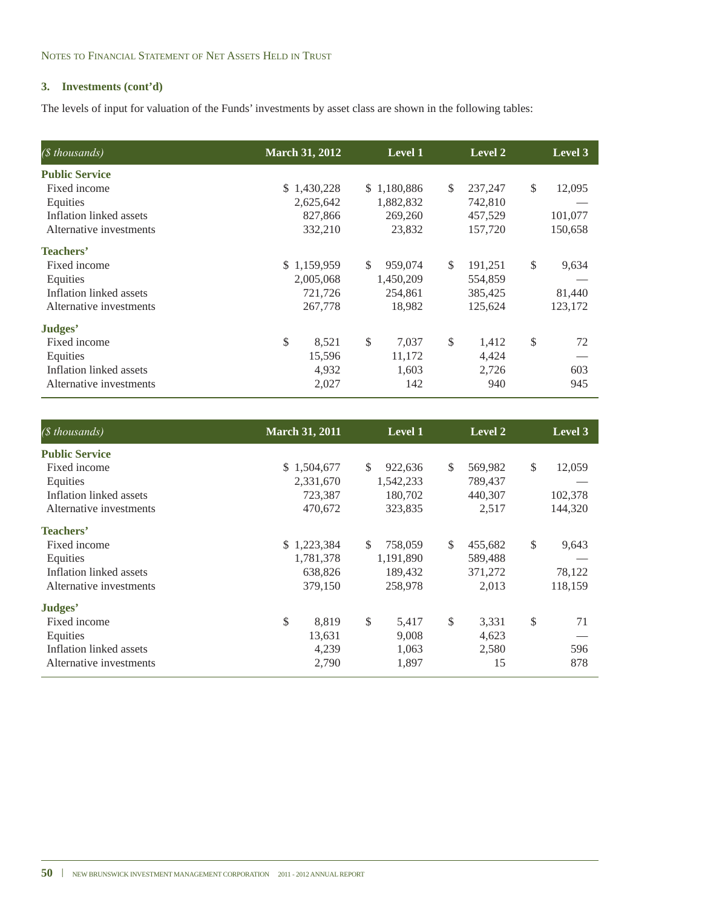### 3. Investments (cont'd)

The levels of input for valuation of the Funds' investments by asset class are shown in the following tables:

| *($ thousands)* | March 31, 2012 | Level 1 | Level 2 | Level 3 |
|---|---|---|---|---|
| **Public Service** | | | | |
| Fixed income | $ 1,430,228 | $ 1,180,886 | $ 237,247 | $ 12,095 |
| Equities | 2,625,642 | 1,882,832 | 742,810 | — |
| Inflation linked assets | 827,866 | 269,260 | 457,529 | 101,077 |
| Alternative investments | 332,210 | 23,832 | 157,720 | 150,658 |
| **Teachers'** | | | | |
| Fixed income | $ 1,159,959 | $ 959,074 | $ 191,251 | $ 9,634 |
| Equities | 2,005,068 | 1,450,209 | 554,859 | — |
| Inflation linked assets | 721,726 | 254,861 | 385,425 | 81,440 |
| Alternative investments | 267,778 | 18,982 | 125,624 | 123,172 |
| **Judges'** | | | | |
| Fixed income | $ 8,521 | $ 7,037 | $ 1,412 | $ 72 |
| Equities | 15,596 | 11,172 | 4,424 | — |
| Inflation linked assets | 4,932 | 1,603 | 2,726 | 603 |
| Alternative investments | 2,027 | 142 | 940 | 945 |

| *($ thousands)* | March 31, 2011 | Level 1 | Level 2 | Level 3 |
|---|---|---|---|---|
| **Public Service** | | | | |
| Fixed income | $ 1,504,677 | $ 922,636 | $ 569,982 | $ 12,059 |
| Equities | 2,331,670 | 1,542,233 | 789,437 | — |
| Inflation linked assets | 723,387 | 180,702 | 440,307 | 102,378 |
| Alternative investments | 470,672 | 323,835 | 2,517 | 144,320 |
| **Teachers'** | | | | |
| Fixed income | $ 1,223,384 | $ 758,059 | $ 455,682 | $ 9,643 |
| Equities | 1,781,378 | 1,191,890 | 589,488 | — |
| Inflation linked assets | 638,826 | 189,432 | 371,272 | 78,122 |
| Alternative investments | 379,150 | 258,978 | 2,013 | 118,159 |
| **Judges'** | | | | |
| Fixed income | $ 8,819 | $ 5,417 | $ 3,331 | $ 71 |
| Equities | 13,631 | 9,008 | 4,623 | — |
| Inflation linked assets | 4,239 | 1,063 | 2,580 | 596 |
| Alternative investments | 2,790 | 1,897 | 15 | 878 |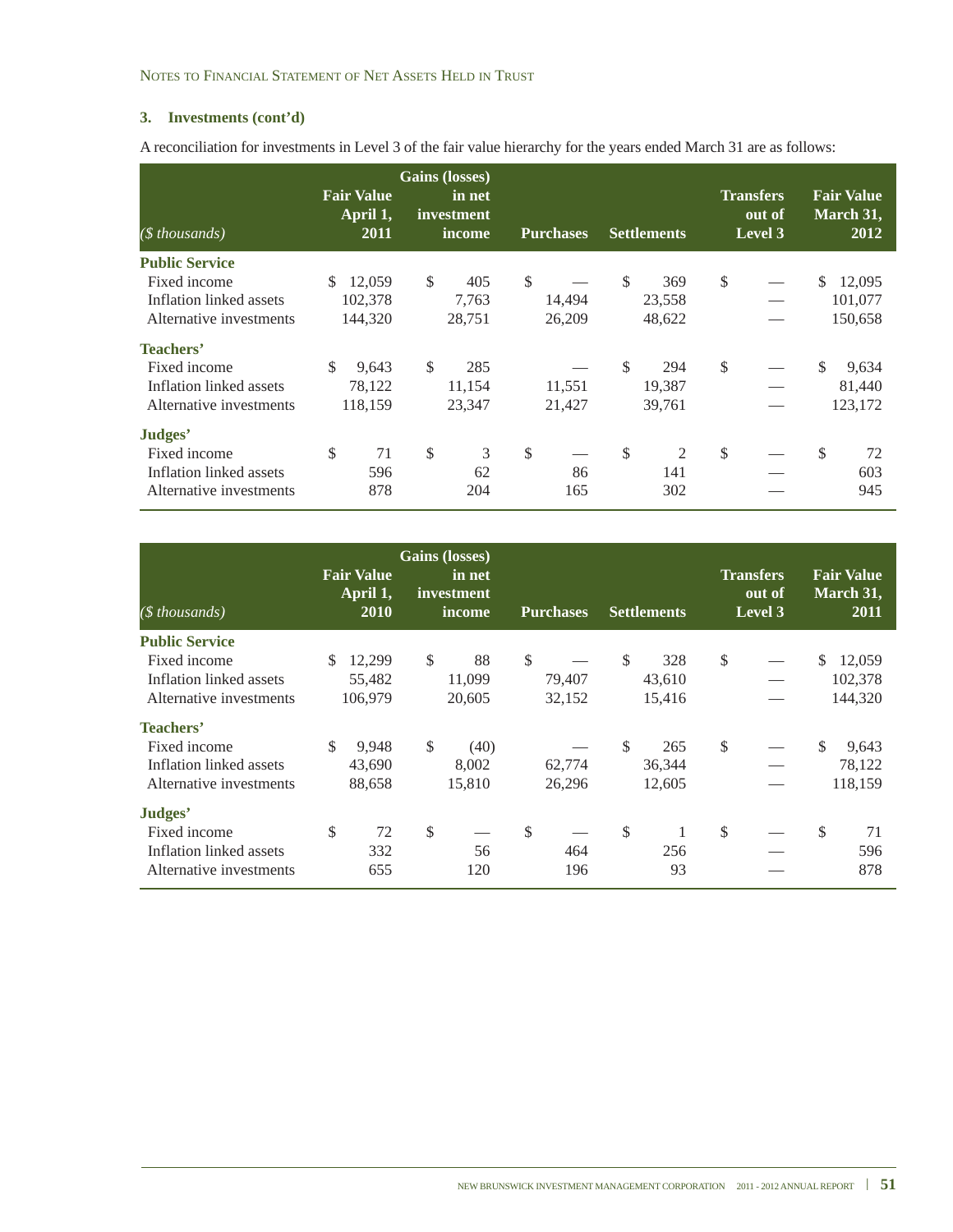Notes to Financial Statement of Net Assets Held in Trust

### 3. Investments (cont'd)

A reconciliation for investments in Level 3 of the fair value hierarchy for the years ended March 31 are as follows:

| *($ thousands)* | Fair Value April 1, 2011 | Gains (losses) in net investment income | Purchases | Settlements | Transfers out of Level 3 | Fair Value March 31, 2012 |
|---|---|---|---|---|---|---|
| **Public Service** | | | | | | |
| Fixed income | $ 12,059 | $ 405 | $ — | $ 369 | $ — | $ 12,095 |
| Inflation linked assets | 102,378 | 7,763 | 14,494 | 23,558 | — | 101,077 |
| Alternative investments | 144,320 | 28,751 | 26,209 | 48,622 | — | 150,658 |
| **Teachers'** | | | | | | |
| Fixed income | $ 9,643 | $ 285 | — | $ 294 | $ — | $ 9,634 |
| Inflation linked assets | 78,122 | 11,154 | 11,551 | 19,387 | — | 81,440 |
| Alternative investments | 118,159 | 23,347 | 21,427 | 39,761 | — | 123,172 |
| **Judges'** | | | | | | |
| Fixed income | $ 71 | $ 3 | $ — | $ 2 | $ — | $ 72 |
| Inflation linked assets | 596 | 62 | 86 | 141 | — | 603 |
| Alternative investments | 878 | 204 | 165 | 302 | — | 945 |

| *($ thousands)* | Fair Value April 1, 2010 | Gains (losses) in net investment income | Purchases | Settlements | Transfers out of Level 3 | Fair Value March 31, 2011 |
|---|---|---|---|---|---|---|
| **Public Service** | | | | | | |
| Fixed income | $ 12,299 | $ 88 | $ — | $ 328 | $ — | $ 12,059 |
| Inflation linked assets | 55,482 | 11,099 | 79,407 | 43,610 | — | 102,378 |
| Alternative investments | 106,979 | 20,605 | 32,152 | 15,416 | — | 144,320 |
| **Teachers'** | | | | | | |
| Fixed income | $ 9,948 | $ (40) | — | $ 265 | $ — | $ 9,643 |
| Inflation linked assets | 43,690 | 8,002 | 62,774 | 36,344 | — | 78,122 |
| Alternative investments | 88,658 | 15,810 | 26,296 | 12,605 | — | 118,159 |
| **Judges'** | | | | | | |
| Fixed income | $ 72 | $ — | $ — | $ 1 | $ — | $ 71 |
| Inflation linked assets | 332 | 56 | 464 | 256 | — | 596 |
| Alternative investments | 655 | 120 | 196 | 93 | — | 878 |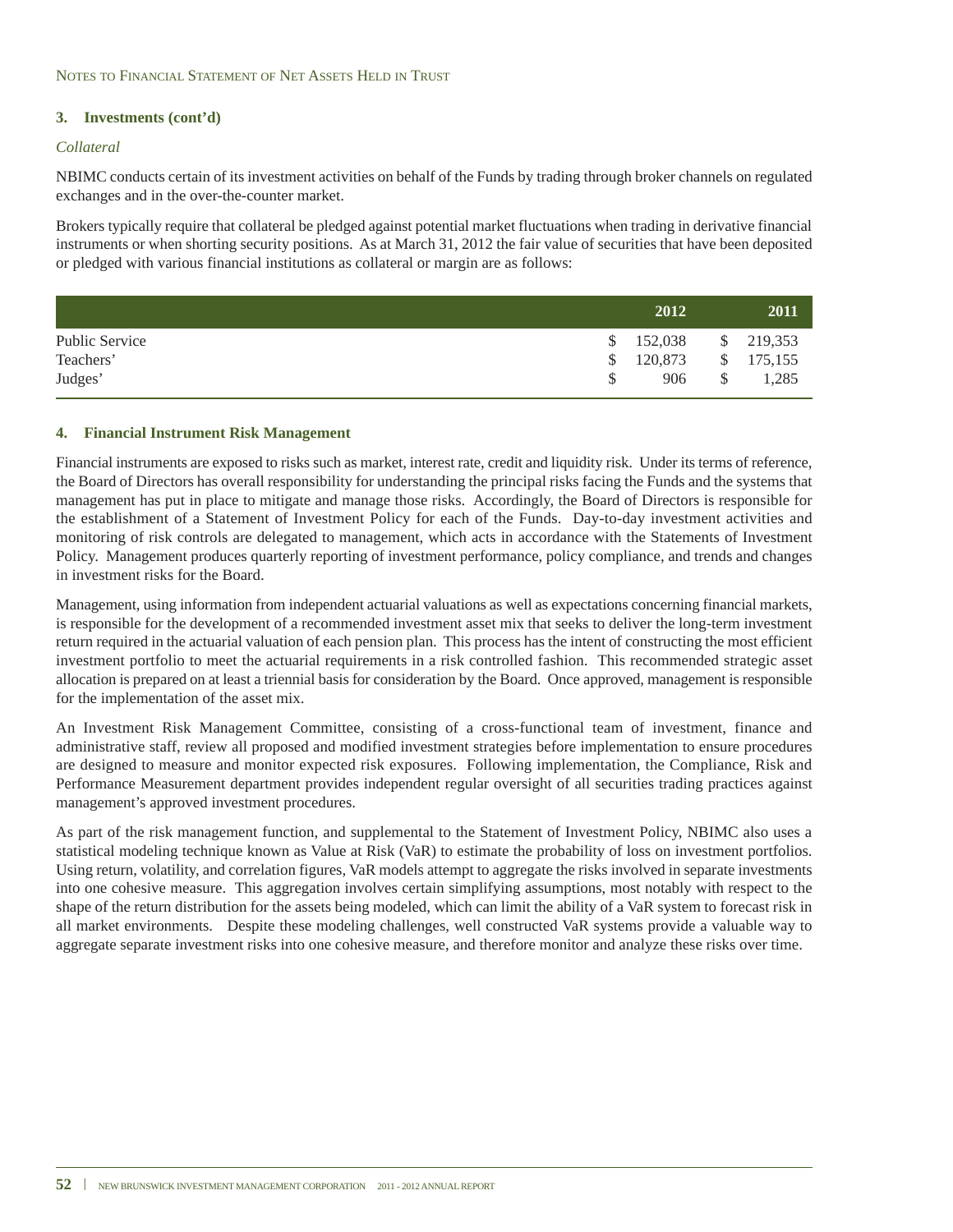### 3. Investments (cont'd)

*Collateral*

NBIMC conducts certain of its investment activities on behalf of the Funds by trading through broker channels on regulated exchanges and in the over-the-counter market.

Brokers typically require that collateral be pledged against potential market fluctuations when trading in derivative financial instruments or when shorting security positions. As at March 31, 2012 the fair value of securities that have been deposited or pledged with various financial institutions as collateral or margin are as follows:

| | 2012 | 2011 |
|---|---|---|
| Public Service | $ 152,038 | $ 219,353 |
| Teachers' | $ 120,873 | $ 175,155 |
| Judges' | $ 906 | $ 1,285 |

### 4. Financial Instrument Risk Management

Financial instruments are exposed to risks such as market, interest rate, credit and liquidity risk. Under its terms of reference, the Board of Directors has overall responsibility for understanding the principal risks facing the Funds and the systems that management has put in place to mitigate and manage those risks. Accordingly, the Board of Directors is responsible for the establishment of a Statement of Investment Policy for each of the Funds. Day-to-day investment activities and monitoring of risk controls are delegated to management, which acts in accordance with the Statements of Investment Policy. Management produces quarterly reporting of investment performance, policy compliance, and trends and changes in investment risks for the Board.

Management, using information from independent actuarial valuations as well as expectations concerning financial markets, is responsible for the development of a recommended investment asset mix that seeks to deliver the long-term investment return required in the actuarial valuation of each pension plan. This process has the intent of constructing the most efficient investment portfolio to meet the actuarial requirements in a risk controlled fashion. This recommended strategic asset allocation is prepared on at least a triennial basis for consideration by the Board. Once approved, management is responsible for the implementation of the asset mix.

An Investment Risk Management Committee, consisting of a cross-functional team of investment, finance and administrative staff, review all proposed and modified investment strategies before implementation to ensure procedures are designed to measure and monitor expected risk exposures. Following implementation, the Compliance, Risk and Performance Measurement department provides independent regular oversight of all securities trading practices against management's approved investment procedures.

As part of the risk management function, and supplemental to the Statement of Investment Policy, NBIMC also uses a statistical modeling technique known as Value at Risk (VaR) to estimate the probability of loss on investment portfolios. Using return, volatility, and correlation figures, VaR models attempt to aggregate the risks involved in separate investments into one cohesive measure. This aggregation involves certain simplifying assumptions, most notably with respect to the shape of the return distribution for the assets being modeled, which can limit the ability of a VaR system to forecast risk in all market environments. Despite these modeling challenges, well constructed VaR systems provide a valuable way to aggregate separate investment risks into one cohesive measure, and therefore monitor and analyze these risks over time.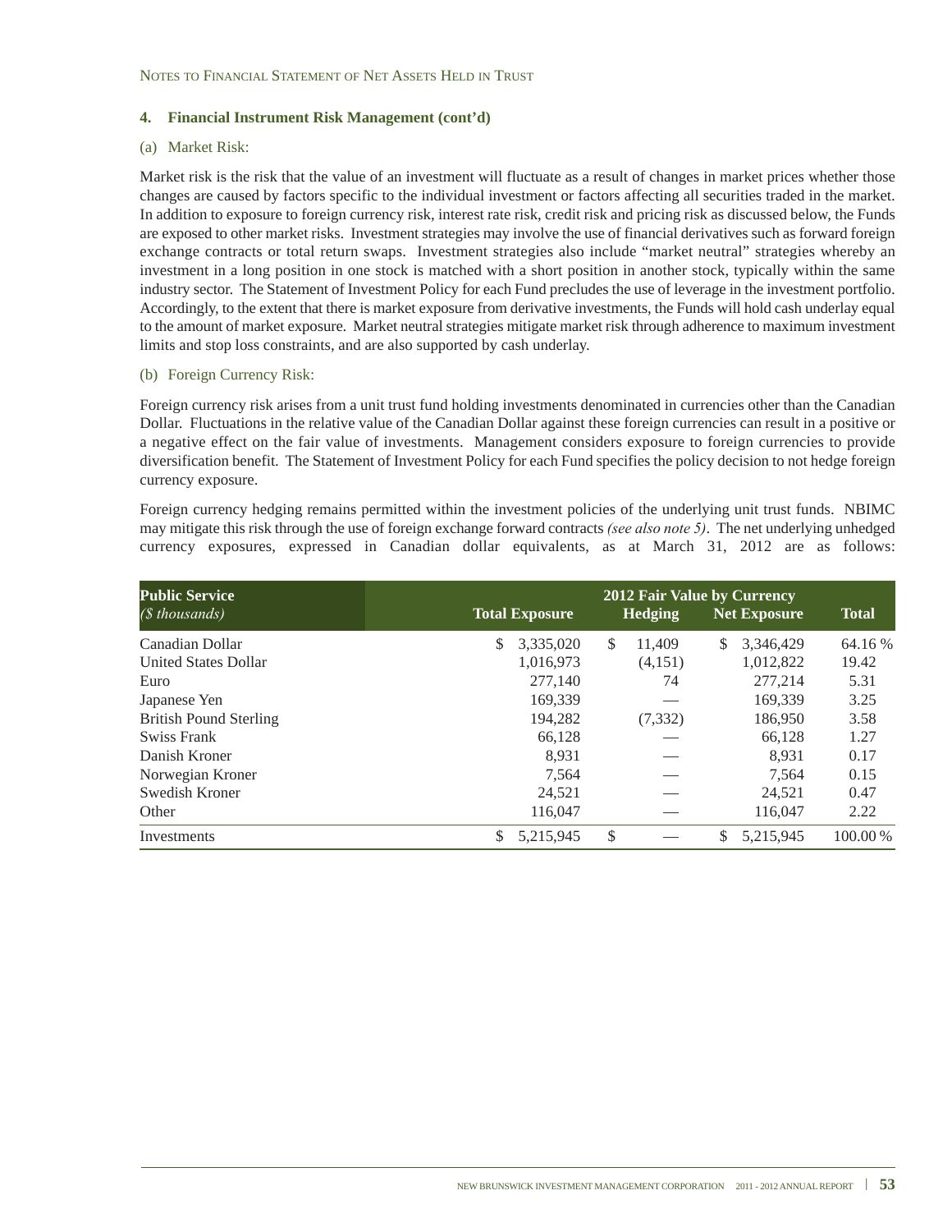### 4. Financial Instrument Risk Management (cont'd)

(a) Market Risk:

Market risk is the risk that the value of an investment will fluctuate as a result of changes in market prices whether those changes are caused by factors specific to the individual investment or factors affecting all securities traded in the market. In addition to exposure to foreign currency risk, interest rate risk, credit risk and pricing risk as discussed below, the Funds are exposed to other market risks. Investment strategies may involve the use of financial derivatives such as forward foreign exchange contracts or total return swaps. Investment strategies also include "market neutral" strategies whereby an investment in a long position in one stock is matched with a short position in another stock, typically within the same industry sector. The Statement of Investment Policy for each Fund precludes the use of leverage in the investment portfolio. Accordingly, to the extent that there is market exposure from derivative investments, the Funds will hold cash underlay equal to the amount of market exposure. Market neutral strategies mitigate market risk through adherence to maximum investment limits and stop loss constraints, and are also supported by cash underlay.

(b) Foreign Currency Risk:

Foreign currency risk arises from a unit trust fund holding investments denominated in currencies other than the Canadian Dollar. Fluctuations in the relative value of the Canadian Dollar against these foreign currencies can result in a positive or a negative effect on the fair value of investments. Management considers exposure to foreign currencies to provide diversification benefit. The Statement of Investment Policy for each Fund specifies the policy decision to not hedge foreign currency exposure.

Foreign currency hedging remains permitted within the investment policies of the underlying unit trust funds. NBIMC may mitigate this risk through the use of foreign exchange forward contracts *(see also note 5)*. The net underlying unhedged currency exposures, expressed in Canadian dollar equivalents, as at March 31, 2012 are as follows:

| **Public Service** *($ thousands)* | | 2012 Fair Value by Currency | | |
|---|---|---|---|---|
| | **Total Exposure** | **Hedging** | **Net Exposure** | **Total** |
| Canadian Dollar | $ 3,335,020 | $ 11,409 | $ 3,346,429 | 64.16 % |
| United States Dollar | 1,016,973 | (4,151) | 1,012,822 | 19.42 |
| Euro | 277,140 | 74 | 277,214 | 5.31 |
| Japanese Yen | 169,339 | — | 169,339 | 3.25 |
| British Pound Sterling | 194,282 | (7,332) | 186,950 | 3.58 |
| Swiss Frank | 66,128 | — | 66,128 | 1.27 |
| Danish Kroner | 8,931 | — | 8,931 | 0.17 |
| Norwegian Kroner | 7,564 | — | 7,564 | 0.15 |
| Swedish Kroner | 24,521 | — | 24,521 | 0.47 |
| Other | 116,047 | — | 116,047 | 2.22 |
| Investments | $ 5,215,945 | $ — | $ 5,215,945 | 100.00 % |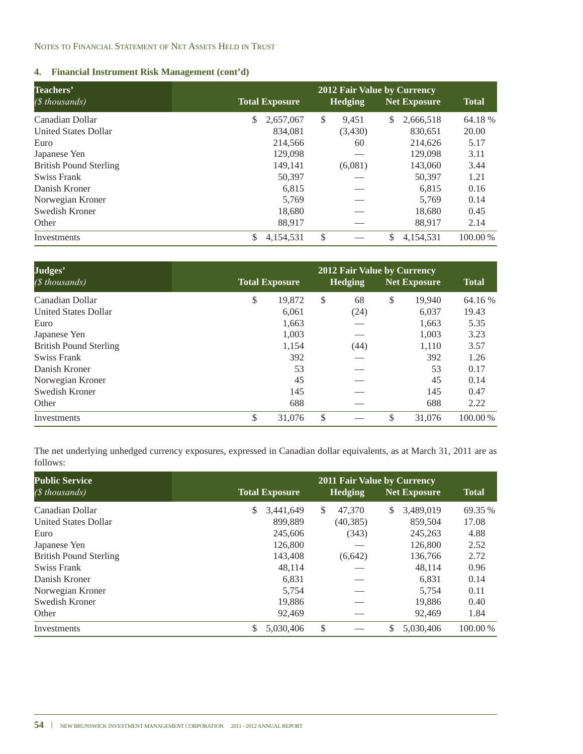### 4. Financial Instrument Risk Management (cont'd)

| Teachers' *($ thousands)* | 2012 Fair Value by Currency | | | |
|---|---|---|---|---|
| | Total Exposure | Hedging | Net Exposure | Total |
| Canadian Dollar | $ 2,657,067 | $ 9,451 | $ 2,666,518 | 64.18 % |
| United States Dollar | 834,081 | (3,430) | 830,651 | 20.00 |
| Euro | 214,566 | 60 | 214,626 | 5.17 |
| Japanese Yen | 129,098 | — | 129,098 | 3.11 |
| British Pound Sterling | 149,141 | (6,081) | 143,060 | 3.44 |
| Swiss Frank | 50,397 | — | 50,397 | 1.21 |
| Danish Kroner | 6,815 | — | 6,815 | 0.16 |
| Norwegian Kroner | 5,769 | — | 5,769 | 0.14 |
| Swedish Kroner | 18,680 | — | 18,680 | 0.45 |
| Other | 88,917 | — | 88,917 | 2.14 |
| Investments | $ 4,154,531 | $ — | $ 4,154,531 | 100.00 % |

| Judges' *($ thousands)* | 2012 Fair Value by Currency | | | |
|---|---|---|---|---|
| | Total Exposure | Hedging | Net Exposure | Total |
| Canadian Dollar | $ 19,872 | $ 68 | $ 19,940 | 64.16 % |
| United States Dollar | 6,061 | (24) | 6,037 | 19.43 |
| Euro | 1,663 | — | 1,663 | 5.35 |
| Japanese Yen | 1,003 | — | 1,003 | 3.23 |
| British Pound Sterling | 1,154 | (44) | 1,110 | 3.57 |
| Swiss Frank | 392 | — | 392 | 1.26 |
| Danish Kroner | 53 | — | 53 | 0.17 |
| Norwegian Kroner | 45 | — | 45 | 0.14 |
| Swedish Kroner | 145 | — | 145 | 0.47 |
| Other | 688 | — | 688 | 2.22 |
| Investments | $ 31,076 | $ — | $ 31,076 | 100.00 % |

The net underlying unhedged currency exposures, expressed in Canadian dollar equivalents, as at March 31, 2011 are as follows:

| Public Service *($ thousands)* | 2011 Fair Value by Currency | | | |
|---|---|---|---|---|
| | Total Exposure | Hedging | Net Exposure | Total |
| Canadian Dollar | $ 3,441,649 | $ 47,370 | $ 3,489,019 | 69.35 % |
| United States Dollar | 899,889 | (40,385) | 859,504 | 17.08 |
| Euro | 245,606 | (343) | 245,263 | 4.88 |
| Japanese Yen | 126,800 | — | 126,800 | 2.52 |
| British Pound Sterling | 143,408 | (6,642) | 136,766 | 2.72 |
| Swiss Frank | 48,114 | — | 48,114 | 0.96 |
| Danish Kroner | 6,831 | — | 6,831 | 0.14 |
| Norwegian Kroner | 5,754 | — | 5,754 | 0.11 |
| Swedish Kroner | 19,886 | — | 19,886 | 0.40 |
| Other | 92,469 | — | 92,469 | 1.84 |
| Investments | $ 5,030,406 | $ — | $ 5,030,406 | 100.00 % |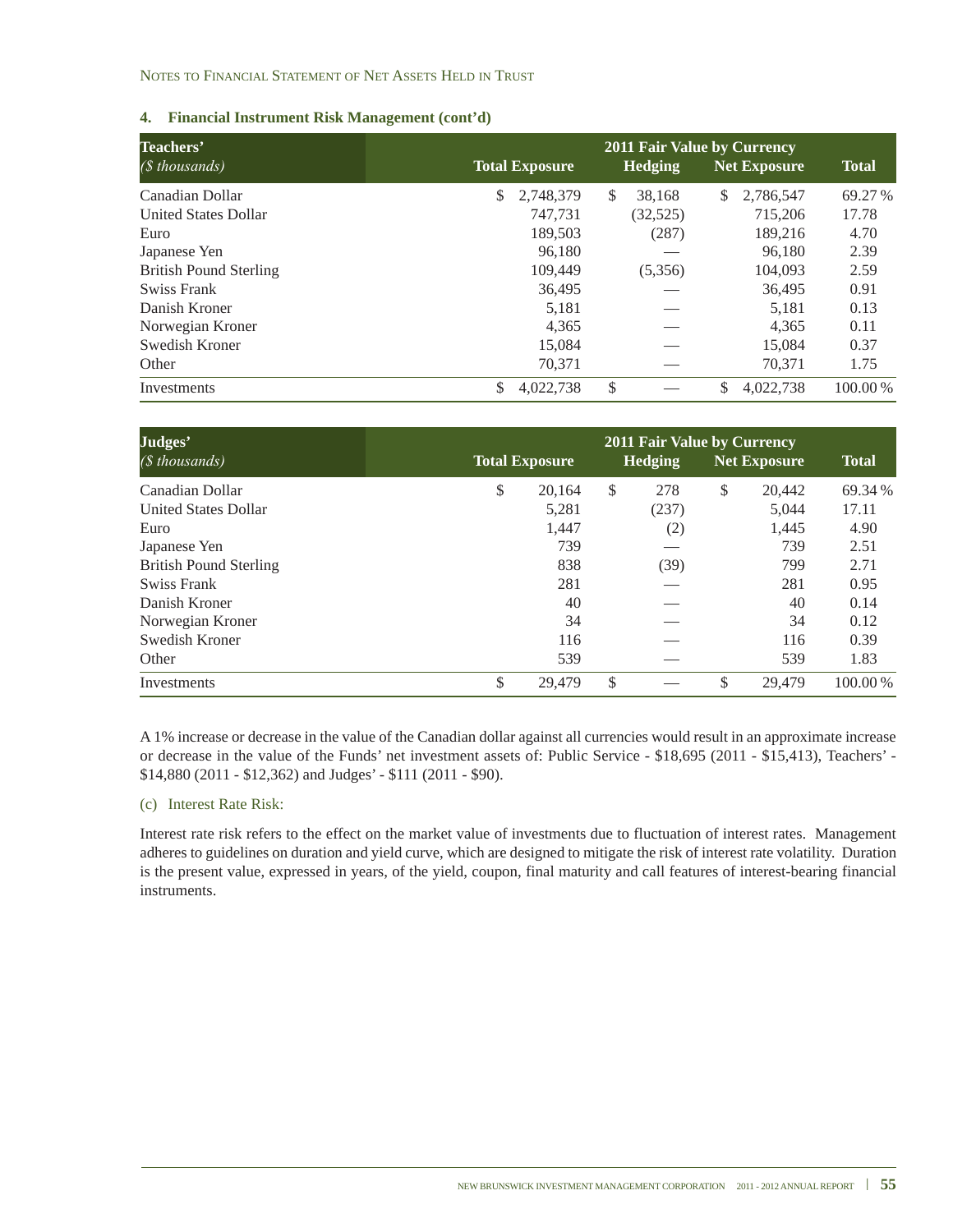## 4. Financial Instrument Risk Management (cont'd)

| Teachers' *($ thousands)* | 2011 Fair Value by Currency | | | |
|---|---|---|---|---|
| | Total Exposure | Hedging | Net Exposure | Total |
| Canadian Dollar | $ 2,748,379 | $ 38,168 | $ 2,786,547 | 69.27 % |
| United States Dollar | 747,731 | (32,525) | 715,206 | 17.78 |
| Euro | 189,503 | (287) | 189,216 | 4.70 |
| Japanese Yen | 96,180 | — | 96,180 | 2.39 |
| British Pound Sterling | 109,449 | (5,356) | 104,093 | 2.59 |
| Swiss Frank | 36,495 | — | 36,495 | 0.91 |
| Danish Kroner | 5,181 | — | 5,181 | 0.13 |
| Norwegian Kroner | 4,365 | — | 4,365 | 0.11 |
| Swedish Kroner | 15,084 | — | 15,084 | 0.37 |
| Other | 70,371 | — | 70,371 | 1.75 |
| Investments | $ 4,022,738 | $ — | $ 4,022,738 | 100.00 % |

| Judges' *($ thousands)* | 2011 Fair Value by Currency | | | |
|---|---|---|---|---|
| | Total Exposure | Hedging | Net Exposure | Total |
| Canadian Dollar | $ 20,164 | $ 278 | $ 20,442 | 69.34 % |
| United States Dollar | 5,281 | (237) | 5,044 | 17.11 |
| Euro | 1,447 | (2) | 1,445 | 4.90 |
| Japanese Yen | 739 | — | 739 | 2.51 |
| British Pound Sterling | 838 | (39) | 799 | 2.71 |
| Swiss Frank | 281 | — | 281 | 0.95 |
| Danish Kroner | 40 | — | 40 | 0.14 |
| Norwegian Kroner | 34 | — | 34 | 0.12 |
| Swedish Kroner | 116 | — | 116 | 0.39 |
| Other | 539 | — | 539 | 1.83 |
| Investments | $ 29,479 | $ — | $ 29,479 | 100.00 % |

A 1% increase or decrease in the value of the Canadian dollar against all currencies would result in an approximate increase or decrease in the value of the Funds' net investment assets of: Public Service - $18,695 (2011 - $15,413), Teachers' - $14,880 (2011 - $12,362) and Judges' - $111 (2011 - $90).

(c) Interest Rate Risk:

Interest rate risk refers to the effect on the market value of investments due to fluctuation of interest rates. Management adheres to guidelines on duration and yield curve, which are designed to mitigate the risk of interest rate volatility. Duration is the present value, expressed in years, of the yield, coupon, final maturity and call features of interest-bearing financial instruments.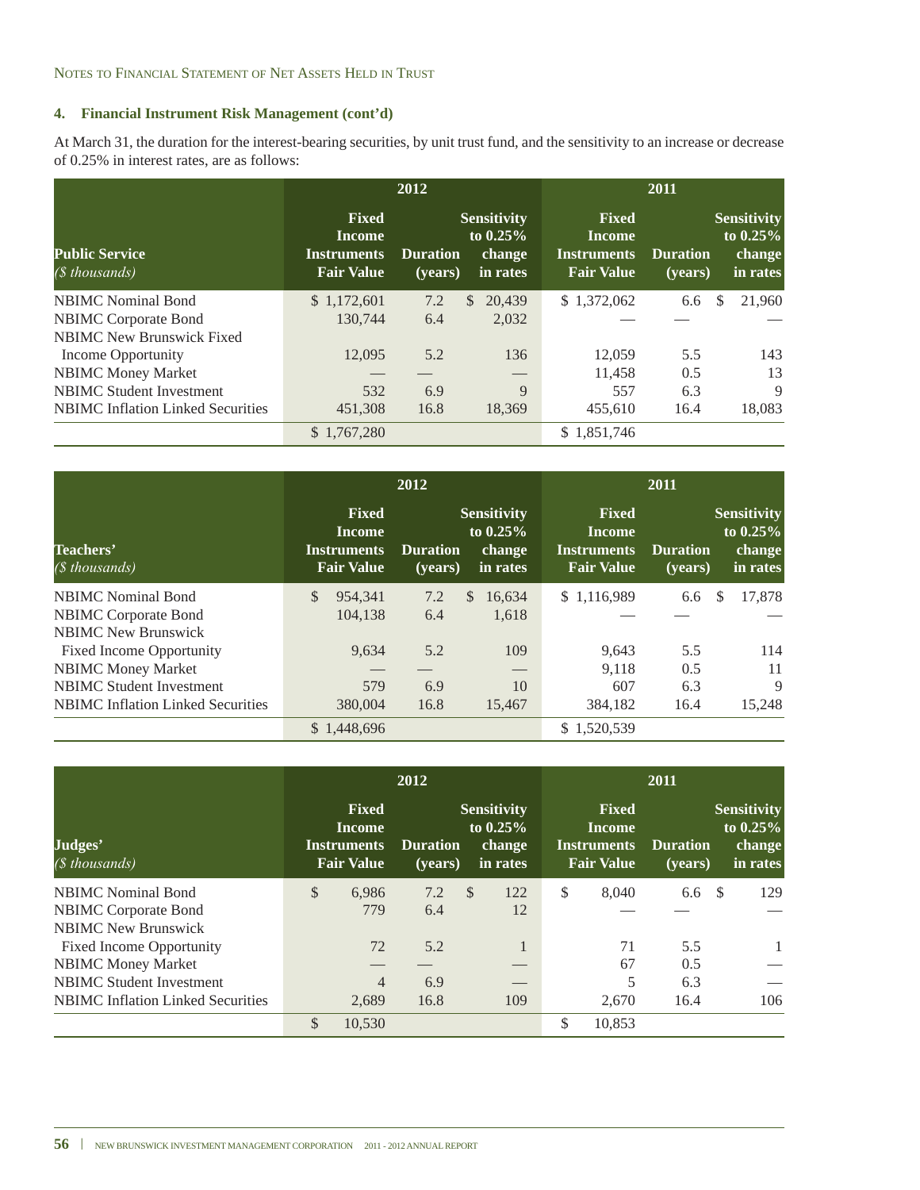### 4. Financial Instrument Risk Management (cont'd)

At March 31, the duration for the interest-bearing securities, by unit trust fund, and the sensitivity to an increase or decrease of 0.25% in interest rates, are as follows:

| Public Service (*$ thousands*) | 2012 | | | 2011 | | |
|---|---|---|---|---|---|---|
| | Fixed Income Instruments Fair Value | Duration (years) | Sensitivity to 0.25% change in rates | Fixed Income Instruments Fair Value | Duration (years) | Sensitivity to 0.25% change in rates |
| NBIMC Nominal Bond | $ 1,172,601 | 7.2 | $ 20,439 | $ 1,372,062 | 6.6 | $ 21,960 |
| NBIMC Corporate Bond | 130,744 | 6.4 | 2,032 | — | — | — |
| NBIMC New Brunswick Fixed Income Opportunity | 12,095 | 5.2 | 136 | 12,059 | 5.5 | 143 |
| NBIMC Money Market | — | — | — | 11,458 | 0.5 | 13 |
| NBIMC Student Investment | 532 | 6.9 | 9 | 557 | 6.3 | 9 |
| NBIMC Inflation Linked Securities | 451,308 | 16.8 | 18,369 | 455,610 | 16.4 | 18,083 |
| | $ 1,767,280 | | | $ 1,851,746 | | |

| Teachers' (*$ thousands*) | 2012 | | | 2011 | | |
|---|---|---|---|---|---|---|
| | Fixed Income Instruments Fair Value | Duration (years) | Sensitivity to 0.25% change in rates | Fixed Income Instruments Fair Value | Duration (years) | Sensitivity to 0.25% change in rates |
| NBIMC Nominal Bond | $ 954,341 | 7.2 | $ 16,634 | $ 1,116,989 | 6.6 | $ 17,878 |
| NBIMC Corporate Bond | 104,138 | 6.4 | 1,618 | — | — | — |
| NBIMC New Brunswick Fixed Income Opportunity | 9,634 | 5.2 | 109 | 9,643 | 5.5 | 114 |
| NBIMC Money Market | — | — | — | 9,118 | 0.5 | 11 |
| NBIMC Student Investment | 579 | 6.9 | 10 | 607 | 6.3 | 9 |
| NBIMC Inflation Linked Securities | 380,004 | 16.8 | 15,467 | 384,182 | 16.4 | 15,248 |
| | $ 1,448,696 | | | $ 1,520,539 | | |

| Judges' (*$ thousands*) | 2012 | | | 2011 | | |
|---|---|---|---|---|---|---|
| | Fixed Income Instruments Fair Value | Duration (years) | Sensitivity to 0.25% change in rates | Fixed Income Instruments Fair Value | Duration (years) | Sensitivity to 0.25% change in rates |
| NBIMC Nominal Bond | $ 6,986 | 7.2 | $ 122 | $ 8,040 | 6.6 | $ 129 |
| NBIMC Corporate Bond | 779 | 6.4 | 12 | — | — | — |
| NBIMC New Brunswick Fixed Income Opportunity | 72 | 5.2 | 1 | 71 | 5.5 | 1 |
| NBIMC Money Market | — | — | — | 67 | 0.5 | — |
| NBIMC Student Investment | 4 | 6.9 | — | 5 | 6.3 | — |
| NBIMC Inflation Linked Securities | 2,689 | 16.8 | 109 | 2,670 | 16.4 | 106 |
| | $ 10,530 | | | $ 10,853 | | |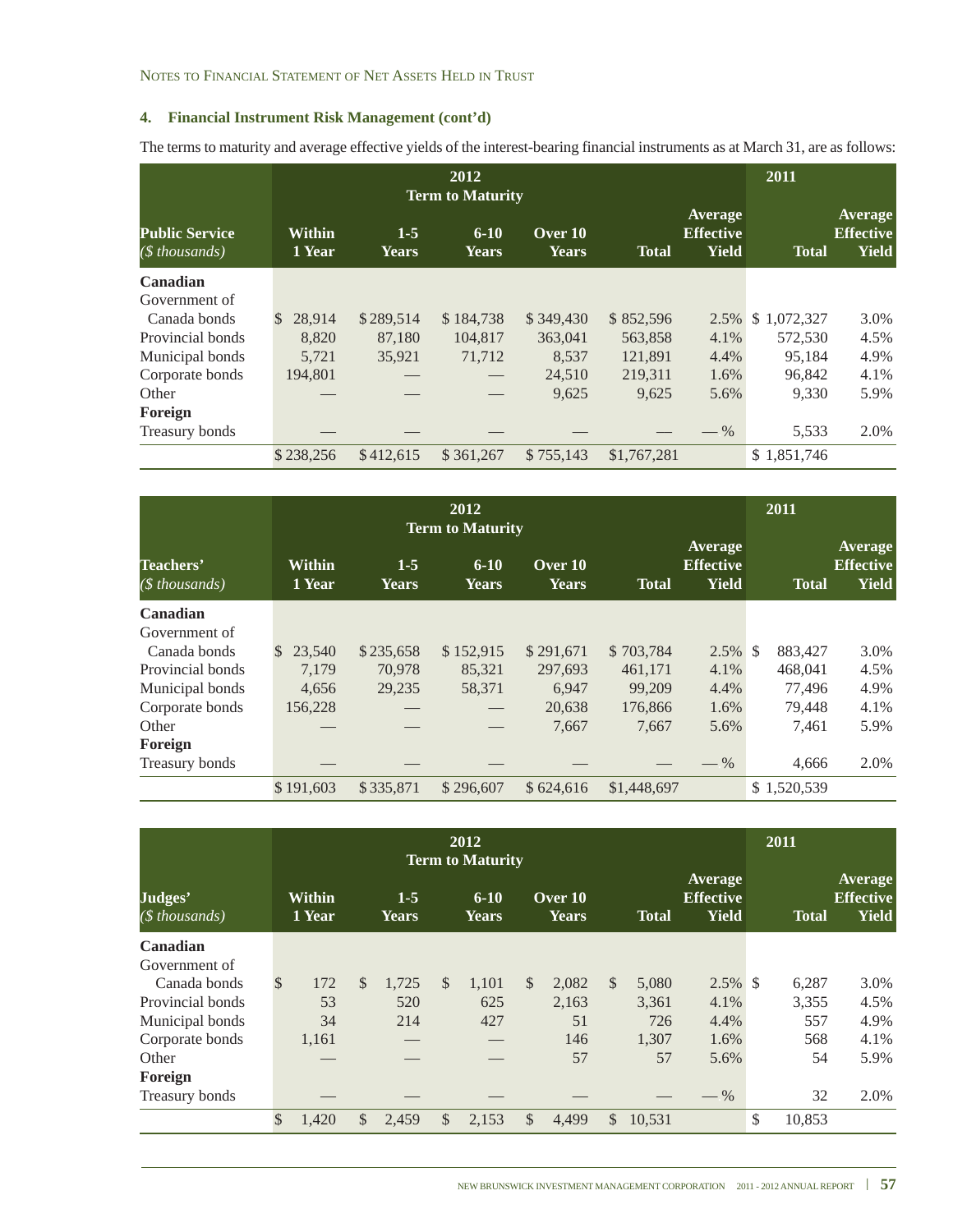## 4. Financial Instrument Risk Management (cont'd)

The terms to maturity and average effective yields of the interest-bearing financial instruments as at March 31, are as follows:

| Public Service *($ thousands)* | 2012 Term to Maturity Within 1 Year | 1-5 Years | 6-10 Years | Over 10 Years | Total | Average Effective Yield | 2011 Total | Average Effective Yield |
|---|---|---|---|---|---|---|---|---|
| **Canadian** | | | | | | | | |
| Government of Canada bonds | $ 28,914 | $ 289,514 | $ 184,738 | $ 349,430 | $ 852,596 | 2.5% | $ 1,072,327 | 3.0% |
| Provincial bonds | 8,820 | 87,180 | 104,817 | 363,041 | 563,858 | 4.1% | 572,530 | 4.5% |
| Municipal bonds | 5,721 | 35,921 | 71,712 | 8,537 | 121,891 | 4.4% | 95,184 | 4.9% |
| Corporate bonds | 194,801 | — | — | 24,510 | 219,311 | 1.6% | 96,842 | 4.1% |
| Other | — | — | — | 9,625 | 9,625 | 5.6% | 9,330 | 5.9% |
| **Foreign** | | | | | | | | |
| Treasury bonds | — | — | — | — | — | — % | 5,533 | 2.0% |
| | $ 238,256 | $ 412,615 | $ 361,267 | $ 755,143 | $1,767,281 | | $ 1,851,746 | |

| Teachers' *($ thousands)* | 2012 Term to Maturity Within 1 Year | 1-5 Years | 6-10 Years | Over 10 Years | Total | Average Effective Yield | 2011 Total | Average Effective Yield |
|---|---|---|---|---|---|---|---|---|
| **Canadian** | | | | | | | | |
| Government of Canada bonds | $ 23,540 | $ 235,658 | $ 152,915 | $ 291,671 | $ 703,784 | 2.5% | $ 883,427 | 3.0% |
| Provincial bonds | 7,179 | 70,978 | 85,321 | 297,693 | 461,171 | 4.1% | 468,041 | 4.5% |
| Municipal bonds | 4,656 | 29,235 | 58,371 | 6,947 | 99,209 | 4.4% | 77,496 | 4.9% |
| Corporate bonds | 156,228 | — | — | 20,638 | 176,866 | 1.6% | 79,448 | 4.1% |
| Other | — | — | — | 7,667 | 7,667 | 5.6% | 7,461 | 5.9% |
| **Foreign** | | | | | | | | |
| Treasury bonds | — | — | — | — | — | — % | 4,666 | 2.0% |
| | $ 191,603 | $ 335,871 | $ 296,607 | $ 624,616 | $1,448,697 | | $ 1,520,539 | |

| Judges' *($ thousands)* | 2012 Term to Maturity Within 1 Year | 1-5 Years | 6-10 Years | Over 10 Years | Total | Average Effective Yield | 2011 Total | Average Effective Yield |
|---|---|---|---|---|---|---|---|---|
| **Canadian** | | | | | | | | |
| Government of Canada bonds | $ 172 | $ 1,725 | $ 1,101 | $ 2,082 | $ 5,080 | 2.5% | $ 6,287 | 3.0% |
| Provincial bonds | 53 | 520 | 625 | 2,163 | 3,361 | 4.1% | 3,355 | 4.5% |
| Municipal bonds | 34 | 214 | 427 | 51 | 726 | 4.4% | 557 | 4.9% |
| Corporate bonds | 1,161 | — | — | 146 | 1,307 | 1.6% | 568 | 4.1% |
| Other | — | — | — | 57 | 57 | 5.6% | 54 | 5.9% |
| **Foreign** | | | | | | | | |
| Treasury bonds | — | — | — | — | — | — % | 32 | 2.0% |
| | $ 1,420 | $ 2,459 | $ 2,153 | $ 4,499 | $ 10,531 | | $ 10,853 | |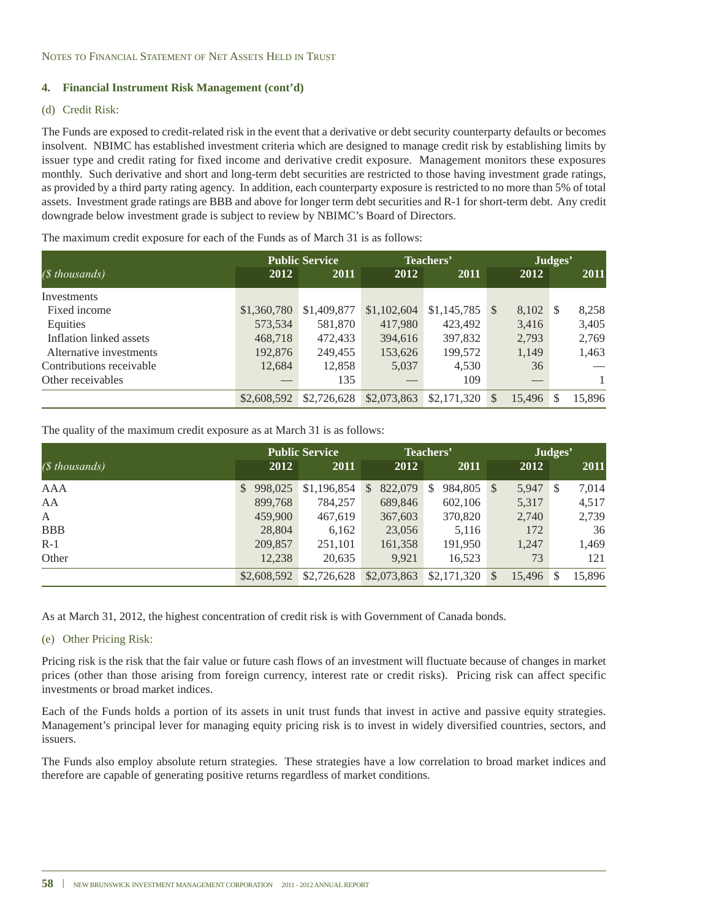NOTES TO FINANCIAL STATEMENT OF NET ASSETS HELD IN TRUST

### 4. Financial Instrument Risk Management (cont'd)

(d) Credit Risk:

The Funds are exposed to credit-related risk in the event that a derivative or debt security counterparty defaults or becomes insolvent. NBIMC has established investment criteria which are designed to manage credit risk by establishing limits by issuer type and credit rating for fixed income and derivative credit exposure. Management monitors these exposures monthly. Such derivative and short and long-term debt securities are restricted to those having investment grade ratings, as provided by a third party rating agency. In addition, each counterparty exposure is restricted to no more than 5% of total assets. Investment grade ratings are BBB and above for longer term debt securities and R-1 for short-term debt. Any credit downgrade below investment grade is subject to review by NBIMC's Board of Directors.

The maximum credit exposure for each of the Funds as of March 31 is as follows:

| | Public Service | | Teachers' | | Judges' | |
|---|---|---|---|---|---|---|
| *($ thousands)* | 2012 | 2011 | 2012 | 2011 | 2012 | 2011 |
| Investments | | | | | | |
| Fixed income | $1,360,780 | $1,409,877 | $1,102,604 | $1,145,785 | $ 8,102 | $ 8,258 |
| Equities | 573,534 | 581,870 | 417,980 | 423,492 | 3,416 | 3,405 |
| Inflation linked assets | 468,718 | 472,433 | 394,616 | 397,832 | 2,793 | 2,769 |
| Alternative investments | 192,876 | 249,455 | 153,626 | 199,572 | 1,149 | 1,463 |
| Contributions receivable | 12,684 | 12,858 | 5,037 | 4,530 | 36 | — |
| Other receivables | — | 135 | — | 109 | — | 1 |
| | $2,608,592 | $2,726,628 | $2,073,863 | $2,171,320 | $ 15,496 | $ 15,896 |

The quality of the maximum credit exposure as at March 31 is as follows:

| | Public Service | | Teachers' | | Judges' | |
|---|---|---|---|---|---|---|
| *($ thousands)* | 2012 | 2011 | 2012 | 2011 | 2012 | 2011 |
| AAA | $ 998,025 | $1,196,854 | $ 822,079 | $ 984,805 | $ 5,947 | $ 7,014 |
| AA | 899,768 | 784,257 | 689,846 | 602,106 | 5,317 | 4,517 |
| A | 459,900 | 467,619 | 367,603 | 370,820 | 2,740 | 2,739 |
| BBB | 28,804 | 6,162 | 23,056 | 5,116 | 172 | 36 |
| R-1 | 209,857 | 251,101 | 161,358 | 191,950 | 1,247 | 1,469 |
| Other | 12,238 | 20,635 | 9,921 | 16,523 | 73 | 121 |
| | $2,608,592 | $2,726,628 | $2,073,863 | $2,171,320 | $ 15,496 | $ 15,896 |

As at March 31, 2012, the highest concentration of credit risk is with Government of Canada bonds.

(e) Other Pricing Risk:

Pricing risk is the risk that the fair value or future cash flows of an investment will fluctuate because of changes in market prices (other than those arising from foreign currency, interest rate or credit risks). Pricing risk can affect specific investments or broad market indices.

Each of the Funds holds a portion of its assets in unit trust funds that invest in active and passive equity strategies. Management's principal lever for managing equity pricing risk is to invest in widely diversified countries, sectors, and issuers.

The Funds also employ absolute return strategies. These strategies have a low correlation to broad market indices and therefore are capable of generating positive returns regardless of market conditions.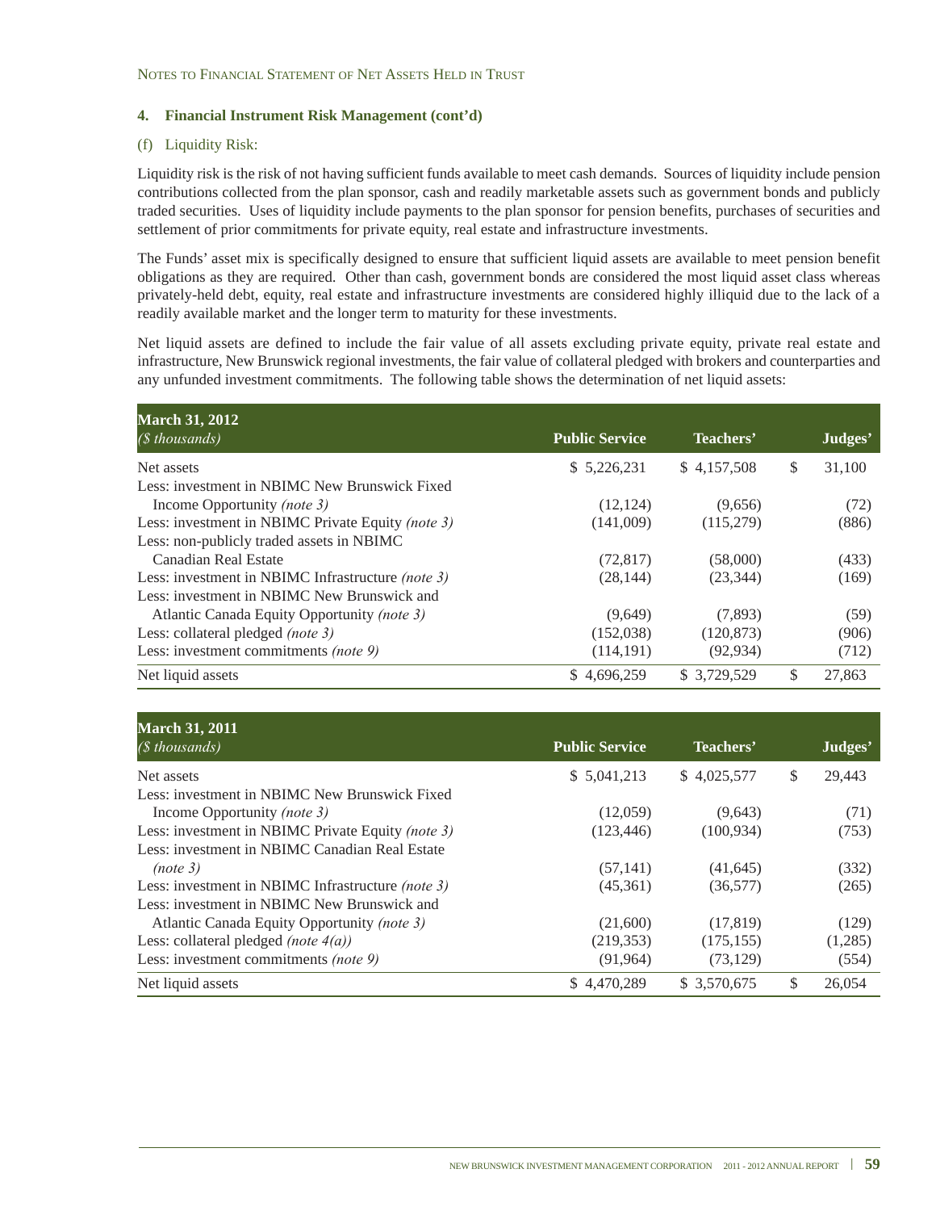#### 4. Financial Instrument Risk Management (cont'd)

(f) Liquidity Risk:

Liquidity risk is the risk of not having sufficient funds available to meet cash demands. Sources of liquidity include pension contributions collected from the plan sponsor, cash and readily marketable assets such as government bonds and publicly traded securities. Uses of liquidity include payments to the plan sponsor for pension benefits, purchases of securities and settlement of prior commitments for private equity, real estate and infrastructure investments.

The Funds' asset mix is specifically designed to ensure that sufficient liquid assets are available to meet pension benefit obligations as they are required. Other than cash, government bonds are considered the most liquid asset class whereas privately-held debt, equity, real estate and infrastructure investments are considered highly illiquid due to the lack of a readily available market and the longer term to maturity for these investments.

Net liquid assets are defined to include the fair value of all assets excluding private equity, private real estate and infrastructure, New Brunswick regional investments, the fair value of collateral pledged with brokers and counterparties and any unfunded investment commitments. The following table shows the determination of net liquid assets:

| **March 31, 2012** *($ thousands)* | Public Service | Teachers' | Judges' |
|---|---|---|---|
| Net assets | $ 5,226,231 | $ 4,157,508 | $ 31,100 |
| Less: investment in NBIMC New Brunswick Fixed Income Opportunity *(note 3)* | (12,124) | (9,656) | (72) |
| Less: investment in NBIMC Private Equity *(note 3)* | (141,009) | (115,279) | (886) |
| Less: non-publicly traded assets in NBIMC Canadian Real Estate | (72,817) | (58,000) | (433) |
| Less: investment in NBIMC Infrastructure *(note 3)* | (28,144) | (23,344) | (169) |
| Less: investment in NBIMC New Brunswick and Atlantic Canada Equity Opportunity *(note 3)* | (9,649) | (7,893) | (59) |
| Less: collateral pledged *(note 3)* | (152,038) | (120,873) | (906) |
| Less: investment commitments *(note 9)* | (114,191) | (92,934) | (712) |
| Net liquid assets | $ 4,696,259 | $ 3,729,529 | $ 27,863 |

| **March 31, 2011** *($ thousands)* | Public Service | Teachers' | Judges' |
|---|---|---|---|
| Net assets | $ 5,041,213 | $ 4,025,577 | $ 29,443 |
| Less: investment in NBIMC New Brunswick Fixed Income Opportunity *(note 3)* | (12,059) | (9,643) | (71) |
| Less: investment in NBIMC Private Equity *(note 3)* | (123,446) | (100,934) | (753) |
| Less: investment in NBIMC Canadian Real Estate *(note 3)* | (57,141) | (41,645) | (332) |
| Less: investment in NBIMC Infrastructure *(note 3)* | (45,361) | (36,577) | (265) |
| Less: investment in NBIMC New Brunswick and Atlantic Canada Equity Opportunity *(note 3)* | (21,600) | (17,819) | (129) |
| Less: collateral pledged *(note 4(a))* | (219,353) | (175,155) | (1,285) |
| Less: investment commitments *(note 9)* | (91,964) | (73,129) | (554) |
| Net liquid assets | $ 4,470,289 | $ 3,570,675 | $ 26,054 |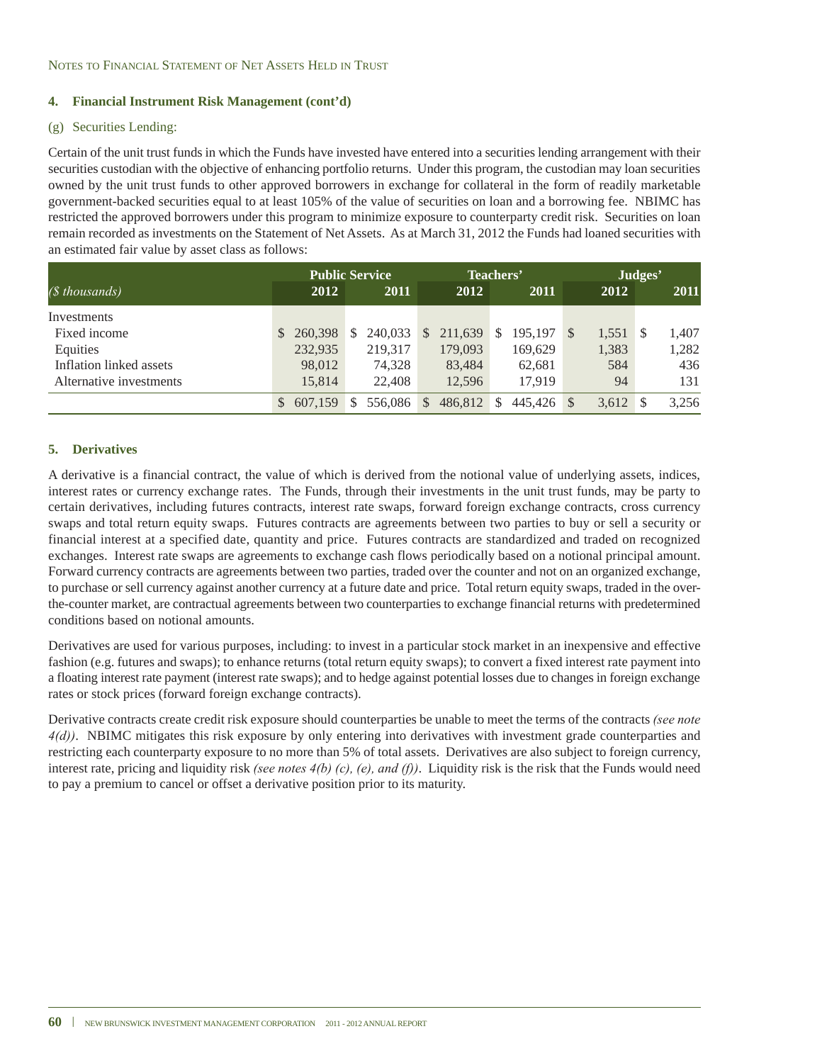Notes to Financial Statement of Net Assets Held in Trust

### 4. Financial Instrument Risk Management (cont'd)

(g) Securities Lending:

Certain of the unit trust funds in which the Funds have invested have entered into a securities lending arrangement with their securities custodian with the objective of enhancing portfolio returns. Under this program, the custodian may loan securities owned by the unit trust funds to other approved borrowers in exchange for collateral in the form of readily marketable government-backed securities equal to at least 105% of the value of securities on loan and a borrowing fee. NBIMC has restricted the approved borrowers under this program to minimize exposure to counterparty credit risk. Securities on loan remain recorded as investments on the Statement of Net Assets. As at March 31, 2012 the Funds had loaned securities with an estimated fair value by asset class as follows:

| *($ thousands)* | Public Service | | Teachers' | | Judges' | |
|---|---|---|---|---|---|---|
| | 2012 | 2011 | 2012 | 2011 | 2012 | 2011 |
| Investments | | | | | | |
| Fixed income | $ 260,398 | $ 240,033 | $ 211,639 | $ 195,197 | $ 1,551 | $ 1,407 |
| Equities | 232,935 | 219,317 | 179,093 | 169,629 | 1,383 | 1,282 |
| Inflation linked assets | 98,012 | 74,328 | 83,484 | 62,681 | 584 | 436 |
| Alternative investments | 15,814 | 22,408 | 12,596 | 17,919 | 94 | 131 |
| | $ 607,159 | $ 556,086 | $ 486,812 | $ 445,426 | $ 3,612 | $ 3,256 |

### 5. Derivatives

A derivative is a financial contract, the value of which is derived from the notional value of underlying assets, indices, interest rates or currency exchange rates. The Funds, through their investments in the unit trust funds, may be party to certain derivatives, including futures contracts, interest rate swaps, forward foreign exchange contracts, cross currency swaps and total return equity swaps. Futures contracts are agreements between two parties to buy or sell a security or financial interest at a specified date, quantity and price. Futures contracts are standardized and traded on recognized exchanges. Interest rate swaps are agreements to exchange cash flows periodically based on a notional principal amount. Forward currency contracts are agreements between two parties, traded over the counter and not on an organized exchange, to purchase or sell currency against another currency at a future date and price. Total return equity swaps, traded in the over-the-counter market, are contractual agreements between two counterparties to exchange financial returns with predetermined conditions based on notional amounts.

Derivatives are used for various purposes, including: to invest in a particular stock market in an inexpensive and effective fashion (e.g. futures and swaps); to enhance returns (total return equity swaps); to convert a fixed interest rate payment into a floating interest rate payment (interest rate swaps); and to hedge against potential losses due to changes in foreign exchange rates or stock prices (forward foreign exchange contracts).

Derivative contracts create credit risk exposure should counterparties be unable to meet the terms of the contracts *(see note 4(d))*. NBIMC mitigates this risk exposure by only entering into derivatives with investment grade counterparties and restricting each counterparty exposure to no more than 5% of total assets. Derivatives are also subject to foreign currency, interest rate, pricing and liquidity risk *(see notes 4(b) (c), (e), and (f))*. Liquidity risk is the risk that the Funds would need to pay a premium to cancel or offset a derivative position prior to its maturity.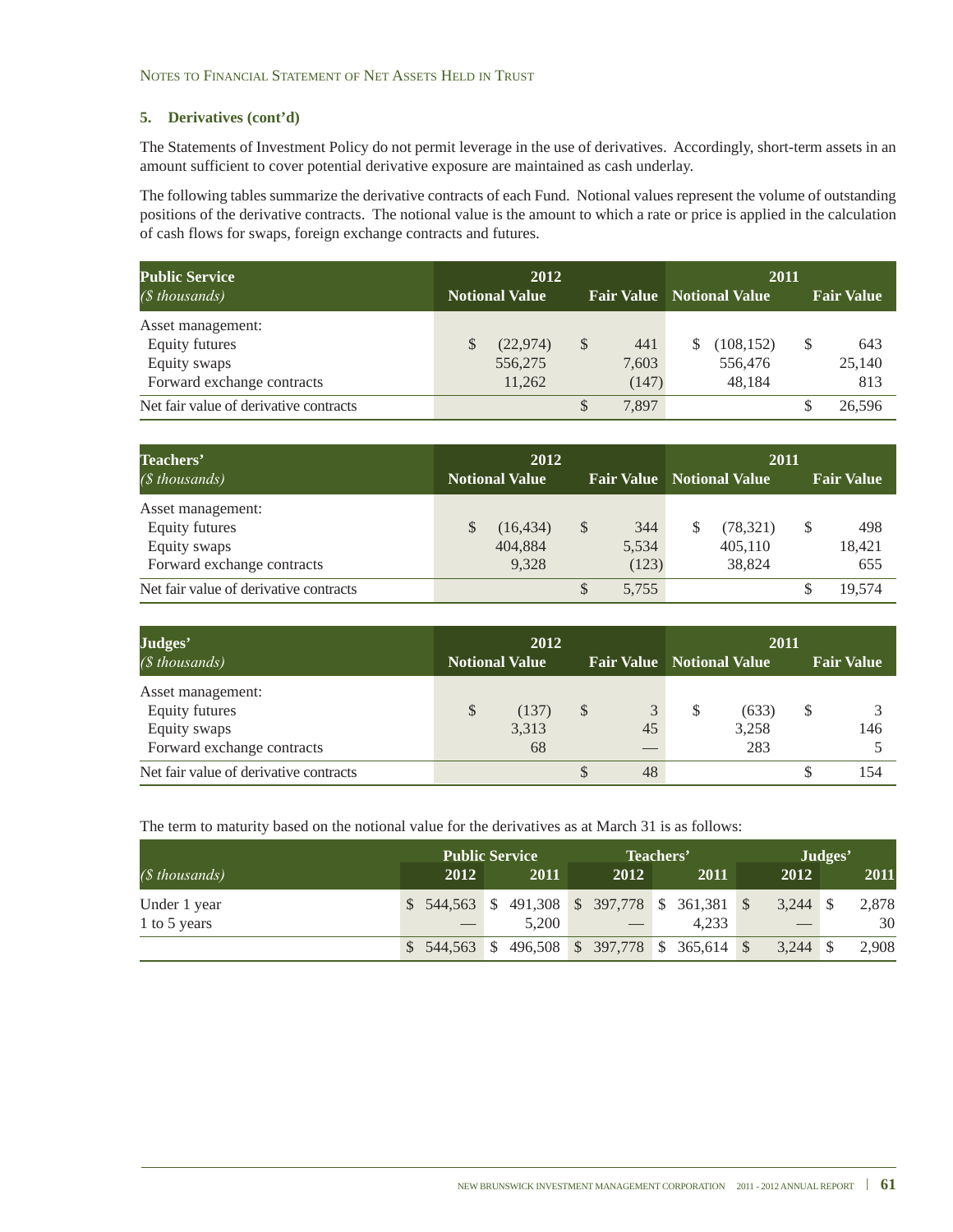### 5. Derivatives (cont'd)

The Statements of Investment Policy do not permit leverage in the use of derivatives. Accordingly, short-term assets in an amount sufficient to cover potential derivative exposure are maintained as cash underlay.

The following tables summarize the derivative contracts of each Fund. Notional values represent the volume of outstanding positions of the derivative contracts. The notional value is the amount to which a rate or price is applied in the calculation of cash flows for swaps, foreign exchange contracts and futures.

| **Public Service** *($ thousands)* | **2012** Notional Value | Fair Value | **2011** Notional Value | Fair Value |
|---|---|---|---|---|
| Asset management: | | | | |
| Equity futures | $ (22,974) | $ 441 | $ (108,152) | $ 643 |
| Equity swaps | 556,275 | 7,603 | 556,476 | 25,140 |
| Forward exchange contracts | 11,262 | (147) | 48,184 | 813 |
| Net fair value of derivative contracts | | $ 7,897 | | $ 26,596 |

| **Teachers'** *($ thousands)* | **2012** Notional Value | Fair Value | **2011** Notional Value | Fair Value |
|---|---|---|---|---|
| Asset management: | | | | |
| Equity futures | $ (16,434) | $ 344 | $ (78,321) | $ 498 |
| Equity swaps | 404,884 | 5,534 | 405,110 | 18,421 |
| Forward exchange contracts | 9,328 | (123) | 38,824 | 655 |
| Net fair value of derivative contracts | | $ 5,755 | | $ 19,574 |

| **Judges'** *($ thousands)* | **2012** Notional Value | Fair Value | **2011** Notional Value | Fair Value |
|---|---|---|---|---|
| Asset management: | | | | |
| Equity futures | $ (137) | $ 3 | $ (633) | $ 3 |
| Equity swaps | 3,313 | 45 | 3,258 | 146 |
| Forward exchange contracts | 68 | — | 283 | 5 |
| Net fair value of derivative contracts | | $ 48 | | $ 154 |

The term to maturity based on the notional value for the derivatives as at March 31 is as follows:

| *($ thousands)* | **Public Service** 2012 | 2011 | **Teachers'** 2012 | 2011 | **Judges'** 2012 | 2011 |
|---|---|---|---|---|---|---|
| Under 1 year | $ 544,563 | $ 491,308 | $ 397,778 | $ 361,381 | $ 3,244 | $ 2,878 |
| 1 to 5 years | — | 5,200 | — | 4,233 | — | 30 |
| | $ 544,563 | $ 496,508 | $ 397,778 | $ 365,614 | $ 3,244 | $ 2,908 |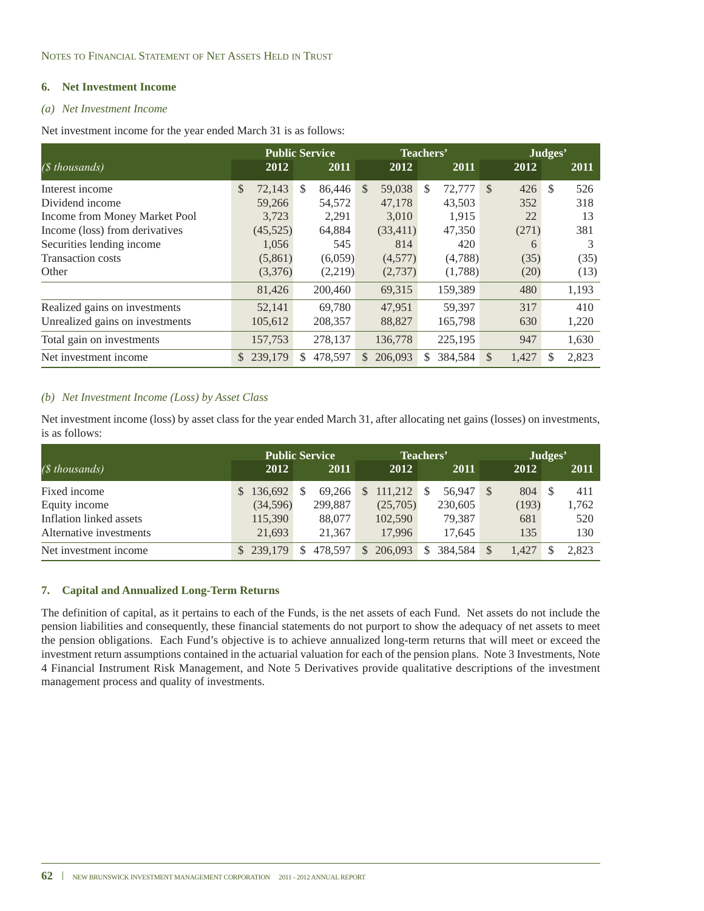## 6. Net Investment Income

### *(a) Net Investment Income*

Net investment income for the year ended March 31 is as follows:

| *($ thousands)* | Public Service 2012 | Public Service 2011 | Teachers' 2012 | Teachers' 2011 | Judges' 2012 | Judges' 2011 |
|---|---|---|---|---|---|---|
| Interest income | $ 72,143 | $ 86,446 | $ 59,038 | $ 72,777 | $ 426 | $ 526 |
| Dividend income | 59,266 | 54,572 | 47,178 | 43,503 | 352 | 318 |
| Income from Money Market Pool | 3,723 | 2,291 | 3,010 | 1,915 | 22 | 13 |
| Income (loss) from derivatives | (45,525) | 64,884 | (33,411) | 47,350 | (271) | 381 |
| Securities lending income | 1,056 | 545 | 814 | 420 | 6 | 3 |
| Transaction costs | (5,861) | (6,059) | (4,577) | (4,788) | (35) | (35) |
| Other | (3,376) | (2,219) | (2,737) | (1,788) | (20) | (13) |
| | 81,426 | 200,460 | 69,315 | 159,389 | 480 | 1,193 |
| Realized gains on investments | 52,141 | 69,780 | 47,951 | 59,397 | 317 | 410 |
| Unrealized gains on investments | 105,612 | 208,357 | 88,827 | 165,798 | 630 | 1,220 |
| Total gain on investments | 157,753 | 278,137 | 136,778 | 225,195 | 947 | 1,630 |
| Net investment income | $ 239,179 | $ 478,597 | $ 206,093 | $ 384,584 | $ 1,427 | $ 2,823 |

### *(b) Net Investment Income (Loss) by Asset Class*

Net investment income (loss) by asset class for the year ended March 31, after allocating net gains (losses) on investments, is as follows:

| *($ thousands)* | Public Service 2012 | Public Service 2011 | Teachers' 2012 | Teachers' 2011 | Judges' 2012 | Judges' 2011 |
|---|---|---|---|---|---|---|
| Fixed income | $ 136,692 | $ 69,266 | $ 111,212 | $ 56,947 | $ 804 | $ 411 |
| Equity income | (34,596) | 299,887 | (25,705) | 230,605 | (193) | 1,762 |
| Inflation linked assets | 115,390 | 88,077 | 102,590 | 79,387 | 681 | 520 |
| Alternative investments | 21,693 | 21,367 | 17,996 | 17,645 | 135 | 130 |
| Net investment income | $ 239,179 | $ 478,597 | $ 206,093 | $ 384,584 | $ 1,427 | $ 2,823 |

## 7. Capital and Annualized Long-Term Returns

The definition of capital, as it pertains to each of the Funds, is the net assets of each Fund. Net assets do not include the pension liabilities and consequently, these financial statements do not purport to show the adequacy of net assets to meet the pension obligations. Each Fund's objective is to achieve annualized long-term returns that will meet or exceed the investment return assumptions contained in the actuarial valuation for each of the pension plans. Note 3 Investments, Note 4 Financial Instrument Risk Management, and Note 5 Derivatives provide qualitative descriptions of the investment management process and quality of investments.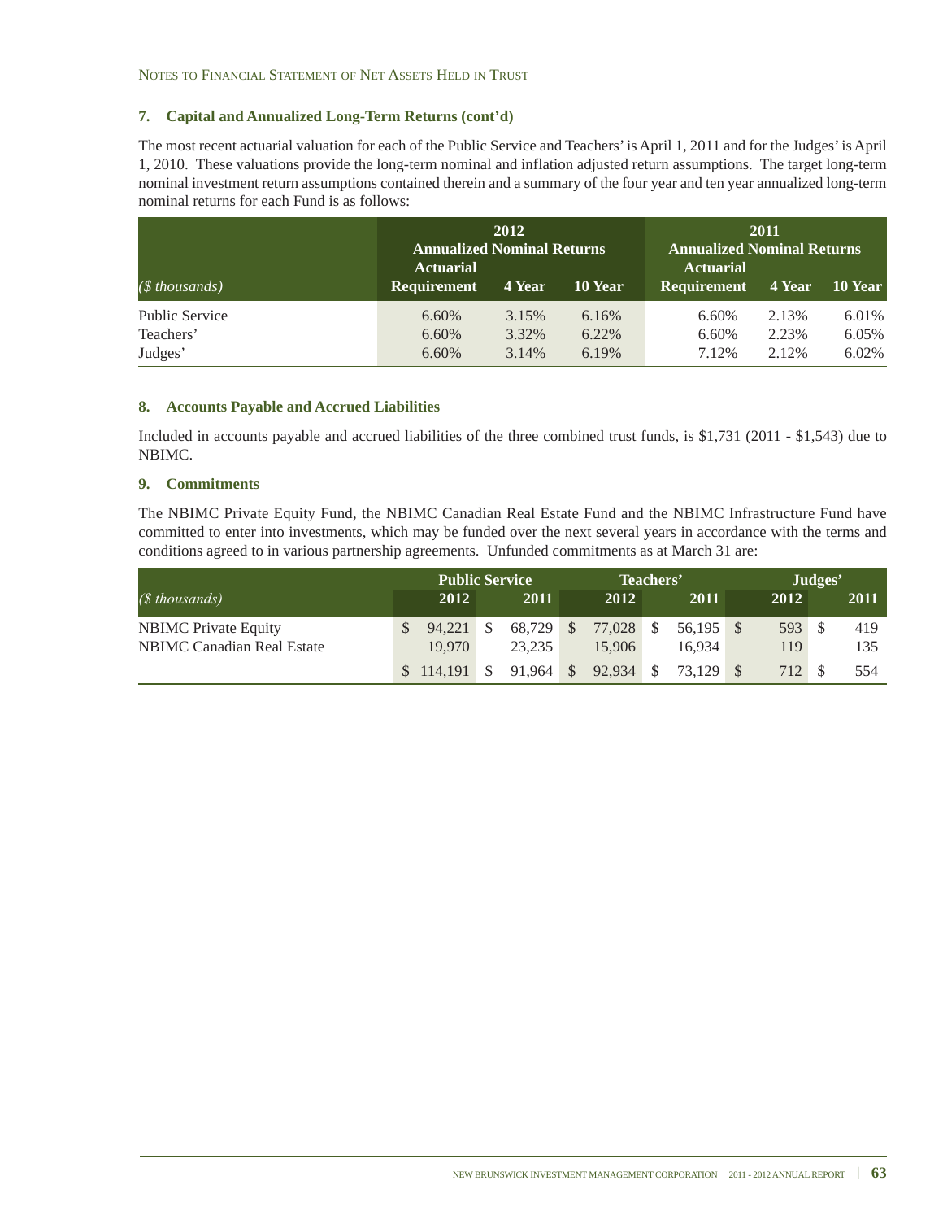## 7. Capital and Annualized Long-Term Returns (cont'd)

The most recent actuarial valuation for each of the Public Service and Teachers' is April 1, 2011 and for the Judges' is April 1, 2010. These valuations provide the long-term nominal and inflation adjusted return assumptions. The target long-term nominal investment return assumptions contained therein and a summary of the four year and ten year annualized long-term nominal returns for each Fund is as follows:

| *($ thousands)* | 2012 Actuarial Requirement | 2012 Annualized Nominal Returns 4 Year | 2012 Annualized Nominal Returns 10 Year | 2011 Actuarial Requirement | 2011 Annualized Nominal Returns 4 Year | 2011 Annualized Nominal Returns 10 Year |
|---|---|---|---|---|---|---|
| Public Service | 6.60% | 3.15% | 6.16% | 6.60% | 2.13% | 6.01% |
| Teachers' | 6.60% | 3.32% | 6.22% | 6.60% | 2.23% | 6.05% |
| Judges' | 6.60% | 3.14% | 6.19% | 7.12% | 2.12% | 6.02% |

## 8. Accounts Payable and Accrued Liabilities

Included in accounts payable and accrued liabilities of the three combined trust funds, is $1,731 (2011 - $1,543) due to NBIMC.

## 9. Commitments

The NBIMC Private Equity Fund, the NBIMC Canadian Real Estate Fund and the NBIMC Infrastructure Fund have committed to enter into investments, which may be funded over the next several years in accordance with the terms and conditions agreed to in various partnership agreements. Unfunded commitments as at March 31 are:

| | Public Service | | Teachers' | | Judges' | |
|---|---|---|---|---|---|---|
| *($ thousands)* | 2012 | 2011 | 2012 | 2011 | 2012 | 2011 |
| NBIMC Private Equity | $ 94,221 | $ 68,729 | $ 77,028 | $ 56,195 | $ 593 | $ 419 |
| NBIMC Canadian Real Estate | 19,970 | 23,235 | 15,906 | 16,934 | 119 | 135 |
| | $ 114,191 | $ 91,964 | $ 92,934 | $ 73,129 | $ 712 | $ 554 |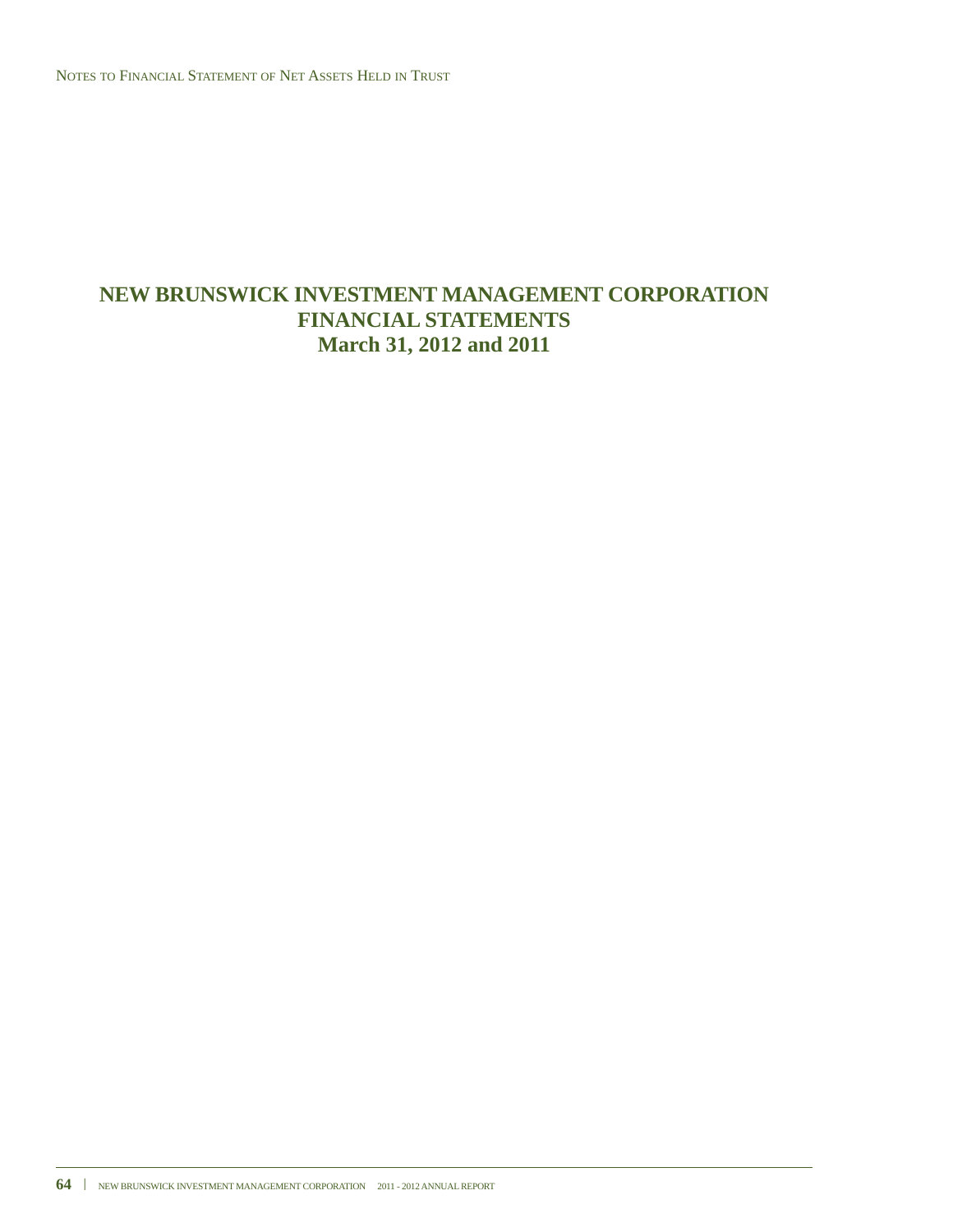# NEW BRUNSWICK INVESTMENT MANAGEMENT CORPORATION
# FINANCIAL STATEMENTS
# March 31, 2012 and 2011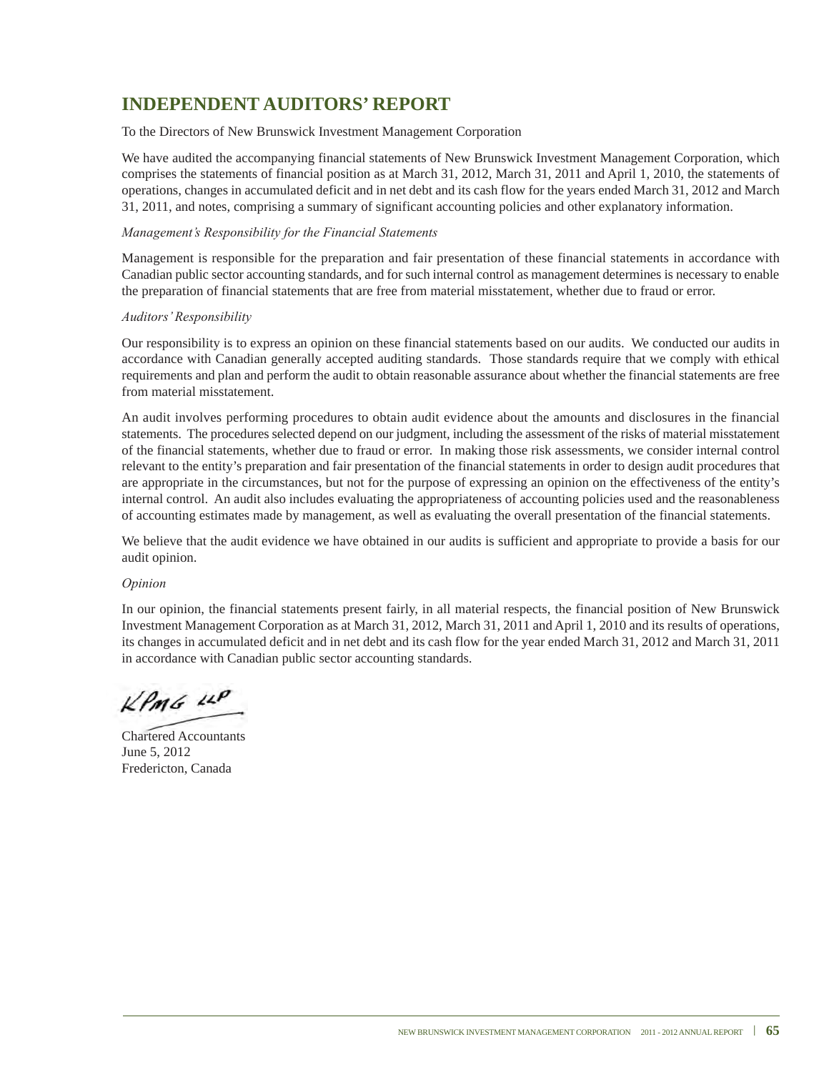# INDEPENDENT AUDITORS' REPORT

To the Directors of New Brunswick Investment Management Corporation

We have audited the accompanying financial statements of New Brunswick Investment Management Corporation, which comprises the statements of financial position as at March 31, 2012, March 31, 2011 and April 1, 2010, the statements of operations, changes in accumulated deficit and in net debt and its cash flow for the years ended March 31, 2012 and March 31, 2011, and notes, comprising a summary of significant accounting policies and other explanatory information.

*Management's Responsibility for the Financial Statements*

Management is responsible for the preparation and fair presentation of these financial statements in accordance with Canadian public sector accounting standards, and for such internal control as management determines is necessary to enable the preparation of financial statements that are free from material misstatement, whether due to fraud or error.

*Auditors' Responsibility*

Our responsibility is to express an opinion on these financial statements based on our audits. We conducted our audits in accordance with Canadian generally accepted auditing standards. Those standards require that we comply with ethical requirements and plan and perform the audit to obtain reasonable assurance about whether the financial statements are free from material misstatement.

An audit involves performing procedures to obtain audit evidence about the amounts and disclosures in the financial statements. The procedures selected depend on our judgment, including the assessment of the risks of material misstatement of the financial statements, whether due to fraud or error. In making those risk assessments, we consider internal control relevant to the entity's preparation and fair presentation of the financial statements in order to design audit procedures that are appropriate in the circumstances, but not for the purpose of expressing an opinion on the effectiveness of the entity's internal control. An audit also includes evaluating the appropriateness of accounting policies used and the reasonableness of accounting estimates made by management, as well as evaluating the overall presentation of the financial statements.

We believe that the audit evidence we have obtained in our audits is sufficient and appropriate to provide a basis for our audit opinion.

*Opinion*

In our opinion, the financial statements present fairly, in all material respects, the financial position of New Brunswick Investment Management Corporation as at March 31, 2012, March 31, 2011 and April 1, 2010 and its results of operations, its changes in accumulated deficit and in net debt and its cash flow for the year ended March 31, 2012 and March 31, 2011 in accordance with Canadian public sector accounting standards.

KPMG LLP

Chartered Accountants
June 5, 2012
Fredericton, Canada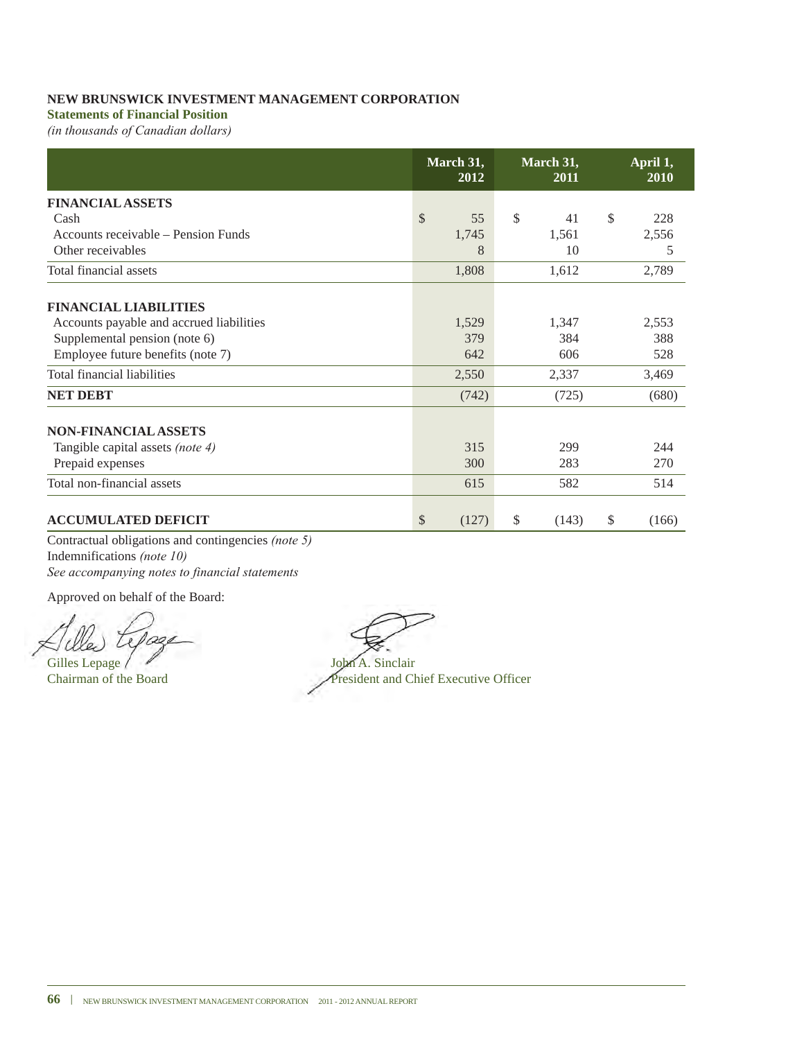**NEW BRUNSWICK INVESTMENT MANAGEMENT CORPORATION**

**Statements of Financial Position**

*(in thousands of Canadian dollars)*

| | March 31, 2012 | March 31, 2011 | April 1, 2010 |
|---|---|---|---|
| **FINANCIAL ASSETS** | | | |
| Cash | $ 55 | $ 41 | $ 228 |
| Accounts receivable – Pension Funds | 1,745 | 1,561 | 2,556 |
| Other receivables | 8 | 10 | 5 |
| Total financial assets | 1,808 | 1,612 | 2,789 |
| **FINANCIAL LIABILITIES** | | | |
| Accounts payable and accrued liabilities | 1,529 | 1,347 | 2,553 |
| Supplemental pension (note 6) | 379 | 384 | 388 |
| Employee future benefits (note 7) | 642 | 606 | 528 |
| Total financial liabilities | 2,550 | 2,337 | 3,469 |
| **NET DEBT** | (742) | (725) | (680) |
| **NON-FINANCIAL ASSETS** | | | |
| Tangible capital assets *(note 4)* | 315 | 299 | 244 |
| Prepaid expenses | 300 | 283 | 270 |
| Total non-financial assets | 615 | 582 | 514 |
| **ACCUMULATED DEFICIT** | $ (127) | $ (143) | $ (166) |

Contractual obligations and contingencies *(note 5)*

Indemnifications *(note 10)*

*See accompanying notes to financial statements*

Approved on behalf of the Board:

Gilles Lepage
Chairman of the Board

John A. Sinclair
President and Chief Executive Officer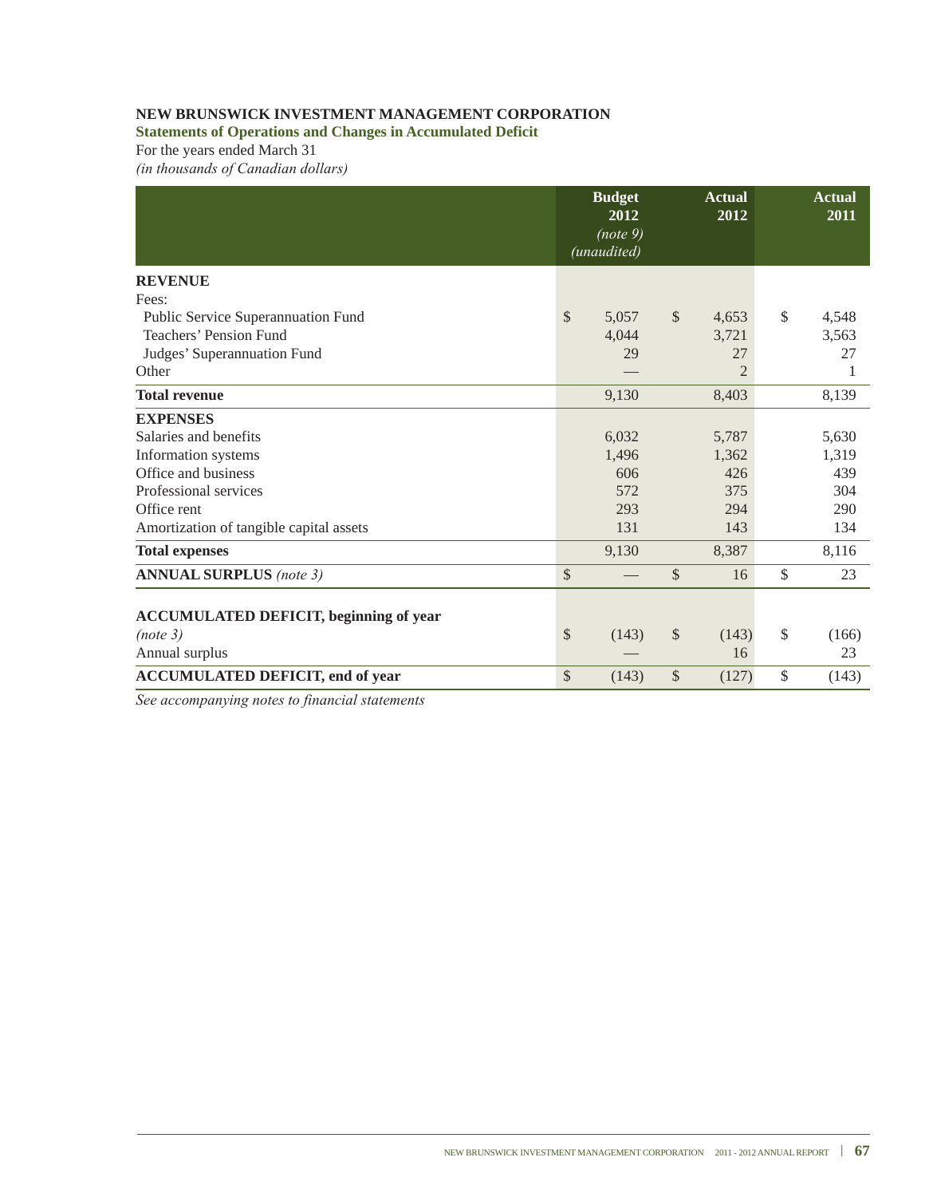**NEW BRUNSWICK INVESTMENT MANAGEMENT CORPORATION**

**Statements of Operations and Changes in Accumulated Deficit**

For the years ended March 31

*(in thousands of Canadian dollars)*

| | Budget 2012 *(note 9)* *(unaudited)* | Actual 2012 | Actual 2011 |
|---|---|---|---|
| **REVENUE** | | | |
| Fees: | | | |
| Public Service Superannuation Fund | $ 5,057 | $ 4,653 | $ 4,548 |
| Teachers' Pension Fund | 4,044 | 3,721 | 3,563 |
| Judges' Superannuation Fund | 29 | 27 | 27 |
| Other | — | 2 | 1 |
| **Total revenue** | 9,130 | 8,403 | 8,139 |
| **EXPENSES** | | | |
| Salaries and benefits | 6,032 | 5,787 | 5,630 |
| Information systems | 1,496 | 1,362 | 1,319 |
| Office and business | 606 | 426 | 439 |
| Professional services | 572 | 375 | 304 |
| Office rent | 293 | 294 | 290 |
| Amortization of tangible capital assets | 131 | 143 | 134 |
| **Total expenses** | 9,130 | 8,387 | 8,116 |
| **ANNUAL SURPLUS** *(note 3)* | $ — | $ 16 | $ 23 |
| | | | |
| **ACCUMULATED DEFICIT, beginning of year** *(note 3)* | $ (143) | $ (143) | $ (166) |
| Annual surplus | — | 16 | 23 |
| **ACCUMULATED DEFICIT, end of year** | $ (143) | $ (127) | $ (143) |

*See accompanying notes to financial statements*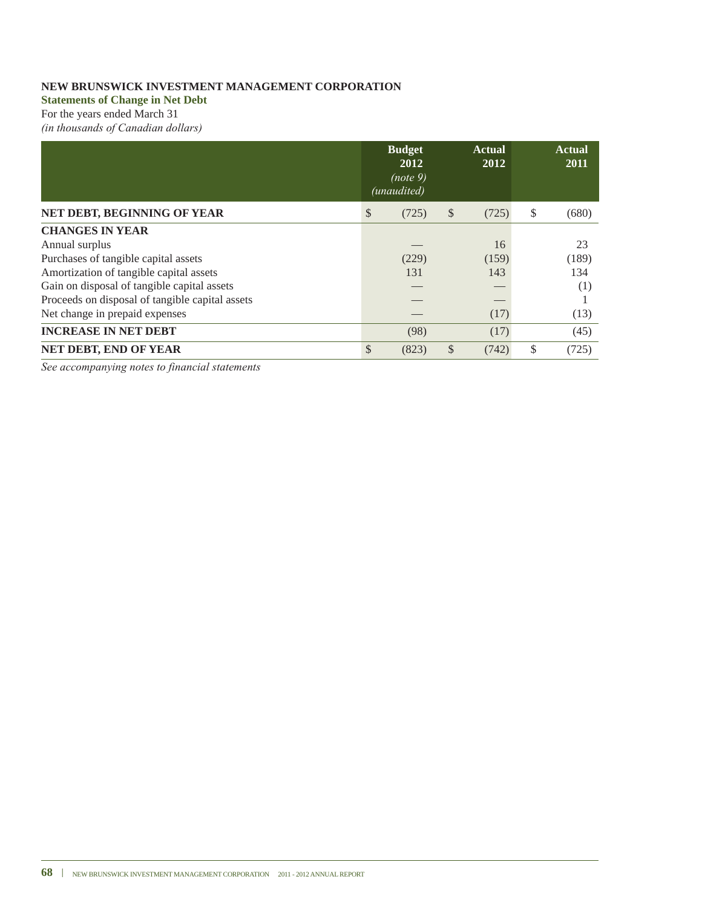**NEW BRUNSWICK INVESTMENT MANAGEMENT CORPORATION**

**Statements of Change in Net Debt**

For the years ended March 31

*(in thousands of Canadian dollars)*

| | Budget 2012 *(note 9)* *(unaudited)* | Actual 2012 | Actual 2011 |
|---|---|---|---|
| **NET DEBT, BEGINNING OF YEAR** | $ (725) | $ (725) | $ (680) |
| **CHANGES IN YEAR** | | | |
| Annual surplus | — | 16 | 23 |
| Purchases of tangible capital assets | (229) | (159) | (189) |
| Amortization of tangible capital assets | 131 | 143 | 134 |
| Gain on disposal of tangible capital assets | — | — | (1) |
| Proceeds on disposal of tangible capital assets | — | — | 1 |
| Net change in prepaid expenses | — | (17) | (13) |
| **INCREASE IN NET DEBT** | (98) | (17) | (45) |
| **NET DEBT, END OF YEAR** | $ (823) | $ (742) | $ (725) |

*See accompanying notes to financial statements*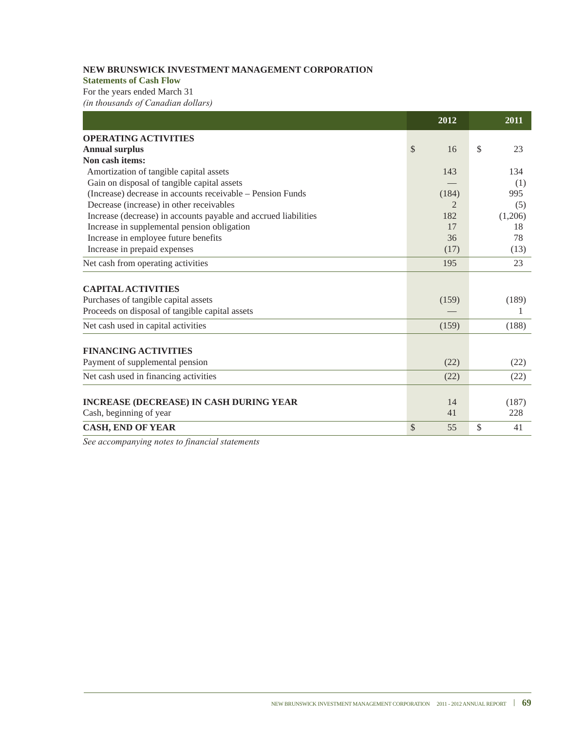**NEW BRUNSWICK INVESTMENT MANAGEMENT CORPORATION**

**Statements of Cash Flow**

For the years ended March 31

*(in thousands of Canadian dollars)*

| | 2012 | 2011 |
|---|---|---|
| **OPERATING ACTIVITIES** | | |
| **Annual surplus** | $ 16 | $ 23 |
| **Non cash items:** | | |
| Amortization of tangible capital assets | 143 | 134 |
| Gain on disposal of tangible capital assets | — | (1) |
| (Increase) decrease in accounts receivable – Pension Funds | (184) | 995 |
| Decrease (increase) in other receivables | 2 | (5) |
| Increase (decrease) in accounts payable and accrued liabilities | 182 | (1,206) |
| Increase in supplemental pension obligation | 17 | 18 |
| Increase in employee future benefits | 36 | 78 |
| Increase in prepaid expenses | (17) | (13) |
| Net cash from operating activities | 195 | 23 |
| | | |
| **CAPITAL ACTIVITIES** | | |
| Purchases of tangible capital assets | (159) | (189) |
| Proceeds on disposal of tangible capital assets | — | 1 |
| Net cash used in capital activities | (159) | (188) |
| | | |
| **FINANCING ACTIVITIES** | | |
| Payment of supplemental pension | (22) | (22) |
| Net cash used in financing activities | (22) | (22) |
| | | |
| **INCREASE (DECREASE) IN CASH DURING YEAR** | 14 | (187) |
| Cash, beginning of year | 41 | 228 |
| **CASH, END OF YEAR** | $ 55 | $ 41 |

*See accompanying notes to financial statements*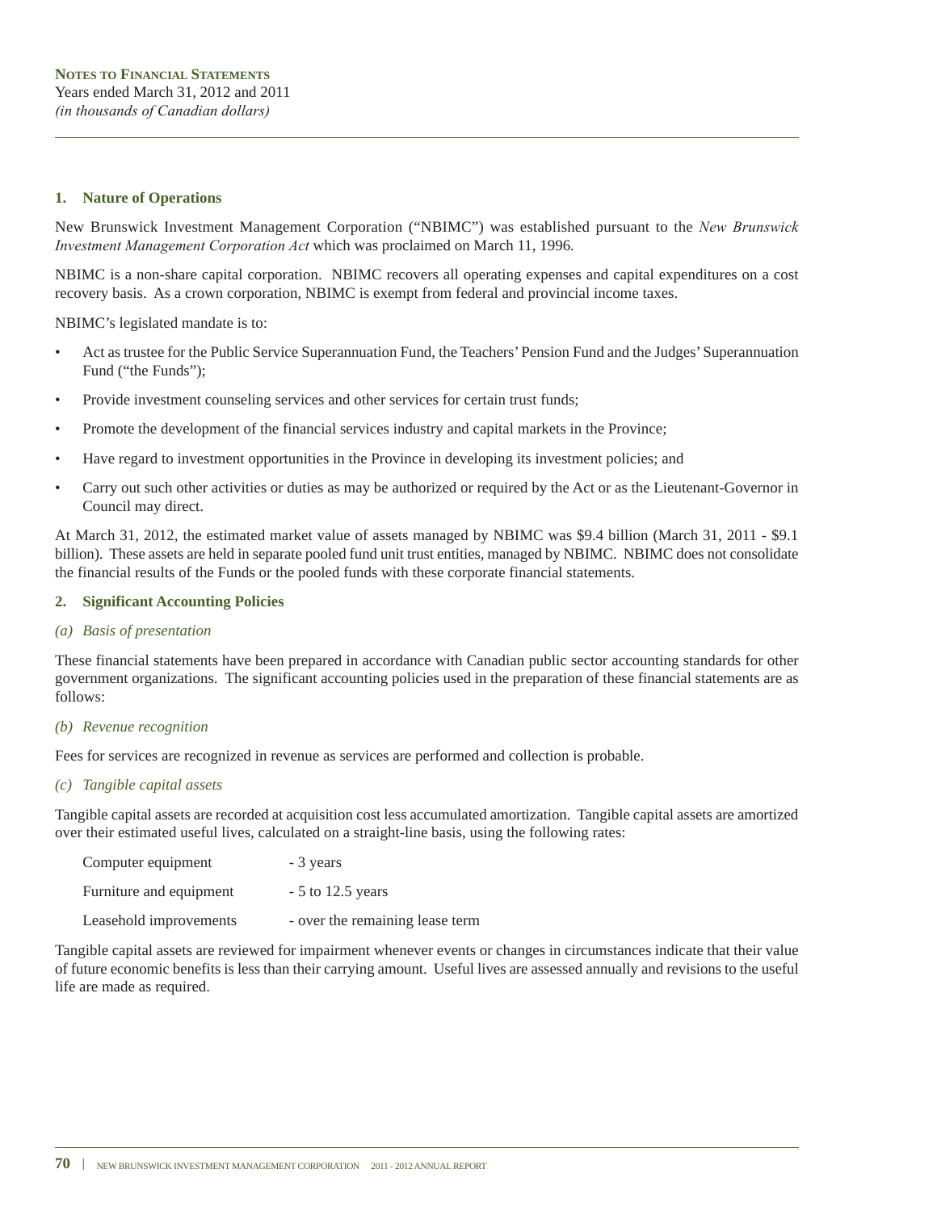**Notes to Financial Statements**
Years ended March 31, 2012 and 2011
*(in thousands of Canadian dollars)*

## 1. Nature of Operations

New Brunswick Investment Management Corporation ("NBIMC") was established pursuant to the *New Brunswick Investment Management Corporation Act* which was proclaimed on March 11, 1996.

NBIMC is a non-share capital corporation. NBIMC recovers all operating expenses and capital expenditures on a cost recovery basis. As a crown corporation, NBIMC is exempt from federal and provincial income taxes.

NBIMC's legislated mandate is to:

- Act as trustee for the Public Service Superannuation Fund, the Teachers' Pension Fund and the Judges' Superannuation Fund ("the Funds");
- Provide investment counseling services and other services for certain trust funds;
- Promote the development of the financial services industry and capital markets in the Province;
- Have regard to investment opportunities in the Province in developing its investment policies; and
- Carry out such other activities or duties as may be authorized or required by the Act or as the Lieutenant-Governor in Council may direct.

At March 31, 2012, the estimated market value of assets managed by NBIMC was $9.4 billion (March 31, 2011 - $9.1 billion). These assets are held in separate pooled fund unit trust entities, managed by NBIMC. NBIMC does not consolidate the financial results of the Funds or the pooled funds with these corporate financial statements.

## 2. Significant Accounting Policies

### *(a) Basis of presentation*

These financial statements have been prepared in accordance with Canadian public sector accounting standards for other government organizations. The significant accounting policies used in the preparation of these financial statements are as follows:

### *(b) Revenue recognition*

Fees for services are recognized in revenue as services are performed and collection is probable.

### *(c) Tangible capital assets*

Tangible capital assets are recorded at acquisition cost less accumulated amortization. Tangible capital assets are amortized over their estimated useful lives, calculated on a straight-line basis, using the following rates:

| | |
|---|---|
| Computer equipment | - 3 years |
| Furniture and equipment | - 5 to 12.5 years |
| Leasehold improvements | - over the remaining lease term |

Tangible capital assets are reviewed for impairment whenever events or changes in circumstances indicate that their value of future economic benefits is less than their carrying amount. Useful lives are assessed annually and revisions to the useful life are made as required.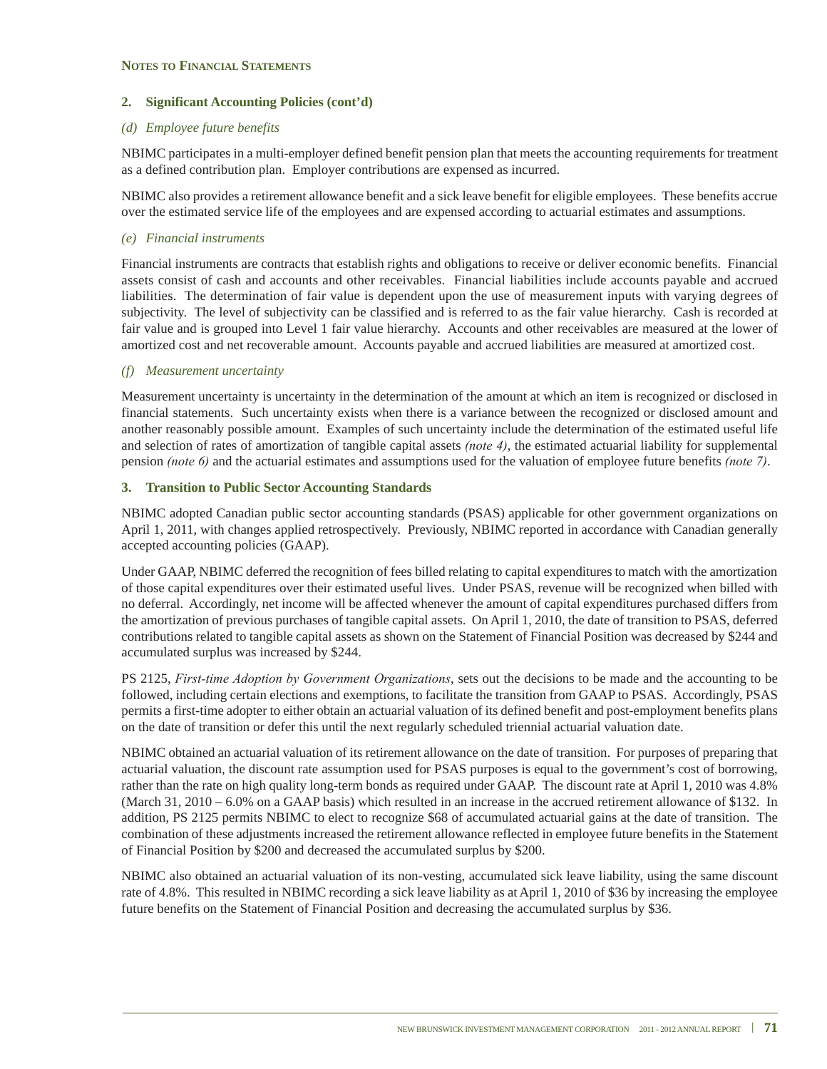**Notes to Financial Statements**

## 2. Significant Accounting Policies (cont'd)

### *(d) Employee future benefits*

NBIMC participates in a multi-employer defined benefit pension plan that meets the accounting requirements for treatment as a defined contribution plan. Employer contributions are expensed as incurred.

NBIMC also provides a retirement allowance benefit and a sick leave benefit for eligible employees. These benefits accrue over the estimated service life of the employees and are expensed according to actuarial estimates and assumptions.

### *(e) Financial instruments*

Financial instruments are contracts that establish rights and obligations to receive or deliver economic benefits. Financial assets consist of cash and accounts and other receivables. Financial liabilities include accounts payable and accrued liabilities. The determination of fair value is dependent upon the use of measurement inputs with varying degrees of subjectivity. The level of subjectivity can be classified and is referred to as the fair value hierarchy. Cash is recorded at fair value and is grouped into Level 1 fair value hierarchy. Accounts and other receivables are measured at the lower of amortized cost and net recoverable amount. Accounts payable and accrued liabilities are measured at amortized cost.

### *(f) Measurement uncertainty*

Measurement uncertainty is uncertainty in the determination of the amount at which an item is recognized or disclosed in financial statements. Such uncertainty exists when there is a variance between the recognized or disclosed amount and another reasonably possible amount. Examples of such uncertainty include the determination of the estimated useful life and selection of rates of amortization of tangible capital assets *(note 4)*, the estimated actuarial liability for supplemental pension *(note 6)* and the actuarial estimates and assumptions used for the valuation of employee future benefits *(note 7)*.

## 3. Transition to Public Sector Accounting Standards

NBIMC adopted Canadian public sector accounting standards (PSAS) applicable for other government organizations on April 1, 2011, with changes applied retrospectively. Previously, NBIMC reported in accordance with Canadian generally accepted accounting policies (GAAP).

Under GAAP, NBIMC deferred the recognition of fees billed relating to capital expenditures to match with the amortization of those capital expenditures over their estimated useful lives. Under PSAS, revenue will be recognized when billed with no deferral. Accordingly, net income will be affected whenever the amount of capital expenditures purchased differs from the amortization of previous purchases of tangible capital assets. On April 1, 2010, the date of transition to PSAS, deferred contributions related to tangible capital assets as shown on the Statement of Financial Position was decreased by $244 and accumulated surplus was increased by $244.

PS 2125, *First-time Adoption by Government Organizations*, sets out the decisions to be made and the accounting to be followed, including certain elections and exemptions, to facilitate the transition from GAAP to PSAS. Accordingly, PSAS permits a first-time adopter to either obtain an actuarial valuation of its defined benefit and post-employment benefits plans on the date of transition or defer this until the next regularly scheduled triennial actuarial valuation date.

NBIMC obtained an actuarial valuation of its retirement allowance on the date of transition. For purposes of preparing that actuarial valuation, the discount rate assumption used for PSAS purposes is equal to the government's cost of borrowing, rather than the rate on high quality long-term bonds as required under GAAP. The discount rate at April 1, 2010 was 4.8% (March 31, 2010 – 6.0% on a GAAP basis) which resulted in an increase in the accrued retirement allowance of $132. In addition, PS 2125 permits NBIMC to elect to recognize $68 of accumulated actuarial gains at the date of transition. The combination of these adjustments increased the retirement allowance reflected in employee future benefits in the Statement of Financial Position by $200 and decreased the accumulated surplus by $200.

NBIMC also obtained an actuarial valuation of its non-vesting, accumulated sick leave liability, using the same discount rate of 4.8%. This resulted in NBIMC recording a sick leave liability as at April 1, 2010 of $36 by increasing the employee future benefits on the Statement of Financial Position and decreasing the accumulated surplus by $36.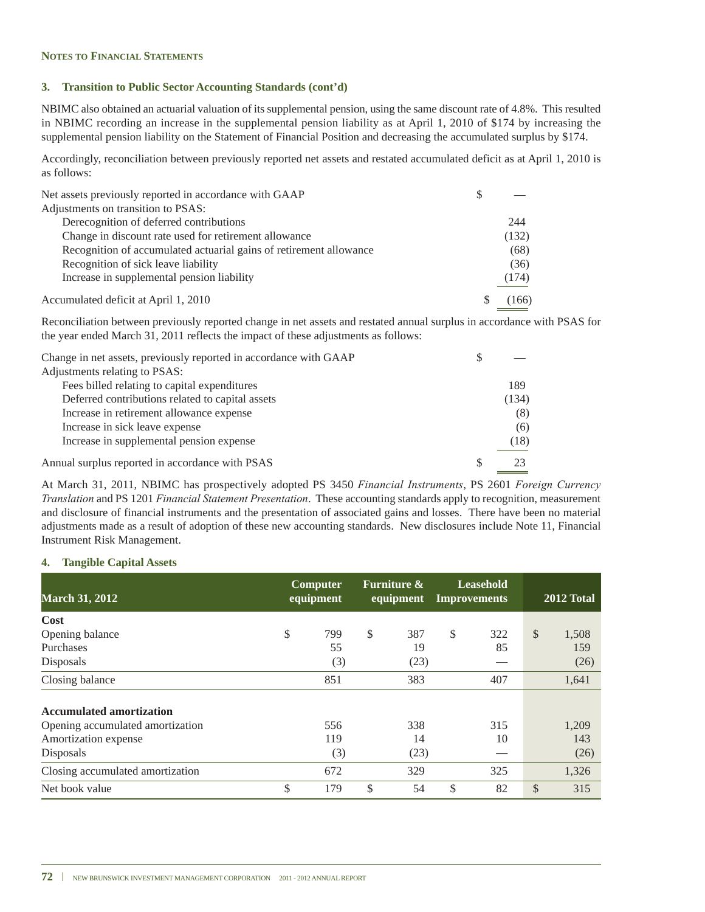### 3. Transition to Public Sector Accounting Standards (cont'd)

NBIMC also obtained an actuarial valuation of its supplemental pension, using the same discount rate of 4.8%. This resulted in NBIMC recording an increase in the supplemental pension liability as at April 1, 2010 of $174 by increasing the supplemental pension liability on the Statement of Financial Position and decreasing the accumulated surplus by $174.

Accordingly, reconciliation between previously reported net assets and restated accumulated deficit as at April 1, 2010 is as follows:

| | |
|---|---|
| Net assets previously reported in accordance with GAAP | $ — |
| Adjustments on transition to PSAS: | |
| Derecognition of deferred contributions | 244 |
| Change in discount rate used for retirement allowance | (132) |
| Recognition of accumulated actuarial gains of retirement allowance | (68) |
| Recognition of sick leave liability | (36) |
| Increase in supplemental pension liability | (174) |
| Accumulated deficit at April 1, 2010 | $ (166) |

Reconciliation between previously reported change in net assets and restated annual surplus in accordance with PSAS for the year ended March 31, 2011 reflects the impact of these adjustments as follows:

| | |
|---|---|
| Change in net assets, previously reported in accordance with GAAP | $ — |
| Adjustments relating to PSAS: | |
| Fees billed relating to capital expenditures | 189 |
| Deferred contributions related to capital assets | (134) |
| Increase in retirement allowance expense | (8) |
| Increase in sick leave expense | (6) |
| Increase in supplemental pension expense | (18) |
| Annual surplus reported in accordance with PSAS | $ 23 |

At March 31, 2011, NBIMC has prospectively adopted PS 3450 *Financial Instruments*, PS 2601 *Foreign Currency Translation* and PS 1201 *Financial Statement Presentation*. These accounting standards apply to recognition, measurement and disclosure of financial instruments and the presentation of associated gains and losses. There have been no material adjustments made as a result of adoption of these new accounting standards. New disclosures include Note 11, Financial Instrument Risk Management.

### 4. Tangible Capital Assets

| March 31, 2012 | Computer equipment | Furniture & equipment | Leasehold Improvements | 2012 Total |
|---|---|---|---|---|
| **Cost** | | | | |
| Opening balance | $ 799 | $ 387 | $ 322 | $ 1,508 |
| Purchases | 55 | 19 | 85 | 159 |
| Disposals | (3) | (23) | — | (26) |
| Closing balance | 851 | 383 | 407 | 1,641 |
| **Accumulated amortization** | | | | |
| Opening accumulated amortization | 556 | 338 | 315 | 1,209 |
| Amortization expense | 119 | 14 | 10 | 143 |
| Disposals | (3) | (23) | — | (26) |
| Closing accumulated amortization | 672 | 329 | 325 | 1,326 |
| Net book value | $ 179 | $ 54 | $ 82 | $ 315 |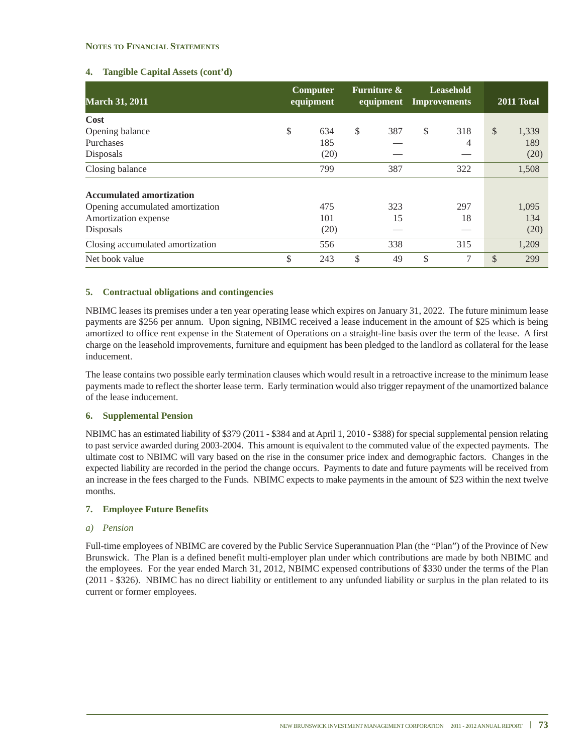**Notes to Financial Statements**

**4. Tangible Capital Assets (cont'd)**

| March 31, 2011 | Computer equipment | Furniture & equipment | Leasehold Improvements | 2011 Total |
|---|---|---|---|---|
| **Cost** | | | | |
| Opening balance | $ 634 | $ 387 | $ 318 | $ 1,339 |
| Purchases | 185 | — | 4 | 189 |
| Disposals | (20) | — | — | (20) |
| Closing balance | 799 | 387 | 322 | 1,508 |
| **Accumulated amortization** | | | | |
| Opening accumulated amortization | 475 | 323 | 297 | 1,095 |
| Amortization expense | 101 | 15 | 18 | 134 |
| Disposals | (20) | — | — | (20) |
| Closing accumulated amortization | 556 | 338 | 315 | 1,209 |
| Net book value | $ 243 | $ 49 | $ 7 | $ 299 |

**5. Contractual obligations and contingencies**

NBIMC leases its premises under a ten year operating lease which expires on January 31, 2022. The future minimum lease payments are $256 per annum. Upon signing, NBIMC received a lease inducement in the amount of $25 which is being amortized to office rent expense in the Statement of Operations on a straight-line basis over the term of the lease. A first charge on the leasehold improvements, furniture and equipment has been pledged to the landlord as collateral for the lease inducement.

The lease contains two possible early termination clauses which would result in a retroactive increase to the minimum lease payments made to reflect the shorter lease term. Early termination would also trigger repayment of the unamortized balance of the lease inducement.

**6. Supplemental Pension**

NBIMC has an estimated liability of $379 (2011 - $384 and at April 1, 2010 - $388) for special supplemental pension relating to past service awarded during 2003-2004. This amount is equivalent to the commuted value of the expected payments. The ultimate cost to NBIMC will vary based on the rise in the consumer price index and demographic factors. Changes in the expected liability are recorded in the period the change occurs. Payments to date and future payments will be received from an increase in the fees charged to the Funds. NBIMC expects to make payments in the amount of $23 within the next twelve months.

**7. Employee Future Benefits**

*a) Pension*

Full-time employees of NBIMC are covered by the Public Service Superannuation Plan (the "Plan") of the Province of New Brunswick. The Plan is a defined benefit multi-employer plan under which contributions are made by both NBIMC and the employees. For the year ended March 31, 2012, NBIMC expensed contributions of $330 under the terms of the Plan (2011 - $326). NBIMC has no direct liability or entitlement to any unfunded liability or surplus in the plan related to its current or former employees.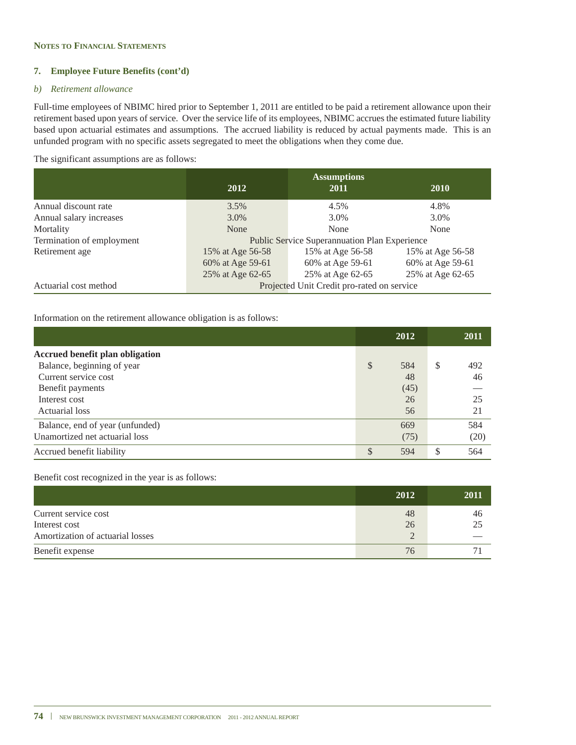**NOTES TO FINANCIAL STATEMENTS**

## 7. Employee Future Benefits (cont'd)

### *b) Retirement allowance*

Full-time employees of NBIMC hired prior to September 1, 2011 are entitled to be paid a retirement allowance upon their retirement based upon years of service. Over the service life of its employees, NBIMC accrues the estimated future liability based upon actuarial estimates and assumptions. The accrued liability is reduced by actual payments made. This is an unfunded program with no specific assets segregated to meet the obligations when they come due.

The significant assumptions are as follows:

| | Assumptions | | |
|---|---|---|---|
| | 2012 | 2011 | 2010 |
| Annual discount rate | 3.5% | 4.5% | 4.8% |
| Annual salary increases | 3.0% | 3.0% | 3.0% |
| Mortality | None | None | None |
| Termination of employment | Public Service Superannuation Plan Experience | | |
| Retirement age | 15% at Age 56-58 | 15% at Age 56-58 | 15% at Age 56-58 |
| | 60% at Age 59-61 | 60% at Age 59-61 | 60% at Age 59-61 |
| | 25% at Age 62-65 | 25% at Age 62-65 | 25% at Age 62-65 |
| Actuarial cost method | Projected Unit Credit pro-rated on service | | |

Information on the retirement allowance obligation is as follows:

| | 2012 | 2011 |
|---|---|---|
| **Accrued benefit plan obligation** | | |
| Balance, beginning of year | $ 584 | $ 492 |
| Current service cost | 48 | 46 |
| Benefit payments | (45) | — |
| Interest cost | 26 | 25 |
| Actuarial loss | 56 | 21 |
| Balance, end of year (unfunded) | 669 | 584 |
| Unamortized net actuarial loss | (75) | (20) |
| Accrued benefit liability | $ 594 | $ 564 |

Benefit cost recognized in the year is as follows:

| | 2012 | 2011 |
|---|---|---|
| Current service cost | 48 | 46 |
| Interest cost | 26 | 25 |
| Amortization of actuarial losses | 2 | — |
| Benefit expense | 76 | 71 |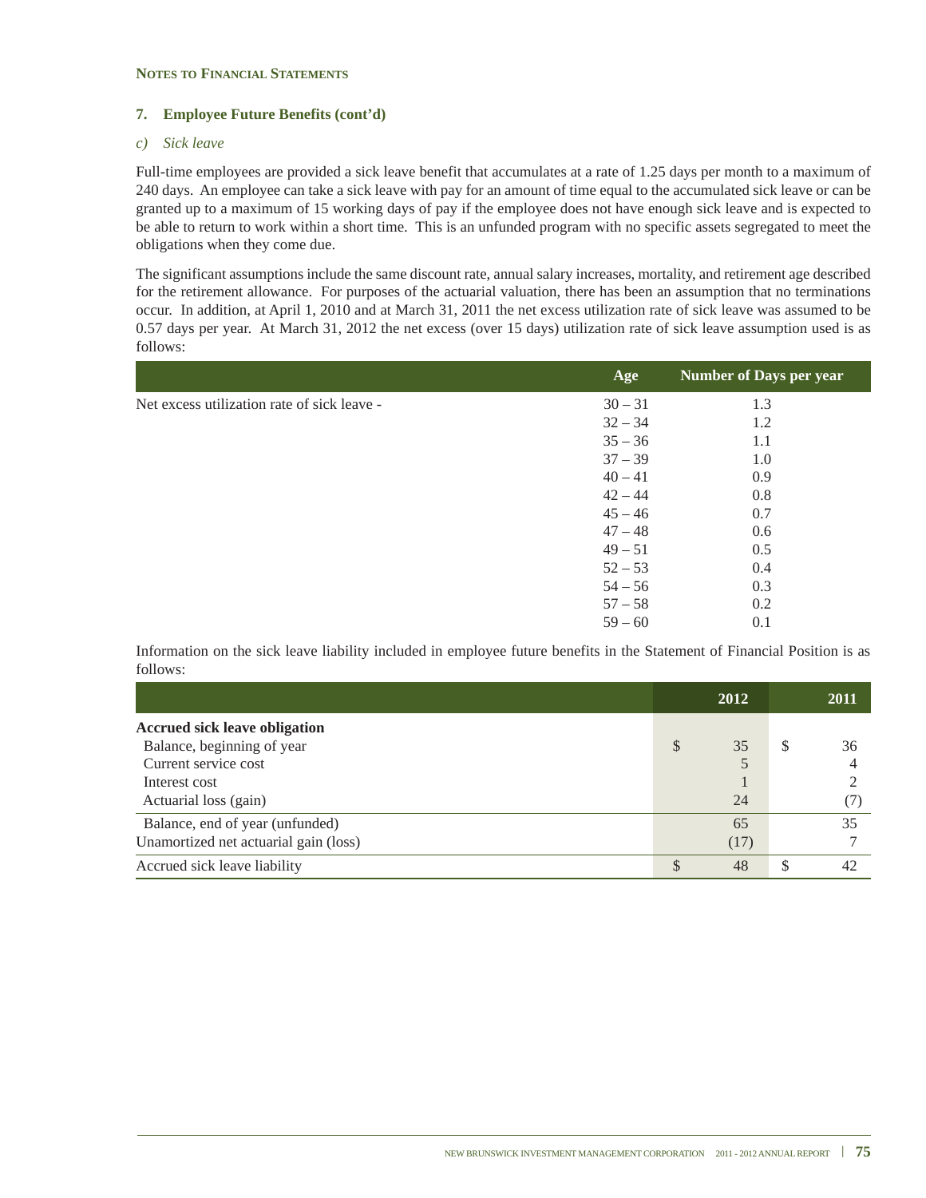**Notes to Financial Statements**

## 7. Employee Future Benefits (cont'd)

### *c) Sick leave*

Full-time employees are provided a sick leave benefit that accumulates at a rate of 1.25 days per month to a maximum of 240 days. An employee can take a sick leave with pay for an amount of time equal to the accumulated sick leave or can be granted up to a maximum of 15 working days of pay if the employee does not have enough sick leave and is expected to be able to return to work within a short time. This is an unfunded program with no specific assets segregated to meet the obligations when they come due.

The significant assumptions include the same discount rate, annual salary increases, mortality, and retirement age described for the retirement allowance. For purposes of the actuarial valuation, there has been an assumption that no terminations occur. In addition, at April 1, 2010 and at March 31, 2011 the net excess utilization rate of sick leave was assumed to be 0.57 days per year. At March 31, 2012 the net excess (over 15 days) utilization rate of sick leave assumption used is as follows:

| | Age | Number of Days per year |
|---|---|---|
| Net excess utilization rate of sick leave - | 30 – 31 | 1.3 |
| | 32 – 34 | 1.2 |
| | 35 – 36 | 1.1 |
| | 37 – 39 | 1.0 |
| | 40 – 41 | 0.9 |
| | 42 – 44 | 0.8 |
| | 45 – 46 | 0.7 |
| | 47 – 48 | 0.6 |
| | 49 – 51 | 0.5 |
| | 52 – 53 | 0.4 |
| | 54 – 56 | 0.3 |
| | 57 – 58 | 0.2 |
| | 59 – 60 | 0.1 |

Information on the sick leave liability included in employee future benefits in the Statement of Financial Position is as follows:

| | 2012 | 2011 |
|---|---|---|
| **Accrued sick leave obligation** | | |
| Balance, beginning of year | $ 35 | $ 36 |
| Current service cost | 5 | 4 |
| Interest cost | 1 | 2 |
| Actuarial loss (gain) | 24 | (7) |
| Balance, end of year (unfunded) | 65 | 35 |
| Unamortized net actuarial gain (loss) | (17) | 7 |
| Accrued sick leave liability | $ 48 | $ 42 |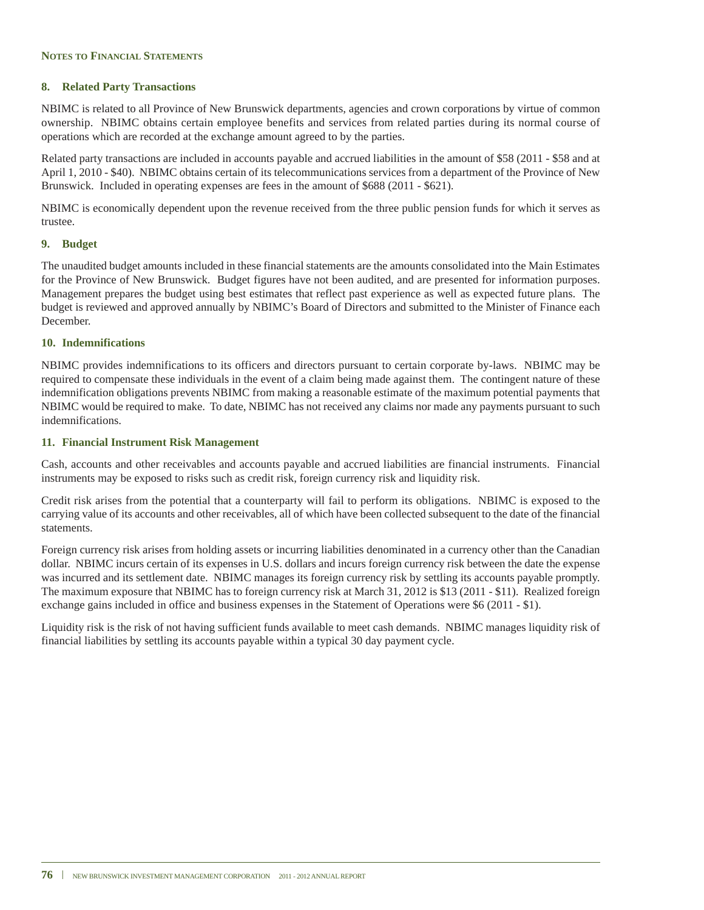**Notes to Financial Statements**

## 8. Related Party Transactions

NBIMC is related to all Province of New Brunswick departments, agencies and crown corporations by virtue of common ownership. NBIMC obtains certain employee benefits and services from related parties during its normal course of operations which are recorded at the exchange amount agreed to by the parties.

Related party transactions are included in accounts payable and accrued liabilities in the amount of $58 (2011 - $58 and at April 1, 2010 - $40). NBIMC obtains certain of its telecommunications services from a department of the Province of New Brunswick. Included in operating expenses are fees in the amount of $688 (2011 - $621).

NBIMC is economically dependent upon the revenue received from the three public pension funds for which it serves as trustee.

## 9. Budget

The unaudited budget amounts included in these financial statements are the amounts consolidated into the Main Estimates for the Province of New Brunswick. Budget figures have not been audited, and are presented for information purposes. Management prepares the budget using best estimates that reflect past experience as well as expected future plans. The budget is reviewed and approved annually by NBIMC's Board of Directors and submitted to the Minister of Finance each December.

## 10. Indemnifications

NBIMC provides indemnifications to its officers and directors pursuant to certain corporate by-laws. NBIMC may be required to compensate these individuals in the event of a claim being made against them. The contingent nature of these indemnification obligations prevents NBIMC from making a reasonable estimate of the maximum potential payments that NBIMC would be required to make. To date, NBIMC has not received any claims nor made any payments pursuant to such indemnifications.

## 11. Financial Instrument Risk Management

Cash, accounts and other receivables and accounts payable and accrued liabilities are financial instruments. Financial instruments may be exposed to risks such as credit risk, foreign currency risk and liquidity risk.

Credit risk arises from the potential that a counterparty will fail to perform its obligations. NBIMC is exposed to the carrying value of its accounts and other receivables, all of which have been collected subsequent to the date of the financial statements.

Foreign currency risk arises from holding assets or incurring liabilities denominated in a currency other than the Canadian dollar. NBIMC incurs certain of its expenses in U.S. dollars and incurs foreign currency risk between the date the expense was incurred and its settlement date. NBIMC manages its foreign currency risk by settling its accounts payable promptly. The maximum exposure that NBIMC has to foreign currency risk at March 31, 2012 is $13 (2011 - $11). Realized foreign exchange gains included in office and business expenses in the Statement of Operations were $6 (2011 - $1).

Liquidity risk is the risk of not having sufficient funds available to meet cash demands. NBIMC manages liquidity risk of financial liabilities by settling its accounts payable within a typical 30 day payment cycle.